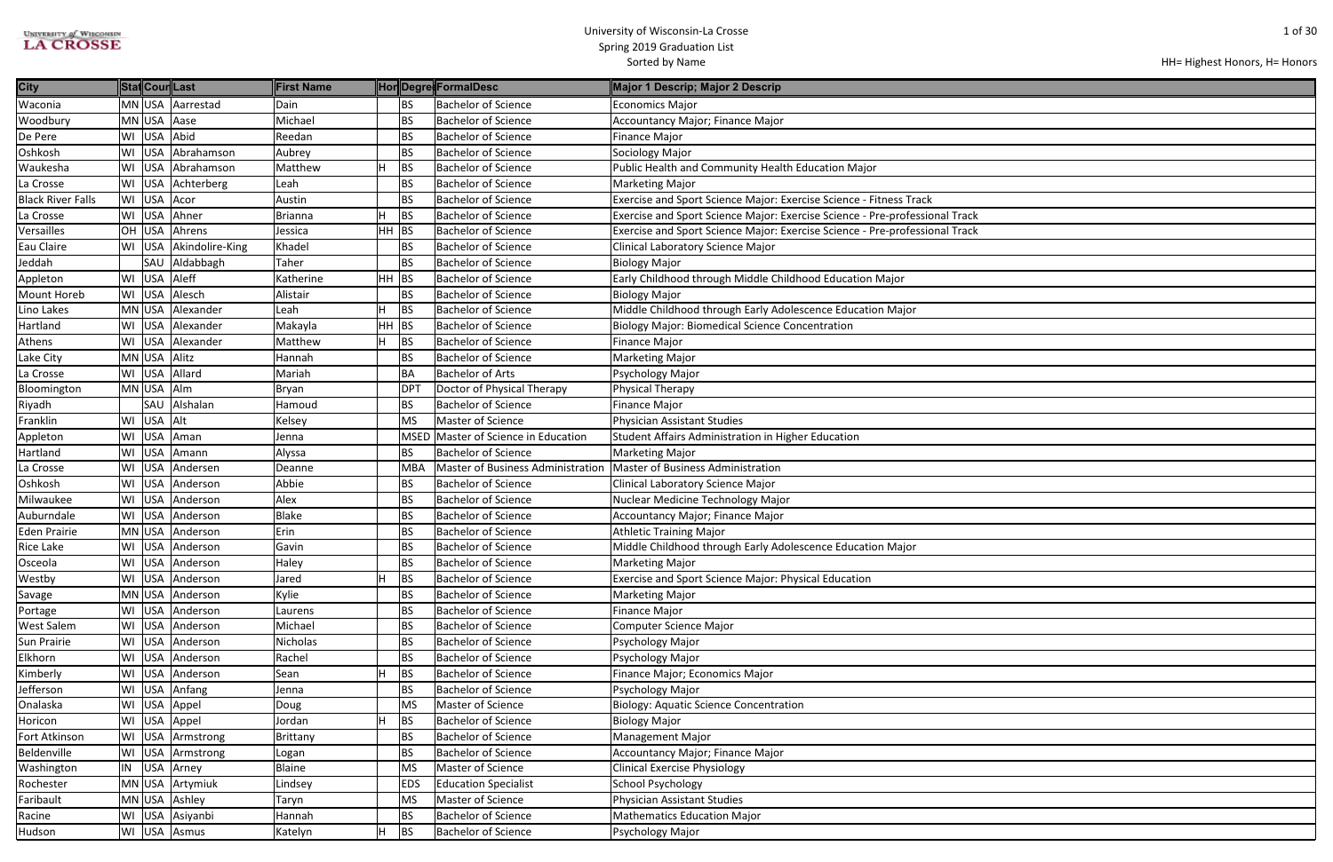# University of Wisconsin-La Crosse
## Spring 2019 Graduation List
Sorted by Name

HH= Highest Honors, H= Honors

| City | State | Country | Last | First Name | Honors | Degree | FormalDesc | Major 1 Descrip; Major 2 Descrip |
|---|---|---|---|---|---|---|---|---|
| Waconia | MN | USA | Aarrestad | Dain | | BS | Bachelor of Science | Economics Major |
| Woodbury | MN | USA | Aase | Michael | | BS | Bachelor of Science | Accountancy Major; Finance Major |
| De Pere | WI | USA | Abid | Reedan | | BS | Bachelor of Science | Finance Major |
| Oshkosh | WI | USA | Abrahamson | Aubrey | | BS | Bachelor of Science | Sociology Major |
| Waukesha | WI | USA | Abrahamson | Matthew | H | BS | Bachelor of Science | Public Health and Community Health Education Major |
| La Crosse | WI | USA | Achterberg | Leah | | BS | Bachelor of Science | Marketing Major |
| Black River Falls | WI | USA | Acor | Austin | | BS | Bachelor of Science | Exercise and Sport Science Major: Exercise Science - Fitness Track |
| La Crosse | WI | USA | Ahner | Brianna | H | BS | Bachelor of Science | Exercise and Sport Science Major: Exercise Science - Pre-professional Track |
| Versailles | OH | USA | Ahrens | Jessica | HH | BS | Bachelor of Science | Exercise and Sport Science Major: Exercise Science - Pre-professional Track |
| Eau Claire | WI | USA | Akindolire-King | Khadel | | BS | Bachelor of Science | Clinical Laboratory Science Major |
| Jeddah | | SAU | Aldabbagh | Taher | | BS | Bachelor of Science | Biology Major |
| Appleton | WI | USA | Aleff | Katherine | HH | BS | Bachelor of Science | Early Childhood through Middle Childhood Education Major |
| Mount Horeb | WI | USA | Alesch | Alistair | | BS | Bachelor of Science | Biology Major |
| Lino Lakes | MN | USA | Alexander | Leah | H | BS | Bachelor of Science | Middle Childhood through Early Adolescence Education Major |
| Hartland | WI | USA | Alexander | Makayla | HH | BS | Bachelor of Science | Biology Major: Biomedical Science Concentration |
| Athens | WI | USA | Alexander | Matthew | H | BS | Bachelor of Science | Finance Major |
| Lake City | MN | USA | Alitz | Hannah | | BS | Bachelor of Science | Marketing Major |
| La Crosse | WI | USA | Allard | Mariah | | BA | Bachelor of Arts | Psychology Major |
| Bloomington | MN | USA | Alm | Bryan | | DPT | Doctor of Physical Therapy | Physical Therapy |
| Riyadh | | SAU | Alshalan | Hamoud | | BS | Bachelor of Science | Finance Major |
| Franklin | WI | USA | Alt | Kelsey | | MS | Master of Science | Physician Assistant Studies |
| Appleton | WI | USA | Aman | Jenna | | MSED | Master of Science in Education | Student Affairs Administration in Higher Education |
| Hartland | WI | USA | Amann | Alyssa | | BS | Bachelor of Science | Marketing Major |
| La Crosse | WI | USA | Andersen | Deanne | | MBA | Master of Business Administration | Master of Business Administration |
| Oshkosh | WI | USA | Anderson | Abbie | | BS | Bachelor of Science | Clinical Laboratory Science Major |
| Milwaukee | WI | USA | Anderson | Alex | | BS | Bachelor of Science | Nuclear Medicine Technology Major |
| Auburndale | WI | USA | Anderson | Blake | | BS | Bachelor of Science | Accountancy Major; Finance Major |
| Eden Prairie | MN | USA | Anderson | Erin | | BS | Bachelor of Science | Athletic Training Major |
| Rice Lake | WI | USA | Anderson | Gavin | | BS | Bachelor of Science | Middle Childhood through Early Adolescence Education Major |
| Osceola | WI | USA | Anderson | Haley | | BS | Bachelor of Science | Marketing Major |
| Westby | WI | USA | Anderson | Jared | H | BS | Bachelor of Science | Exercise and Sport Science Major: Physical Education |
| Savage | MN | USA | Anderson | Kylie | | BS | Bachelor of Science | Marketing Major |
| Portage | WI | USA | Anderson | Laurens | | BS | Bachelor of Science | Finance Major |
| West Salem | WI | USA | Anderson | Michael | | BS | Bachelor of Science | Computer Science Major |
| Sun Prairie | WI | USA | Anderson | Nicholas | | BS | Bachelor of Science | Psychology Major |
| Elkhorn | WI | USA | Anderson | Rachel | | BS | Bachelor of Science | Psychology Major |
| Kimberly | WI | USA | Anderson | Sean | H | BS | Bachelor of Science | Finance Major; Economics Major |
| Jefferson | WI | USA | Anfang | Jenna | | BS | Bachelor of Science | Psychology Major |
| Onalaska | WI | USA | Appel | Doug | | MS | Master of Science | Biology: Aquatic Science Concentration |
| Horicon | WI | USA | Appel | Jordan | H | BS | Bachelor of Science | Biology Major |
| Fort Atkinson | WI | USA | Armstrong | Brittany | | BS | Bachelor of Science | Management Major |
| Beldenville | WI | USA | Armstrong | Logan | | BS | Bachelor of Science | Accountancy Major; Finance Major |
| Washington | IN | USA | Arney | Blaine | | MS | Master of Science | Clinical Exercise Physiology |
| Rochester | MN | USA | Artymiuk | Lindsey | | EDS | Education Specialist | School Psychology |
| Faribault | MN | USA | Ashley | Taryn | | MS | Master of Science | Physician Assistant Studies |
| Racine | WI | USA | Asiyanbi | Hannah | | BS | Bachelor of Science | Mathematics Education Major |
| Hudson | WI | USA | Asmus | Katelyn | H | BS | Bachelor of Science | Psychology Major |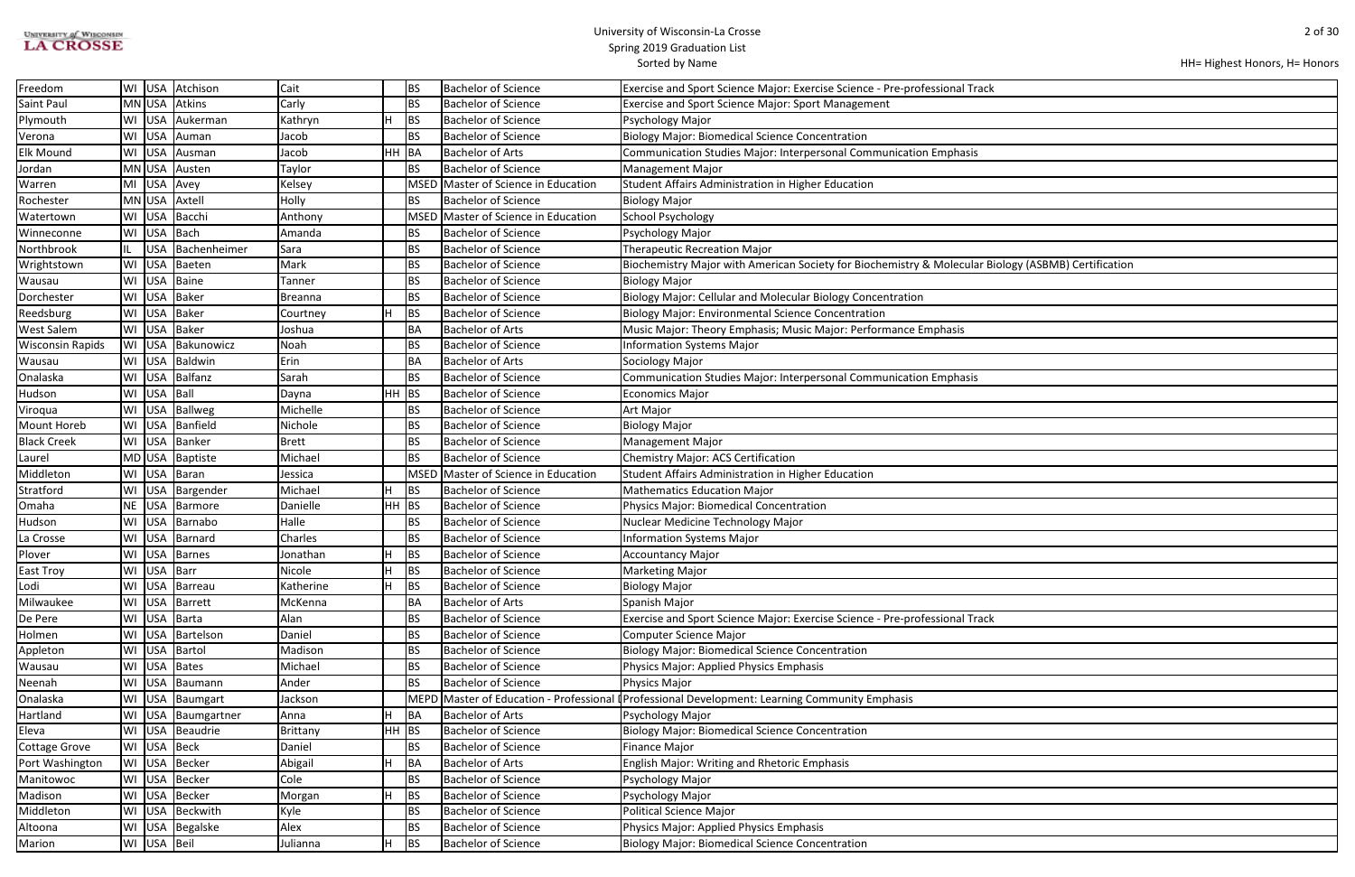| City | State | Country | Last Name | First Name | Honors | Degree | Degree Name | Major |
|---|---|---|---|---|---|---|---|---|
| Freedom | WI | USA | Atchison | Cait | | BS | Bachelor of Science | Exercise and Sport Science Major: Exercise Science - Pre-professional Track |
| Saint Paul | MN | USA | Atkins | Carly | | BS | Bachelor of Science | Exercise and Sport Science Major: Sport Management |
| Plymouth | WI | USA | Aukerman | Kathryn | H | BS | Bachelor of Science | Psychology Major |
| Verona | WI | USA | Auman | Jacob | | BS | Bachelor of Science | Biology Major: Biomedical Science Concentration |
| Elk Mound | WI | USA | Ausman | Jacob | HH | BA | Bachelor of Arts | Communication Studies Major: Interpersonal Communication Emphasis |
| Jordan | MN | USA | Austen | Taylor | | BS | Bachelor of Science | Management Major |
| Warren | MI | USA | Avey | Kelsey | | MSED | Master of Science in Education | Student Affairs Administration in Higher Education |
| Rochester | MN | USA | Axtell | Holly | | BS | Bachelor of Science | Biology Major |
| Watertown | WI | USA | Bacchi | Anthony | | MSED | Master of Science in Education | School Psychology |
| Winneconne | WI | USA | Bach | Amanda | | BS | Bachelor of Science | Psychology Major |
| Northbrook | IL | USA | Bachenheimer | Sara | | BS | Bachelor of Science | Therapeutic Recreation Major |
| Wrightstown | WI | USA | Baeten | Mark | | BS | Bachelor of Science | Biochemistry Major with American Society for Biochemistry & Molecular Biology (ASBMB) Certification |
| Wausau | WI | USA | Baine | Tanner | | BS | Bachelor of Science | Biology Major |
| Dorchester | WI | USA | Baker | Breanna | | BS | Bachelor of Science | Biology Major: Cellular and Molecular Biology Concentration |
| Reedsburg | WI | USA | Baker | Courtney | H | BS | Bachelor of Science | Biology Major: Environmental Science Concentration |
| West Salem | WI | USA | Baker | Joshua | | BA | Bachelor of Arts | Music Major: Theory Emphasis; Music Major: Performance Emphasis |
| Wisconsin Rapids | WI | USA | Bakunowicz | Noah | | BS | Bachelor of Science | Information Systems Major |
| Wausau | WI | USA | Baldwin | Erin | | BA | Bachelor of Arts | Sociology Major |
| Onalaska | WI | USA | Balfanz | Sarah | | BS | Bachelor of Science | Communication Studies Major: Interpersonal Communication Emphasis |
| Hudson | WI | USA | Ball | Dayna | HH | BS | Bachelor of Science | Economics Major |
| Viroqua | WI | USA | Ballweg | Michelle | | BS | Bachelor of Science | Art Major |
| Mount Horeb | WI | USA | Banfield | Nichole | | BS | Bachelor of Science | Biology Major |
| Black Creek | WI | USA | Banker | Brett | | BS | Bachelor of Science | Management Major |
| Laurel | MD | USA | Baptiste | Michael | | BS | Bachelor of Science | Chemistry Major: ACS Certification |
| Middleton | WI | USA | Baran | Jessica | | MSED | Master of Science in Education | Student Affairs Administration in Higher Education |
| Stratford | WI | USA | Bargender | Michael | H | BS | Bachelor of Science | Mathematics Education Major |
| Omaha | NE | USA | Barmore | Danielle | HH | BS | Bachelor of Science | Physics Major: Biomedical Concentration |
| Hudson | WI | USA | Barnabo | Halle | | BS | Bachelor of Science | Nuclear Medicine Technology Major |
| La Crosse | WI | USA | Barnard | Charles | | BS | Bachelor of Science | Information Systems Major |
| Plover | WI | USA | Barnes | Jonathan | H | BS | Bachelor of Science | Accountancy Major |
| East Troy | WI | USA | Barr | Nicole | H | BS | Bachelor of Science | Marketing Major |
| Lodi | WI | USA | Barreau | Katherine | H | BS | Bachelor of Science | Biology Major |
| Milwaukee | WI | USA | Barrett | McKenna | | BA | Bachelor of Arts | Spanish Major |
| De Pere | WI | USA | Barta | Alan | | BS | Bachelor of Science | Exercise and Sport Science Major: Exercise Science - Pre-professional Track |
| Holmen | WI | USA | Bartelson | Daniel | | BS | Bachelor of Science | Computer Science Major |
| Appleton | WI | USA | Bartol | Madison | | BS | Bachelor of Science | Biology Major: Biomedical Science Concentration |
| Wausau | WI | USA | Bates | Michael | | BS | Bachelor of Science | Physics Major: Applied Physics Emphasis |
| Neenah | WI | USA | Baumann | Ander | | BS | Bachelor of Science | Physics Major |
| Onalaska | WI | USA | Baumgart | Jackson | | MEPD | Master of Education - Professional | Professional Development: Learning Community Emphasis |
| Hartland | WI | USA | Baumgartner | Anna | H | BA | Bachelor of Arts | Psychology Major |
| Eleva | WI | USA | Beaudrie | Brittany | HH | BS | Bachelor of Science | Biology Major: Biomedical Science Concentration |
| Cottage Grove | WI | USA | Beck | Daniel | | BS | Bachelor of Science | Finance Major |
| Port Washington | WI | USA | Becker | Abigail | H | BA | Bachelor of Arts | English Major: Writing and Rhetoric Emphasis |
| Manitowoc | WI | USA | Becker | Cole | | BS | Bachelor of Science | Psychology Major |
| Madison | WI | USA | Becker | Morgan | H | BS | Bachelor of Science | Psychology Major |
| Middleton | WI | USA | Beckwith | Kyle | | BS | Bachelor of Science | Political Science Major |
| Altoona | WI | USA | Begalske | Alex | | BS | Bachelor of Science | Physics Major: Applied Physics Emphasis |
| Marion | WI | USA | Beil | Julianna | H | BS | Bachelor of Science | Biology Major: Biomedical Science Concentration |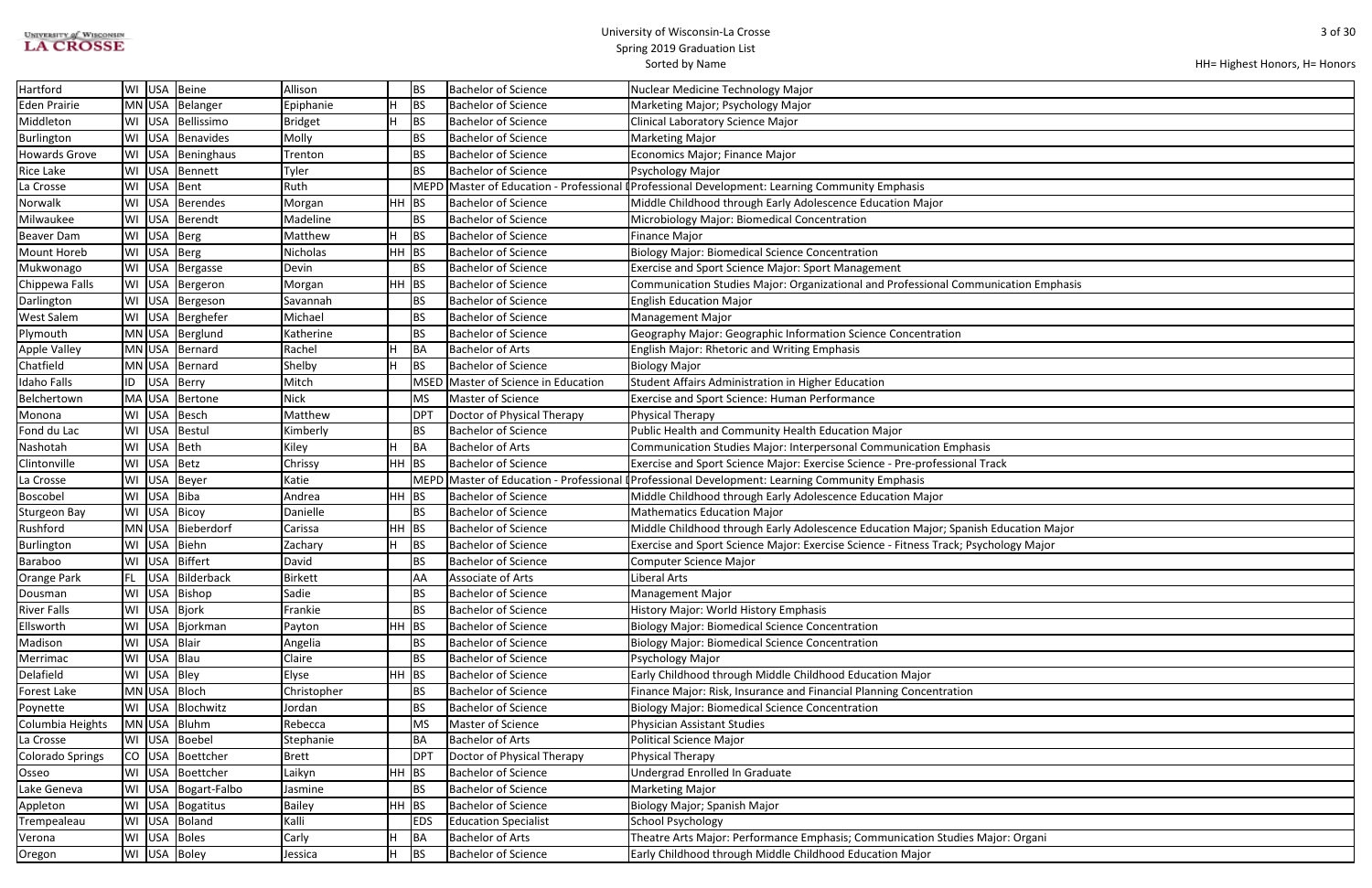| | | | | | | | | |
|---|---|---|---|---|---|---|---|---|
| Hartford | WI | USA | Beine | Allison | | BS | Bachelor of Science | Nuclear Medicine Technology Major |
| Eden Prairie | MN | USA | Belanger | Epiphanie | H | BS | Bachelor of Science | Marketing Major; Psychology Major |
| Middleton | WI | USA | Bellissimo | Bridget | H | BS | Bachelor of Science | Clinical Laboratory Science Major |
| Burlington | WI | USA | Benavides | Molly | | BS | Bachelor of Science | Marketing Major |
| Howards Grove | WI | USA | Beninghaus | Trenton | | BS | Bachelor of Science | Economics Major; Finance Major |
| Rice Lake | WI | USA | Bennett | Tyler | | BS | Bachelor of Science | Psychology Major |
| La Crosse | WI | USA | Bent | Ruth | | MEPD | Master of Education - Professional D | Professional Development: Learning Community Emphasis |
| Norwalk | WI | USA | Berendes | Morgan | HH | BS | Bachelor of Science | Middle Childhood through Early Adolescence Education Major |
| Milwaukee | WI | USA | Berendt | Madeline | | BS | Bachelor of Science | Microbiology Major: Biomedical Concentration |
| Beaver Dam | WI | USA | Berg | Matthew | H | BS | Bachelor of Science | Finance Major |
| Mount Horeb | WI | USA | Berg | Nicholas | HH | BS | Bachelor of Science | Biology Major: Biomedical Science Concentration |
| Mukwonago | WI | USA | Bergasse | Devin | | BS | Bachelor of Science | Exercise and Sport Science Major: Sport Management |
| Chippewa Falls | WI | USA | Bergeron | Morgan | HH | BS | Bachelor of Science | Communication Studies Major: Organizational and Professional Communication Emphasis |
| Darlington | WI | USA | Bergeson | Savannah | | BS | Bachelor of Science | English Education Major |
| West Salem | WI | USA | Berghefer | Michael | | BS | Bachelor of Science | Management Major |
| Plymouth | MN | USA | Berglund | Katherine | | BS | Bachelor of Science | Geography Major: Geographic Information Science Concentration |
| Apple Valley | MN | USA | Bernard | Rachel | H | BA | Bachelor of Arts | English Major: Rhetoric and Writing Emphasis |
| Chatfield | MN | USA | Bernard | Shelby | H | BS | Bachelor of Science | Biology Major |
| Idaho Falls | ID | USA | Berry | Mitch | | MSED | Master of Science in Education | Student Affairs Administration in Higher Education |
| Belchertown | MA | USA | Bertone | Nick | | MS | Master of Science | Exercise and Sport Science: Human Performance |
| Monona | WI | USA | Besch | Matthew | | DPT | Doctor of Physical Therapy | Physical Therapy |
| Fond du Lac | WI | USA | Bestul | Kimberly | | BS | Bachelor of Science | Public Health and Community Health Education Major |
| Nashotah | WI | USA | Beth | Kiley | H | BA | Bachelor of Arts | Communication Studies Major: Interpersonal Communication Emphasis |
| Clintonville | WI | USA | Betz | Chrissy | HH | BS | Bachelor of Science | Exercise and Sport Science Major: Exercise Science - Pre-professional Track |
| La Crosse | WI | USA | Beyer | Katie | | MEPD | Master of Education - Professional D | Professional Development: Learning Community Emphasis |
| Boscobel | WI | USA | Biba | Andrea | HH | BS | Bachelor of Science | Middle Childhood through Early Adolescence Education Major |
| Sturgeon Bay | WI | USA | Bicoy | Danielle | | BS | Bachelor of Science | Mathematics Education Major |
| Rushford | MN | USA | Bieberdorf | Carissa | HH | BS | Bachelor of Science | Middle Childhood through Early Adolescence Education Major; Spanish Education Major |
| Burlington | WI | USA | Biehn | Zachary | H | BS | Bachelor of Science | Exercise and Sport Science Major: Exercise Science - Fitness Track; Psychology Major |
| Baraboo | WI | USA | Biffert | David | | BS | Bachelor of Science | Computer Science Major |
| Orange Park | FL | USA | Bilderback | Birkett | | AA | Associate of Arts | Liberal Arts |
| Dousman | WI | USA | Bishop | Sadie | | BS | Bachelor of Science | Management Major |
| River Falls | WI | USA | Bjork | Frankie | | BS | Bachelor of Science | History Major: World History Emphasis |
| Ellsworth | WI | USA | Bjorkman | Payton | HH | BS | Bachelor of Science | Biology Major: Biomedical Science Concentration |
| Madison | WI | USA | Blair | Angelia | | BS | Bachelor of Science | Biology Major: Biomedical Science Concentration |
| Merrimac | WI | USA | Blau | Claire | | BS | Bachelor of Science | Psychology Major |
| Delafield | WI | USA | Bley | Elyse | HH | BS | Bachelor of Science | Early Childhood through Middle Childhood Education Major |
| Forest Lake | MN | USA | Bloch | Christopher | | BS | Bachelor of Science | Finance Major: Risk, Insurance and Financial Planning Concentration |
| Poynette | WI | USA | Blochwitz | Jordan | | BS | Bachelor of Science | Biology Major: Biomedical Science Concentration |
| Columbia Heights | MN | USA | Bluhm | Rebecca | | MS | Master of Science | Physician Assistant Studies |
| La Crosse | WI | USA | Boebel | Stephanie | | BA | Bachelor of Arts | Political Science Major |
| Colorado Springs | CO | USA | Boettcher | Brett | | DPT | Doctor of Physical Therapy | Physical Therapy |
| Osseo | WI | USA | Boettcher | Laikyn | HH | BS | Bachelor of Science | Undergrad Enrolled In Graduate |
| Lake Geneva | WI | USA | Bogart-Falbo | Jasmine | | BS | Bachelor of Science | Marketing Major |
| Appleton | WI | USA | Bogatitus | Bailey | HH | BS | Bachelor of Science | Biology Major; Spanish Major |
| Trempealeau | WI | USA | Boland | Kalli | | EDS | Education Specialist | School Psychology |
| Verona | WI | USA | Boles | Carly | H | BA | Bachelor of Arts | Theatre Arts Major: Performance Emphasis; Communication Studies Major: Organi |
| Oregon | WI | USA | Boley | Jessica | H | BS | Bachelor of Science | Early Childhood through Middle Childhood Education Major |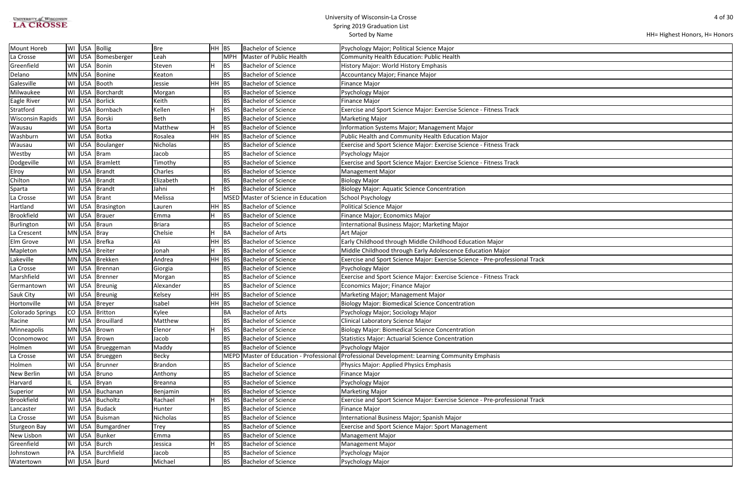HH= Highest Honors, H= Honors

| City | State | Country | Last Name | First Name | Honors | Degree | Degree Name | Major |
|---|---|---|---|---|---|---|---|---|
| Mount Horeb | WI | USA | Bollig | Bre | HH | BS | Bachelor of Science | Psychology Major; Political Science Major |
| La Crosse | WI | USA | Bomesberger | Leah | | MPH | Master of Public Health | Community Health Education: Public Health |
| Greenfield | WI | USA | Bonin | Steven | H | BS | Bachelor of Science | History Major: World History Emphasis |
| Delano | MN | USA | Bonine | Keaton | | BS | Bachelor of Science | Accountancy Major; Finance Major |
| Galesville | WI | USA | Booth | Jessie | HH | BS | Bachelor of Science | Finance Major |
| Milwaukee | WI | USA | Borchardt | Morgan | | BS | Bachelor of Science | Psychology Major |
| Eagle River | WI | USA | Borlick | Keith | | BS | Bachelor of Science | Finance Major |
| Stratford | WI | USA | Bornbach | Kellen | H | BS | Bachelor of Science | Exercise and Sport Science Major: Exercise Science - Fitness Track |
| Wisconsin Rapids | WI | USA | Borski | Beth | | BS | Bachelor of Science | Marketing Major |
| Wausau | WI | USA | Borta | Matthew | H | BS | Bachelor of Science | Information Systems Major; Management Major |
| Washburn | WI | USA | Botka | Rosalea | HH | BS | Bachelor of Science | Public Health and Community Health Education Major |
| Wausau | WI | USA | Boulanger | Nicholas | | BS | Bachelor of Science | Exercise and Sport Science Major: Exercise Science - Fitness Track |
| Westby | WI | USA | Bram | Jacob | | BS | Bachelor of Science | Psychology Major |
| Dodgeville | WI | USA | Bramlett | Timothy | | BS | Bachelor of Science | Exercise and Sport Science Major: Exercise Science - Fitness Track |
| Elroy | WI | USA | Brandt | Charles | | BS | Bachelor of Science | Management Major |
| Chilton | WI | USA | Brandt | Elizabeth | | BS | Bachelor of Science | Biology Major |
| Sparta | WI | USA | Brandt | Jahni | H | BS | Bachelor of Science | Biology Major: Aquatic Science Concentration |
| La Crosse | WI | USA | Brant | Melissa | | MSED | Master of Science in Education | School Psychology |
| Hartland | WI | USA | Brasington | Lauren | HH | BS | Bachelor of Science | Political Science Major |
| Brookfield | WI | USA | Brauer | Emma | H | BS | Bachelor of Science | Finance Major; Economics Major |
| Burlington | WI | USA | Braun | Briara | | BS | Bachelor of Science | International Business Major; Marketing Major |
| La Crescent | MN | USA | Bray | Chelsie | H | BA | Bachelor of Arts | Art Major |
| Elm Grove | WI | USA | Brefka | Ali | HH | BS | Bachelor of Science | Early Childhood through Middle Childhood Education Major |
| Mapleton | MN | USA | Breiter | Jonah | H | BS | Bachelor of Science | Middle Childhood through Early Adolescence Education Major |
| Lakeville | MN | USA | Brekken | Andrea | HH | BS | Bachelor of Science | Exercise and Sport Science Major: Exercise Science - Pre-professional Track |
| La Crosse | WI | USA | Brennan | Giorgia | | BS | Bachelor of Science | Psychology Major |
| Marshfield | WI | USA | Brenner | Morgan | | BS | Bachelor of Science | Exercise and Sport Science Major: Exercise Science - Fitness Track |
| Germantown | WI | USA | Breunig | Alexander | | BS | Bachelor of Science | Economics Major; Finance Major |
| Sauk City | WI | USA | Breunig | Kelsey | HH | BS | Bachelor of Science | Marketing Major; Management Major |
| Hortonville | WI | USA | Breyer | Isabel | HH | BS | Bachelor of Science | Biology Major: Biomedical Science Concentration |
| Colorado Springs | CO | USA | Britton | Kylee | | BA | Bachelor of Arts | Psychology Major; Sociology Major |
| Racine | WI | USA | Brouillard | Matthew | | BS | Bachelor of Science | Clinical Laboratory Science Major |
| Minneapolis | MN | USA | Brown | Elenor | H | BS | Bachelor of Science | Biology Major: Biomedical Science Concentration |
| Oconomowoc | WI | USA | Brown | Jacob | | BS | Bachelor of Science | Statistics Major: Actuarial Science Concentration |
| Holmen | WI | USA | Brueggeman | Maddy | | BS | Bachelor of Science | Psychology Major |
| La Crosse | WI | USA | Brueggen | Becky | | MEPD | Master of Education - Professional | Professional Development: Learning Community Emphasis |
| Holmen | WI | USA | Brunner | Brandon | | BS | Bachelor of Science | Physics Major: Applied Physics Emphasis |
| New Berlin | WI | USA | Bruno | Anthony | | BS | Bachelor of Science | Finance Major |
| Harvard | IL | USA | Bryan | Breanna | | BS | Bachelor of Science | Psychology Major |
| Superior | WI | USA | Buchanan | Benjamin | | BS | Bachelor of Science | Marketing Major |
| Brookfield | WI | USA | Bucholtz | Rachael | H | BS | Bachelor of Science | Exercise and Sport Science Major: Exercise Science - Pre-professional Track |
| Lancaster | WI | USA | Budack | Hunter | | BS | Bachelor of Science | Finance Major |
| La Crosse | WI | USA | Buisman | Nicholas | | BS | Bachelor of Science | International Business Major; Spanish Major |
| Sturgeon Bay | WI | USA | Bumgardner | Trey | | BS | Bachelor of Science | Exercise and Sport Science Major: Sport Management |
| New Lisbon | WI | USA | Bunker | Emma | | BS | Bachelor of Science | Management Major |
| Greenfield | WI | USA | Burch | Jessica | H | BS | Bachelor of Science | Management Major |
| Johnstown | PA | USA | Burchfield | Jacob | | BS | Bachelor of Science | Psychology Major |
| Watertown | WI | USA | Burd | Michael | | BS | Bachelor of Science | Psychology Major |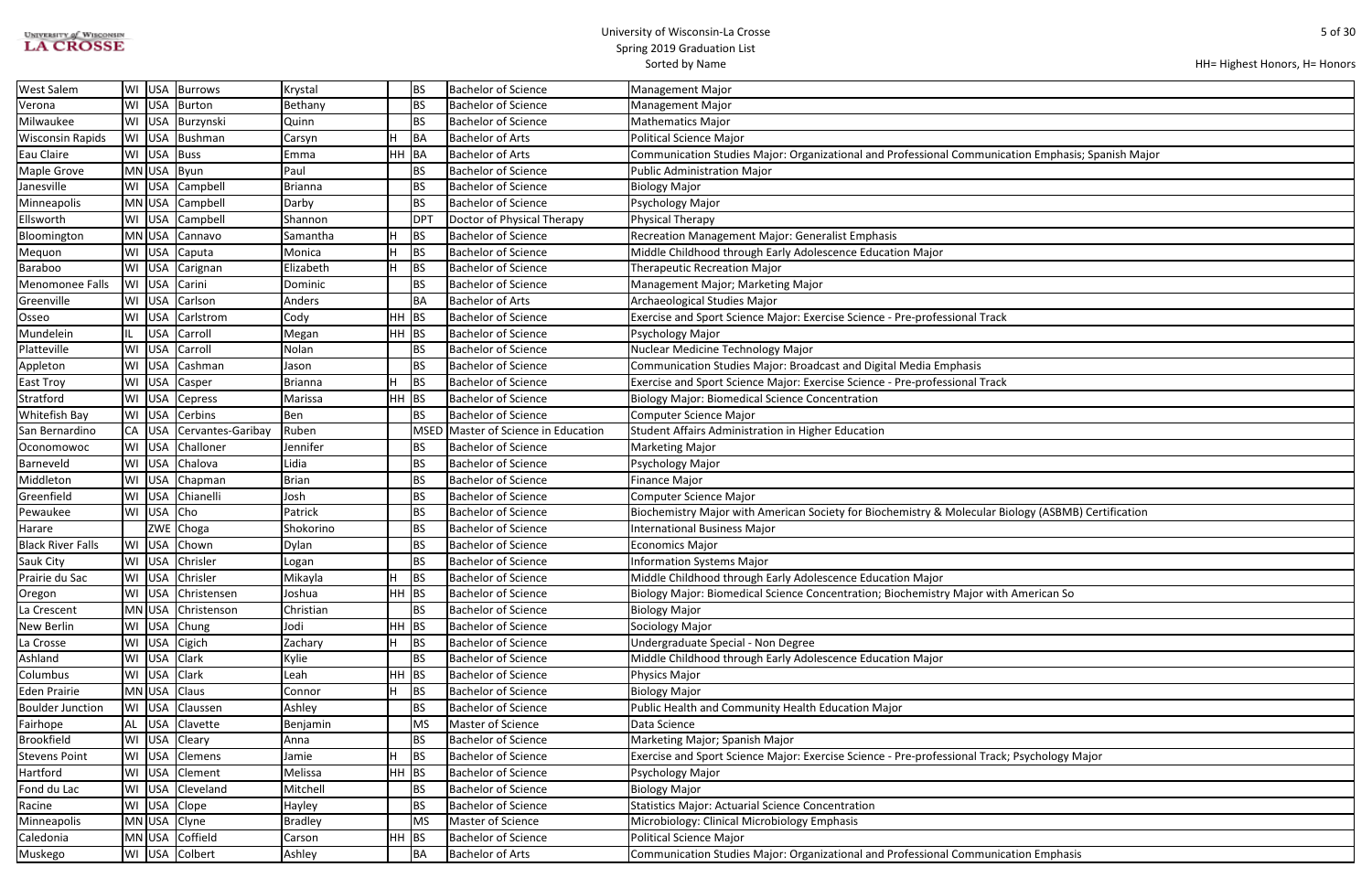| City | State | Country | Last Name | First Name | Honors | Degree | Degree Name | Major |
|---|---|---|---|---|---|---|---|---|
| West Salem | WI | USA | Burrows | Krystal | | BS | Bachelor of Science | Management Major |
| Verona | WI | USA | Burton | Bethany | | BS | Bachelor of Science | Management Major |
| Milwaukee | WI | USA | Burzynski | Quinn | | BS | Bachelor of Science | Mathematics Major |
| Wisconsin Rapids | WI | USA | Bushman | Carsyn | H | BA | Bachelor of Arts | Political Science Major |
| Eau Claire | WI | USA | Buss | Emma | HH | BA | Bachelor of Arts | Communication Studies Major: Organizational and Professional Communication Emphasis; Spanish Major |
| Maple Grove | MN | USA | Byun | Paul | | BS | Bachelor of Science | Public Administration Major |
| Janesville | WI | USA | Campbell | Brianna | | BS | Bachelor of Science | Biology Major |
| Minneapolis | MN | USA | Campbell | Darby | | BS | Bachelor of Science | Psychology Major |
| Ellsworth | WI | USA | Campbell | Shannon | | DPT | Doctor of Physical Therapy | Physical Therapy |
| Bloomington | MN | USA | Cannavo | Samantha | H | BS | Bachelor of Science | Recreation Management Major: Generalist Emphasis |
| Mequon | WI | USA | Caputa | Monica | H | BS | Bachelor of Science | Middle Childhood through Early Adolescence Education Major |
| Baraboo | WI | USA | Carignan | Elizabeth | H | BS | Bachelor of Science | Therapeutic Recreation Major |
| Menomonee Falls | WI | USA | Carini | Dominic | | BS | Bachelor of Science | Management Major; Marketing Major |
| Greenville | WI | USA | Carlson | Anders | | BA | Bachelor of Arts | Archaeological Studies Major |
| Osseo | WI | USA | Carlstrom | Cody | HH | BS | Bachelor of Science | Exercise and Sport Science Major: Exercise Science - Pre-professional Track |
| Mundelein | IL | USA | Carroll | Megan | HH | BS | Bachelor of Science | Psychology Major |
| Platteville | WI | USA | Carroll | Nolan | | BS | Bachelor of Science | Nuclear Medicine Technology Major |
| Appleton | WI | USA | Cashman | Jason | | BS | Bachelor of Science | Communication Studies Major: Broadcast and Digital Media Emphasis |
| East Troy | WI | USA | Casper | Brianna | H | BS | Bachelor of Science | Exercise and Sport Science Major: Exercise Science - Pre-professional Track |
| Stratford | WI | USA | Cepress | Marissa | HH | BS | Bachelor of Science | Biology Major: Biomedical Science Concentration |
| Whitefish Bay | WI | USA | Cerbins | Ben | | BS | Bachelor of Science | Computer Science Major |
| San Bernardino | CA | USA | Cervantes-Garibay | Ruben | | MSED | Master of Science in Education | Student Affairs Administration in Higher Education |
| Oconomowoc | WI | USA | Challoner | Jennifer | | BS | Bachelor of Science | Marketing Major |
| Barneveld | WI | USA | Chalova | Lidia | | BS | Bachelor of Science | Psychology Major |
| Middleton | WI | USA | Chapman | Brian | | BS | Bachelor of Science | Finance Major |
| Greenfield | WI | USA | Chianelli | Josh | | BS | Bachelor of Science | Computer Science Major |
| Pewaukee | WI | USA | Cho | Patrick | | BS | Bachelor of Science | Biochemistry Major with American Society for Biochemistry & Molecular Biology (ASBMB) Certification |
| Harare | | ZWE | Choga | Shokorino | | BS | Bachelor of Science | International Business Major |
| Black River Falls | WI | USA | Chown | Dylan | | BS | Bachelor of Science | Economics Major |
| Sauk City | WI | USA | Chrisler | Logan | | BS | Bachelor of Science | Information Systems Major |
| Prairie du Sac | WI | USA | Chrisler | Mikayla | H | BS | Bachelor of Science | Middle Childhood through Early Adolescence Education Major |
| Oregon | WI | USA | Christensen | Joshua | HH | BS | Bachelor of Science | Biology Major: Biomedical Science Concentration; Biochemistry Major with American So |
| La Crescent | MN | USA | Christenson | Christian | | BS | Bachelor of Science | Biology Major |
| New Berlin | WI | USA | Chung | Jodi | HH | BS | Bachelor of Science | Sociology Major |
| La Crosse | WI | USA | Cigich | Zachary | H | BS | Bachelor of Science | Undergraduate Special - Non Degree |
| Ashland | WI | USA | Clark | Kylie | | BS | Bachelor of Science | Middle Childhood through Early Adolescence Education Major |
| Columbus | WI | USA | Clark | Leah | HH | BS | Bachelor of Science | Physics Major |
| Eden Prairie | MN | USA | Claus | Connor | H | BS | Bachelor of Science | Biology Major |
| Boulder Junction | WI | USA | Claussen | Ashley | | BS | Bachelor of Science | Public Health and Community Health Education Major |
| Fairhope | AL | USA | Clavette | Benjamin | | MS | Master of Science | Data Science |
| Brookfield | WI | USA | Cleary | Anna | | BS | Bachelor of Science | Marketing Major; Spanish Major |
| Stevens Point | WI | USA | Clemens | Jamie | H | BS | Bachelor of Science | Exercise and Sport Science Major: Exercise Science - Pre-professional Track; Psychology Major |
| Hartford | WI | USA | Clement | Melissa | HH | BS | Bachelor of Science | Psychology Major |
| Fond du Lac | WI | USA | Cleveland | Mitchell | | BS | Bachelor of Science | Biology Major |
| Racine | WI | USA | Clope | Hayley | | BS | Bachelor of Science | Statistics Major: Actuarial Science Concentration |
| Minneapolis | MN | USA | Clyne | Bradley | | MS | Master of Science | Microbiology: Clinical Microbiology Emphasis |
| Caledonia | MN | USA | Coffield | Carson | HH | BS | Bachelor of Science | Political Science Major |
| Muskego | WI | USA | Colbert | Ashley | | BA | Bachelor of Arts | Communication Studies Major: Organizational and Professional Communication Emphasis |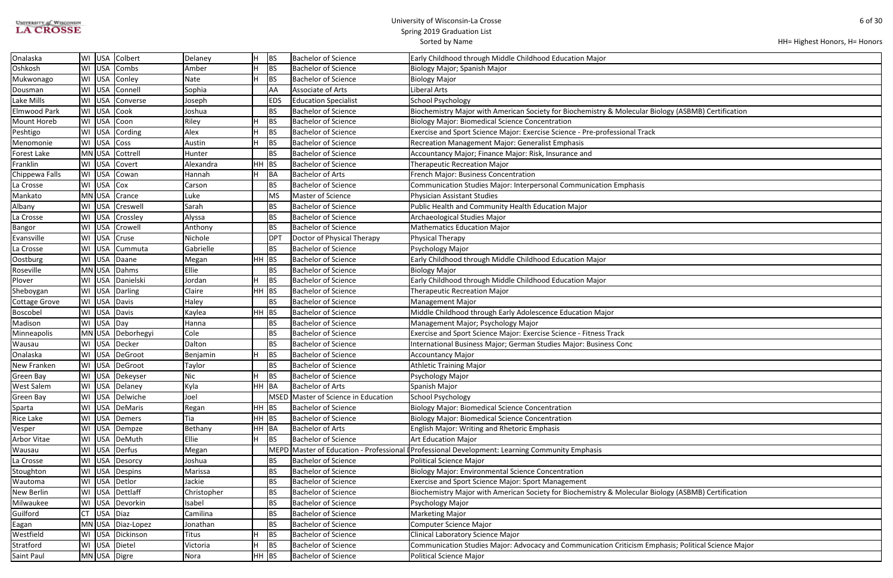| | | | | | | | | |
|---|---|---|---|---|---|---|---|---|
| Onalaska | WI | USA | Colbert | Delaney | H | BS | Bachelor of Science | Early Childhood through Middle Childhood Education Major |
| Oshkosh | WI | USA | Combs | Amber | H | BS | Bachelor of Science | Biology Major; Spanish Major |
| Mukwonago | WI | USA | Conley | Nate | H | BS | Bachelor of Science | Biology Major |
| Dousman | WI | USA | Connell | Sophia | | AA | Associate of Arts | Liberal Arts |
| Lake Mills | WI | USA | Converse | Joseph | | EDS | Education Specialist | School Psychology |
| Elmwood Park | WI | USA | Cook | Joshua | | BS | Bachelor of Science | Biochemistry Major with American Society for Biochemistry & Molecular Biology (ASBMB) Certification |
| Mount Horeb | WI | USA | Coon | Riley | H | BS | Bachelor of Science | Biology Major: Biomedical Science Concentration |
| Peshtigo | WI | USA | Cording | Alex | H | BS | Bachelor of Science | Exercise and Sport Science Major: Exercise Science - Pre-professional Track |
| Menomonie | WI | USA | Coss | Austin | H | BS | Bachelor of Science | Recreation Management Major: Generalist Emphasis |
| Forest Lake | MN | USA | Cottrell | Hunter | | BS | Bachelor of Science | Accountancy Major; Finance Major: Risk, Insurance and |
| Franklin | WI | USA | Covert | Alexandra | HH | BS | Bachelor of Science | Therapeutic Recreation Major |
| Chippewa Falls | WI | USA | Cowan | Hannah | H | BA | Bachelor of Arts | French Major: Business Concentration |
| La Crosse | WI | USA | Cox | Carson | | BS | Bachelor of Science | Communication Studies Major: Interpersonal Communication Emphasis |
| Mankato | MN | USA | Crance | Luke | | MS | Master of Science | Physician Assistant Studies |
| Albany | WI | USA | Creswell | Sarah | | BS | Bachelor of Science | Public Health and Community Health Education Major |
| La Crosse | WI | USA | Crossley | Alyssa | | BS | Bachelor of Science | Archaeological Studies Major |
| Bangor | WI | USA | Crowell | Anthony | | BS | Bachelor of Science | Mathematics Education Major |
| Evansville | WI | USA | Cruse | Nichole | | DPT | Doctor of Physical Therapy | Physical Therapy |
| La Crosse | WI | USA | Cummuta | Gabrielle | | BS | Bachelor of Science | Psychology Major |
| Oostburg | WI | USA | Daane | Megan | HH | BS | Bachelor of Science | Early Childhood through Middle Childhood Education Major |
| Roseville | MN | USA | Dahms | Ellie | | BS | Bachelor of Science | Biology Major |
| Plover | WI | USA | Danielski | Jordan | H | BS | Bachelor of Science | Early Childhood through Middle Childhood Education Major |
| Sheboygan | WI | USA | Darling | Claire | HH | BS | Bachelor of Science | Therapeutic Recreation Major |
| Cottage Grove | WI | USA | Davis | Haley | | BS | Bachelor of Science | Management Major |
| Boscobel | WI | USA | Davis | Kaylea | HH | BS | Bachelor of Science | Middle Childhood through Early Adolescence Education Major |
| Madison | WI | USA | Day | Hanna | | BS | Bachelor of Science | Management Major; Psychology Major |
| Minneapolis | MN | USA | Deborhegyi | Cole | | BS | Bachelor of Science | Exercise and Sport Science Major: Exercise Science - Fitness Track |
| Wausau | WI | USA | Decker | Dalton | | BS | Bachelor of Science | International Business Major; German Studies Major: Business Conc |
| Onalaska | WI | USA | DeGroot | Benjamin | H | BS | Bachelor of Science | Accountancy Major |
| New Franken | WI | USA | DeGroot | Taylor | | BS | Bachelor of Science | Athletic Training Major |
| Green Bay | WI | USA | Dekeyser | Nic | H | BS | Bachelor of Science | Psychology Major |
| West Salem | WI | USA | Delaney | Kyla | HH | BA | Bachelor of Arts | Spanish Major |
| Green Bay | WI | USA | Delwiche | Joel | | MSED | Master of Science in Education | School Psychology |
| Sparta | WI | USA | DeMaris | Regan | HH | BS | Bachelor of Science | Biology Major: Biomedical Science Concentration |
| Rice Lake | WI | USA | Demers | Tia | HH | BS | Bachelor of Science | Biology Major: Biomedical Science Concentration |
| Vesper | WI | USA | Dempze | Bethany | HH | BA | Bachelor of Arts | English Major: Writing and Rhetoric Emphasis |
| Arbor Vitae | WI | USA | DeMuth | Ellie | H | BS | Bachelor of Science | Art Education Major |
| Wausau | WI | USA | Derfus | Megan | | MEPD | Master of Education - Professional D | Professional Development: Learning Community Emphasis |
| La Crosse | WI | USA | Desorcy | Joshua | | BS | Bachelor of Science | Political Science Major |
| Stoughton | WI | USA | Despins | Marissa | | BS | Bachelor of Science | Biology Major: Environmental Science Concentration |
| Wautoma | WI | USA | Detlor | Jackie | | BS | Bachelor of Science | Exercise and Sport Science Major: Sport Management |
| New Berlin | WI | USA | Dettlaff | Christopher | | BS | Bachelor of Science | Biochemistry Major with American Society for Biochemistry & Molecular Biology (ASBMB) Certification |
| Milwaukee | WI | USA | Devorkin | Isabel | | BS | Bachelor of Science | Psychology Major |
| Guilford | CT | USA | Diaz | Camilina | | BS | Bachelor of Science | Marketing Major |
| Eagan | MN | USA | Diaz-Lopez | Jonathan | | BS | Bachelor of Science | Computer Science Major |
| Westfield | WI | USA | Dickinson | Titus | H | BS | Bachelor of Science | Clinical Laboratory Science Major |
| Stratford | WI | USA | Dietel | Victoria | H | BS | Bachelor of Science | Communication Studies Major: Advocacy and Communication Criticism Emphasis; Political Science Major |
| Saint Paul | MN | USA | Digre | Nora | HH | BS | Bachelor of Science | Political Science Major |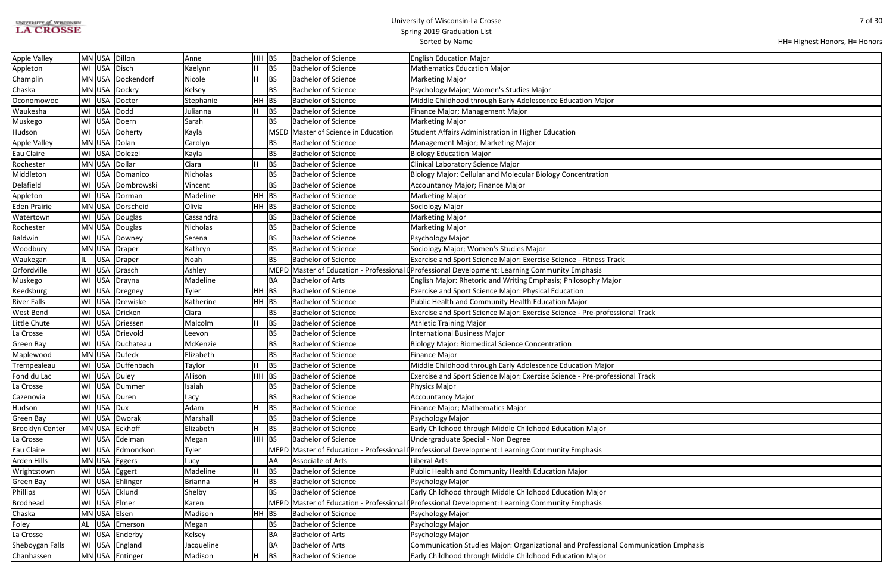# University of Wisconsin-La Crosse
## Spring 2019 Graduation List
### Sorted by Name

HH= Highest Honors, H= Honors

| City | State | Country | Last Name | First Name | Honors | Degree | Degree Name | Major |
|---|---|---|---|---|---|---|---|---|
| Apple Valley | MN | USA | Dillon | Anne | HH | BS | Bachelor of Science | English Education Major |
| Appleton | WI | USA | Disch | Kaelynn | H | BS | Bachelor of Science | Mathematics Education Major |
| Champlin | MN | USA | Dockendorf | Nicole | H | BS | Bachelor of Science | Marketing Major |
| Chaska | MN | USA | Dockry | Kelsey | | BS | Bachelor of Science | Psychology Major; Women's Studies Major |
| Oconomowoc | WI | USA | Docter | Stephanie | HH | BS | Bachelor of Science | Middle Childhood through Early Adolescence Education Major |
| Waukesha | WI | USA | Dodd | Julianna | H | BS | Bachelor of Science | Finance Major; Management Major |
| Muskego | WI | USA | Doern | Sarah | | BS | Bachelor of Science | Marketing Major |
| Hudson | WI | USA | Doherty | Kayla | | MSED | Master of Science in Education | Student Affairs Administration in Higher Education |
| Apple Valley | MN | USA | Dolan | Carolyn | | BS | Bachelor of Science | Management Major; Marketing Major |
| Eau Claire | WI | USA | Dolezel | Kayla | | BS | Bachelor of Science | Biology Education Major |
| Rochester | MN | USA | Dollar | Ciara | H | BS | Bachelor of Science | Clinical Laboratory Science Major |
| Middleton | WI | USA | Domanico | Nicholas | | BS | Bachelor of Science | Biology Major: Cellular and Molecular Biology Concentration |
| Delafield | WI | USA | Dombrowski | Vincent | | BS | Bachelor of Science | Accountancy Major; Finance Major |
| Appleton | WI | USA | Dorman | Madeline | HH | BS | Bachelor of Science | Marketing Major |
| Eden Prairie | MN | USA | Dorscheid | Olivia | HH | BS | Bachelor of Science | Sociology Major |
| Watertown | WI | USA | Douglas | Cassandra | | BS | Bachelor of Science | Marketing Major |
| Rochester | MN | USA | Douglas | Nicholas | | BS | Bachelor of Science | Marketing Major |
| Baldwin | WI | USA | Downey | Serena | | BS | Bachelor of Science | Psychology Major |
| Woodbury | MN | USA | Draper | Kathryn | | BS | Bachelor of Science | Sociology Major; Women's Studies Major |
| Waukegan | IL | USA | Draper | Noah | | BS | Bachelor of Science | Exercise and Sport Science Major: Exercise Science - Fitness Track |
| Orfordville | WI | USA | Drasch | Ashley | | MEPD | Master of Education - Professional I | Professional Development: Learning Community Emphasis |
| Muskego | WI | USA | Drayna | Madeline | | BA | Bachelor of Arts | English Major: Rhetoric and Writing Emphasis; Philosophy Major |
| Reedsburg | WI | USA | Dregney | Tyler | HH | BS | Bachelor of Science | Exercise and Sport Science Major: Physical Education |
| River Falls | WI | USA | Drewiske | Katherine | HH | BS | Bachelor of Science | Public Health and Community Health Education Major |
| West Bend | WI | USA | Dricken | Ciara | | BS | Bachelor of Science | Exercise and Sport Science Major: Exercise Science - Pre-professional Track |
| Little Chute | WI | USA | Driessen | Malcolm | H | BS | Bachelor of Science | Athletic Training Major |
| La Crosse | WI | USA | Drievold | Leevon | | BS | Bachelor of Science | International Business Major |
| Green Bay | WI | USA | Duchateau | McKenzie | | BS | Bachelor of Science | Biology Major: Biomedical Science Concentration |
| Maplewood | MN | USA | Dufeck | Elizabeth | | BS | Bachelor of Science | Finance Major |
| Trempealeau | WI | USA | Duffenbach | Taylor | H | BS | Bachelor of Science | Middle Childhood through Early Adolescence Education Major |
| Fond du Lac | WI | USA | Duley | Allison | HH | BS | Bachelor of Science | Exercise and Sport Science Major: Exercise Science - Pre-professional Track |
| La Crosse | WI | USA | Dummer | Isaiah | | BS | Bachelor of Science | Physics Major |
| Cazenovia | WI | USA | Duren | Lacy | | BS | Bachelor of Science | Accountancy Major |
| Hudson | WI | USA | Dux | Adam | H | BS | Bachelor of Science | Finance Major; Mathematics Major |
| Green Bay | WI | USA | Dworak | Marshall | | BS | Bachelor of Science | Psychology Major |
| Brooklyn Center | MN | USA | Eckhoff | Elizabeth | H | BS | Bachelor of Science | Early Childhood through Middle Childhood Education Major |
| La Crosse | WI | USA | Edelman | Megan | HH | BS | Bachelor of Science | Undergraduate Special - Non Degree |
| Eau Claire | WI | USA | Edmondson | Tyler | | MEPD | Master of Education - Professional I | Professional Development: Learning Community Emphasis |
| Arden Hills | MN | USA | Eggers | Lucy | | AA | Associate of Arts | Liberal Arts |
| Wrightstown | WI | USA | Eggert | Madeline | H | BS | Bachelor of Science | Public Health and Community Health Education Major |
| Green Bay | WI | USA | Ehlinger | Brianna | H | BS | Bachelor of Science | Psychology Major |
| Phillips | WI | USA | Eklund | Shelby | | BS | Bachelor of Science | Early Childhood through Middle Childhood Education Major |
| Brodhead | WI | USA | Elmer | Karen | | MEPD | Master of Education - Professional I | Professional Development: Learning Community Emphasis |
| Chaska | MN | USA | Elsen | Madison | HH | BS | Bachelor of Science | Psychology Major |
| Foley | AL | USA | Emerson | Megan | | BS | Bachelor of Science | Psychology Major |
| La Crosse | WI | USA | Enderby | Kelsey | | BA | Bachelor of Arts | Psychology Major |
| Sheboygan Falls | WI | USA | England | Jacqueline | | BA | Bachelor of Arts | Communication Studies Major: Organizational and Professional Communication Emphasis |
| Chanhassen | MN | USA | Entinger | Madison | H | BS | Bachelor of Science | Early Childhood through Middle Childhood Education Major |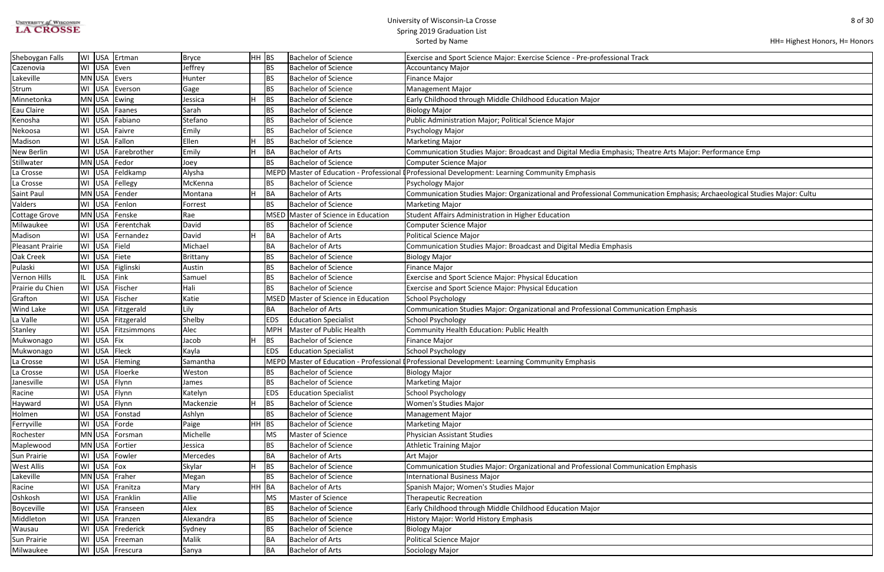# University of Wisconsin-La Crosse

## Spring 2019 Graduation List

Sorted by Name

HH= Highest Honors, H= Honors

| City | State | Country | Last Name | First Name | Honors | Degree | Degree Name | Major |
|---|---|---|---|---|---|---|---|---|
| Sheboygan Falls | WI | USA | Ertman | Bryce | HH | BS | Bachelor of Science | Exercise and Sport Science Major: Exercise Science - Pre-professional Track |
| Cazenovia | WI | USA | Even | Jeffrey | | BS | Bachelor of Science | Accountancy Major |
| Lakeville | MN | USA | Evers | Hunter | | BS | Bachelor of Science | Finance Major |
| Strum | WI | USA | Everson | Gage | | BS | Bachelor of Science | Management Major |
| Minnetonka | MN | USA | Ewing | Jessica | H | BS | Bachelor of Science | Early Childhood through Middle Childhood Education Major |
| Eau Claire | WI | USA | Faanes | Sarah | | BS | Bachelor of Science | Biology Major |
| Kenosha | WI | USA | Fabiano | Stefano | | BS | Bachelor of Science | Public Administration Major; Political Science Major |
| Nekoosa | WI | USA | Faivre | Emily | | BS | Bachelor of Science | Psychology Major |
| Madison | WI | USA | Fallon | Ellen | H | BS | Bachelor of Science | Marketing Major |
| New Berlin | WI | USA | Farebrother | Emily | H | BA | Bachelor of Arts | Communication Studies Major: Broadcast and Digital Media Emphasis; Theatre Arts Major: Performance Emp |
| Stillwater | MN | USA | Fedor | Joey | | BS | Bachelor of Science | Computer Science Major |
| La Crosse | WI | USA | Feldkamp | Alysha | | MEPD | Master of Education - Professional I | Professional Development: Learning Community Emphasis |
| La Crosse | WI | USA | Fellegy | McKenna | | BS | Bachelor of Science | Psychology Major |
| Saint Paul | MN | USA | Fender | Montana | H | BA | Bachelor of Arts | Communication Studies Major: Organizational and Professional Communication Emphasis; Archaeological Studies Major: Cultu |
| Valders | WI | USA | Fenlon | Forrest | | BS | Bachelor of Science | Marketing Major |
| Cottage Grove | MN | USA | Fenske | Rae | | MSED | Master of Science in Education | Student Affairs Administration in Higher Education |
| Milwaukee | WI | USA | Ferentchak | David | | BS | Bachelor of Science | Computer Science Major |
| Madison | WI | USA | Fernandez | David | H | BA | Bachelor of Arts | Political Science Major |
| Pleasant Prairie | WI | USA | Field | Michael | | BA | Bachelor of Arts | Communication Studies Major: Broadcast and Digital Media Emphasis |
| Oak Creek | WI | USA | Fiete | Brittany | | BS | Bachelor of Science | Biology Major |
| Pulaski | WI | USA | Figlinski | Austin | | BS | Bachelor of Science | Finance Major |
| Vernon Hills | IL | USA | Fink | Samuel | | BS | Bachelor of Science | Exercise and Sport Science Major: Physical Education |
| Prairie du Chien | WI | USA | Fischer | Hali | | BS | Bachelor of Science | Exercise and Sport Science Major: Physical Education |
| Grafton | WI | USA | Fischer | Katie | | MSED | Master of Science in Education | School Psychology |
| Wind Lake | WI | USA | Fitzgerald | Lily | | BA | Bachelor of Arts | Communication Studies Major: Organizational and Professional Communication Emphasis |
| La Valle | WI | USA | Fitzgerald | Shelby | | EDS | Education Specialist | School Psychology |
| Stanley | WI | USA | Fitzsimmons | Alec | | MPH | Master of Public Health | Community Health Education: Public Health |
| Mukwonago | WI | USA | Fix | Jacob | H | BS | Bachelor of Science | Finance Major |
| Mukwonago | WI | USA | Fleck | Kayla | | EDS | Education Specialist | School Psychology |
| La Crosse | WI | USA | Fleming | Samantha | | MEPD | Master of Education - Professional I | Professional Development: Learning Community Emphasis |
| La Crosse | WI | USA | Floerke | Weston | | BS | Bachelor of Science | Biology Major |
| Janesville | WI | USA | Flynn | James | | BS | Bachelor of Science | Marketing Major |
| Racine | WI | USA | Flynn | Katelyn | | EDS | Education Specialist | School Psychology |
| Hayward | WI | USA | Flynn | Mackenzie | H | BS | Bachelor of Science | Women's Studies Major |
| Holmen | WI | USA | Fonstad | Ashlyn | | BS | Bachelor of Science | Management Major |
| Ferryville | WI | USA | Forde | Paige | HH | BS | Bachelor of Science | Marketing Major |
| Rochester | MN | USA | Forsman | Michelle | | MS | Master of Science | Physician Assistant Studies |
| Maplewood | MN | USA | Fortier | Jessica | | BS | Bachelor of Science | Athletic Training Major |
| Sun Prairie | WI | USA | Fowler | Mercedes | | BA | Bachelor of Arts | Art Major |
| West Allis | WI | USA | Fox | Skylar | H | BS | Bachelor of Science | Communication Studies Major: Organizational and Professional Communication Emphasis |
| Lakeville | MN | USA | Fraher | Megan | | BS | Bachelor of Science | International Business Major |
| Racine | WI | USA | Franitza | Mary | HH | BA | Bachelor of Arts | Spanish Major; Women's Studies Major |
| Oshkosh | WI | USA | Franklin | Allie | | MS | Master of Science | Therapeutic Recreation |
| Boyceville | WI | USA | Franseen | Alex | | BS | Bachelor of Science | Early Childhood through Middle Childhood Education Major |
| Middleton | WI | USA | Franzen | Alexandra | | BS | Bachelor of Science | History Major: World History Emphasis |
| Wausau | WI | USA | Frederick | Sydney | | BS | Bachelor of Science | Biology Major |
| Sun Prairie | WI | USA | Freeman | Malik | | BA | Bachelor of Arts | Political Science Major |
| Milwaukee | WI | USA | Frescura | Sanya | | BA | Bachelor of Arts | Sociology Major |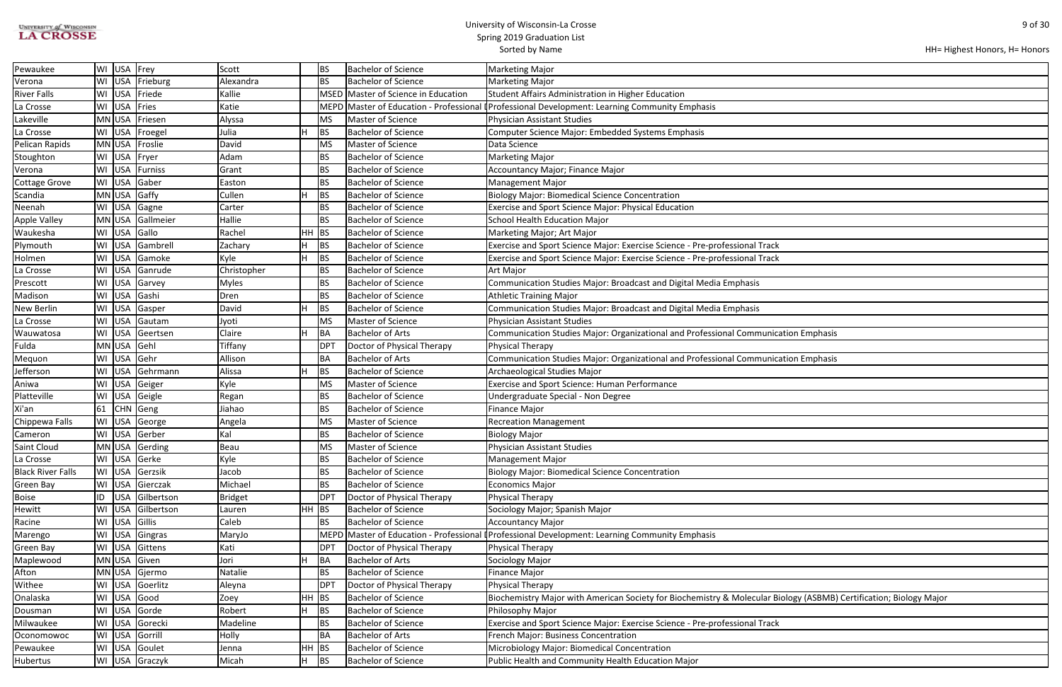# University of Wisconsin-La Crosse
## Spring 2019 Graduation List
Sorted by Name

HH= Highest Honors, H= Honors

| City | State | Country | Last Name | First Name | Honors | Degree | Degree Name | Major |
|---|---|---|---|---|---|---|---|---|
| Pewaukee | WI | USA | Frey | Scott | | BS | Bachelor of Science | Marketing Major |
| Verona | WI | USA | Frieburg | Alexandra | | BS | Bachelor of Science | Marketing Major |
| River Falls | WI | USA | Friede | Kallie | | MSED | Master of Science in Education | Student Affairs Administration in Higher Education |
| La Crosse | WI | USA | Fries | Katie | | MEPD | Master of Education - Professional D | Professional Development: Learning Community Emphasis |
| Lakeville | MN | USA | Friesen | Alyssa | | MS | Master of Science | Physician Assistant Studies |
| La Crosse | WI | USA | Froegel | Julia | H | BS | Bachelor of Science | Computer Science Major: Embedded Systems Emphasis |
| Pelican Rapids | MN | USA | Froslie | David | | MS | Master of Science | Data Science |
| Stoughton | WI | USA | Fryer | Adam | | BS | Bachelor of Science | Marketing Major |
| Verona | WI | USA | Furniss | Grant | | BS | Bachelor of Science | Accountancy Major; Finance Major |
| Cottage Grove | WI | USA | Gaber | Easton | | BS | Bachelor of Science | Management Major |
| Scandia | MN | USA | Gaffy | Cullen | H | BS | Bachelor of Science | Biology Major: Biomedical Science Concentration |
| Neenah | WI | USA | Gagne | Carter | | BS | Bachelor of Science | Exercise and Sport Science Major: Physical Education |
| Apple Valley | MN | USA | Gallmeier | Hallie | | BS | Bachelor of Science | School Health Education Major |
| Waukesha | WI | USA | Gallo | Rachel | HH | BS | Bachelor of Science | Marketing Major; Art Major |
| Plymouth | WI | USA | Gambrell | Zachary | H | BS | Bachelor of Science | Exercise and Sport Science Major: Exercise Science - Pre-professional Track |
| Holmen | WI | USA | Gamoke | Kyle | H | BS | Bachelor of Science | Exercise and Sport Science Major: Exercise Science - Pre-professional Track |
| La Crosse | WI | USA | Ganrude | Christopher | | BS | Bachelor of Science | Art Major |
| Prescott | WI | USA | Garvey | Myles | | BS | Bachelor of Science | Communication Studies Major: Broadcast and Digital Media Emphasis |
| Madison | WI | USA | Gashi | Dren | | BS | Bachelor of Science | Athletic Training Major |
| New Berlin | WI | USA | Gasper | David | H | BS | Bachelor of Science | Communication Studies Major: Broadcast and Digital Media Emphasis |
| La Crosse | WI | USA | Gautam | Jyoti | | MS | Master of Science | Physician Assistant Studies |
| Wauwatosa | WI | USA | Geertsen | Claire | H | BA | Bachelor of Arts | Communication Studies Major: Organizational and Professional Communication Emphasis |
| Fulda | MN | USA | Gehl | Tiffany | | DPT | Doctor of Physical Therapy | Physical Therapy |
| Mequon | WI | USA | Gehr | Allison | | BA | Bachelor of Arts | Communication Studies Major: Organizational and Professional Communication Emphasis |
| Jefferson | WI | USA | Gehrmann | Alissa | H | BS | Bachelor of Science | Archaeological Studies Major |
| Aniwa | WI | USA | Geiger | Kyle | | MS | Master of Science | Exercise and Sport Science: Human Performance |
| Platteville | WI | USA | Geigle | Regan | | BS | Bachelor of Science | Undergraduate Special - Non Degree |
| Xi'an | 61 | CHN | Geng | Jiahao | | BS | Bachelor of Science | Finance Major |
| Chippewa Falls | WI | USA | George | Angela | | MS | Master of Science | Recreation Management |
| Cameron | WI | USA | Gerber | Kal | | BS | Bachelor of Science | Biology Major |
| Saint Cloud | MN | USA | Gerding | Beau | | MS | Master of Science | Physician Assistant Studies |
| La Crosse | WI | USA | Gerke | Kyle | | BS | Bachelor of Science | Management Major |
| Black River Falls | WI | USA | Gerzsik | Jacob | | BS | Bachelor of Science | Biology Major: Biomedical Science Concentration |
| Green Bay | WI | USA | Gierczak | Michael | | BS | Bachelor of Science | Economics Major |
| Boise | ID | USA | Gilbertson | Bridget | | DPT | Doctor of Physical Therapy | Physical Therapy |
| Hewitt | WI | USA | Gilbertson | Lauren | HH | BS | Bachelor of Science | Sociology Major; Spanish Major |
| Racine | WI | USA | Gillis | Caleb | | BS | Bachelor of Science | Accountancy Major |
| Marengo | WI | USA | Gingras | MaryJo | | MEPD | Master of Education - Professional D | Professional Development: Learning Community Emphasis |
| Green Bay | WI | USA | Gittens | Kati | | DPT | Doctor of Physical Therapy | Physical Therapy |
| Maplewood | MN | USA | Given | Jori | H | BA | Bachelor of Arts | Sociology Major |
| Afton | MN | USA | Gjermo | Natalie | | BS | Bachelor of Science | Finance Major |
| Withee | WI | USA | Goerlitz | Aleyna | | DPT | Doctor of Physical Therapy | Physical Therapy |
| Onalaska | WI | USA | Good | Zoey | HH | BS | Bachelor of Science | Biochemistry Major with American Society for Biochemistry & Molecular Biology (ASBMB) Certification; Biology Major |
| Dousman | WI | USA | Gorde | Robert | H | BS | Bachelor of Science | Philosophy Major |
| Milwaukee | WI | USA | Gorecki | Madeline | | BS | Bachelor of Science | Exercise and Sport Science Major: Exercise Science - Pre-professional Track |
| Oconomowoc | WI | USA | Gorrill | Holly | | BA | Bachelor of Arts | French Major: Business Concentration |
| Pewaukee | WI | USA | Goulet | Jenna | HH | BS | Bachelor of Science | Microbiology Major: Biomedical Concentration |
| Hubertus | WI | USA | Graczyk | Micah | H | BS | Bachelor of Science | Public Health and Community Health Education Major |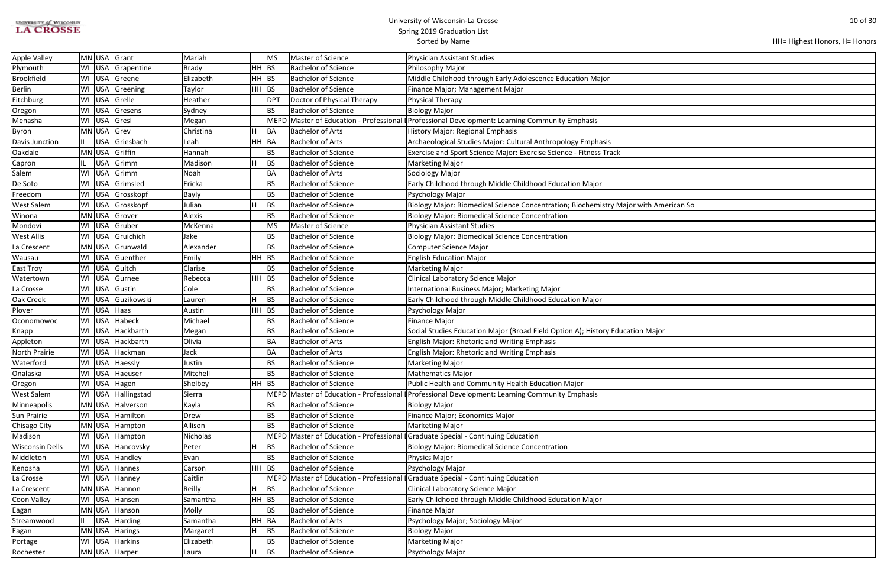HH= Highest Honors, H= Honors

| City | State | Country | Last Name | First Name | Honors | Degree | Degree Name | Major |
|---|---|---|---|---|---|---|---|---|
| Apple Valley | MN | USA | Grant | Mariah | | MS | Master of Science | Physician Assistant Studies |
| Plymouth | WI | USA | Grapentine | Brady | HH | BS | Bachelor of Science | Philosophy Major |
| Brookfield | WI | USA | Greene | Elizabeth | HH | BS | Bachelor of Science | Middle Childhood through Early Adolescence Education Major |
| Berlin | WI | USA | Greening | Taylor | HH | BS | Bachelor of Science | Finance Major; Management Major |
| Fitchburg | WI | USA | Grelle | Heather | | DPT | Doctor of Physical Therapy | Physical Therapy |
| Oregon | WI | USA | Gresens | Sydney | | BS | Bachelor of Science | Biology Major |
| Menasha | WI | USA | Gresl | Megan | | MEPD | Master of Education - Professional I | Professional Development: Learning Community Emphasis |
| Byron | MN | USA | Grev | Christina | H | BA | Bachelor of Arts | History Major: Regional Emphasis |
| Davis Junction | IL | USA | Griesbach | Leah | HH | BA | Bachelor of Arts | Archaeological Studies Major: Cultural Anthropology Emphasis |
| Oakdale | MN | USA | Griffin | Hannah | | BS | Bachelor of Science | Exercise and Sport Science Major: Exercise Science - Fitness Track |
| Capron | IL | USA | Grimm | Madison | H | BS | Bachelor of Science | Marketing Major |
| Salem | WI | USA | Grimm | Noah | | BA | Bachelor of Arts | Sociology Major |
| De Soto | WI | USA | Grimsled | Ericka | | BS | Bachelor of Science | Early Childhood through Middle Childhood Education Major |
| Freedom | WI | USA | Grosskopf | Bayly | | BS | Bachelor of Science | Psychology Major |
| West Salem | WI | USA | Grosskopf | Julian | H | BS | Bachelor of Science | Biology Major: Biomedical Science Concentration; Biochemistry Major with American So |
| Winona | MN | USA | Grover | Alexis | | BS | Bachelor of Science | Biology Major: Biomedical Science Concentration |
| Mondovi | WI | USA | Gruber | McKenna | | MS | Master of Science | Physician Assistant Studies |
| West Allis | WI | USA | Gruichich | Jake | | BS | Bachelor of Science | Biology Major: Biomedical Science Concentration |
| La Crescent | MN | USA | Grunwald | Alexander | | BS | Bachelor of Science | Computer Science Major |
| Wausau | WI | USA | Guenther | Emily | HH | BS | Bachelor of Science | English Education Major |
| East Troy | WI | USA | Gultch | Clarise | | BS | Bachelor of Science | Marketing Major |
| Watertown | WI | USA | Gurnee | Rebecca | HH | BS | Bachelor of Science | Clinical Laboratory Science Major |
| La Crosse | WI | USA | Gustin | Cole | | BS | Bachelor of Science | International Business Major; Marketing Major |
| Oak Creek | WI | USA | Guzikowski | Lauren | H | BS | Bachelor of Science | Early Childhood through Middle Childhood Education Major |
| Plover | WI | USA | Haas | Austin | HH | BS | Bachelor of Science | Psychology Major |
| Oconomowoc | WI | USA | Habeck | Michael | | BS | Bachelor of Science | Finance Major |
| Knapp | WI | USA | Hackbarth | Megan | | BS | Bachelor of Science | Social Studies Education Major (Broad Field Option A); History Education Major |
| Appleton | WI | USA | Hackbarth | Olivia | | BA | Bachelor of Arts | English Major: Rhetoric and Writing Emphasis |
| North Prairie | WI | USA | Hackman | Jack | | BA | Bachelor of Arts | English Major: Rhetoric and Writing Emphasis |
| Waterford | WI | USA | Haessly | Justin | | BS | Bachelor of Science | Marketing Major |
| Onalaska | WI | USA | Haeuser | Mitchell | | BS | Bachelor of Science | Mathematics Major |
| Oregon | WI | USA | Hagen | Shelbey | HH | BS | Bachelor of Science | Public Health and Community Health Education Major |
| West Salem | WI | USA | Hallingstad | Sierra | | MEPD | Master of Education - Professional I | Professional Development: Learning Community Emphasis |
| Minneapolis | MN | USA | Halverson | Kayla | | BS | Bachelor of Science | Biology Major |
| Sun Prairie | WI | USA | Hamilton | Drew | | BS | Bachelor of Science | Finance Major; Economics Major |
| Chisago City | MN | USA | Hampton | Allison | | BS | Bachelor of Science | Marketing Major |
| Madison | WI | USA | Hampton | Nicholas | | MEPD | Master of Education - Professional I | Graduate Special - Continuing Education |
| Wisconsin Dells | WI | USA | Hancovsky | Peter | H | BS | Bachelor of Science | Biology Major: Biomedical Science Concentration |
| Middleton | WI | USA | Handley | Evan | | BS | Bachelor of Science | Physics Major |
| Kenosha | WI | USA | Hannes | Carson | HH | BS | Bachelor of Science | Psychology Major |
| La Crosse | WI | USA | Hanney | Caitlin | | MEPD | Master of Education - Professional I | Graduate Special - Continuing Education |
| La Crescent | MN | USA | Hannon | Reilly | H | BS | Bachelor of Science | Clinical Laboratory Science Major |
| Coon Valley | WI | USA | Hansen | Samantha | HH | BS | Bachelor of Science | Early Childhood through Middle Childhood Education Major |
| Eagan | MN | USA | Hanson | Molly | | BS | Bachelor of Science | Finance Major |
| Streamwood | IL | USA | Harding | Samantha | HH | BA | Bachelor of Arts | Psychology Major; Sociology Major |
| Eagan | MN | USA | Harings | Margaret | H | BS | Bachelor of Science | Biology Major |
| Portage | WI | USA | Harkins | Elizabeth | | BS | Bachelor of Science | Marketing Major |
| Rochester | MN | USA | Harper | Laura | H | BS | Bachelor of Science | Psychology Major |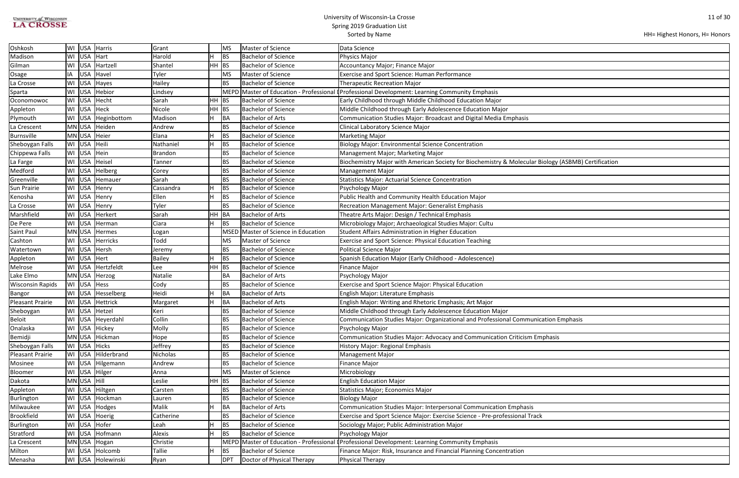# University of Wisconsin-La Crosse
## Spring 2019 Graduation List
### Sorted by Name

HH= Highest Honors, H= Honors

| City | State | Country | Last Name | First Name | Honors | Degree | Degree Name | Major |
|---|---|---|---|---|---|---|---|---|
| Oshkosh | WI | USA | Harris | Grant | | MS | Master of Science | Data Science |
| Madison | WI | USA | Hart | Harold | H | BS | Bachelor of Science | Physics Major |
| Gilman | WI | USA | Hartzell | Shantel | HH | BS | Bachelor of Science | Accountancy Major; Finance Major |
| Osage | IA | USA | Havel | Tyler | | MS | Master of Science | Exercise and Sport Science: Human Performance |
| La Crosse | WI | USA | Hayes | Hailey | | BS | Bachelor of Science | Therapeutic Recreation Major |
| Sparta | WI | USA | Hebior | Lindsey | | MEPD | Master of Education - Professional D | Professional Development: Learning Community Emphasis |
| Oconomowoc | WI | USA | Hecht | Sarah | HH | BS | Bachelor of Science | Early Childhood through Middle Childhood Education Major |
| Appleton | WI | USA | Heck | Nicole | HH | BS | Bachelor of Science | Middle Childhood through Early Adolescence Education Major |
| Plymouth | WI | USA | Heginbottom | Madison | H | BA | Bachelor of Arts | Communication Studies Major: Broadcast and Digital Media Emphasis |
| La Crescent | MN | USA | Heiden | Andrew | | BS | Bachelor of Science | Clinical Laboratory Science Major |
| Burnsville | MN | USA | Heier | Elana | H | BS | Bachelor of Science | Marketing Major |
| Sheboygan Falls | WI | USA | Heili | Nathaniel | H | BS | Bachelor of Science | Biology Major: Environmental Science Concentration |
| Chippewa Falls | WI | USA | Hein | Brandon | | BS | Bachelor of Science | Management Major; Marketing Major |
| La Farge | WI | USA | Heisel | Tanner | | BS | Bachelor of Science | Biochemistry Major with American Society for Biochemistry & Molecular Biology (ASBMB) Certification |
| Medford | WI | USA | Helberg | Corey | | BS | Bachelor of Science | Management Major |
| Greenville | WI | USA | Hemauer | Sarah | | BS | Bachelor of Science | Statistics Major: Actuarial Science Concentration |
| Sun Prairie | WI | USA | Henry | Cassandra | H | BS | Bachelor of Science | Psychology Major |
| Kenosha | WI | USA | Henry | Ellen | H | BS | Bachelor of Science | Public Health and Community Health Education Major |
| La Crosse | WI | USA | Henry | Tyler | | BS | Bachelor of Science | Recreation Management Major: Generalist Emphasis |
| Marshfield | WI | USA | Herkert | Sarah | HH | BA | Bachelor of Arts | Theatre Arts Major: Design / Technical Emphasis |
| De Pere | WI | USA | Herman | Ciara | H | BS | Bachelor of Science | Microbiology Major; Archaeological Studies Major: Cultu |
| Saint Paul | MN | USA | Hermes | Logan | | MSED | Master of Science in Education | Student Affairs Administration in Higher Education |
| Cashton | WI | USA | Herricks | Todd | | MS | Master of Science | Exercise and Sport Science: Physical Education Teaching |
| Watertown | WI | USA | Hersh | Jeremy | | BS | Bachelor of Science | Political Science Major |
| Appleton | WI | USA | Hert | Bailey | H | BS | Bachelor of Science | Spanish Education Major (Early Childhood - Adolescence) |
| Melrose | WI | USA | Hertzfeldt | Lee | HH | BS | Bachelor of Science | Finance Major |
| Lake Elmo | MN | USA | Herzog | Natalie | | BA | Bachelor of Arts | Psychology Major |
| Wisconsin Rapids | WI | USA | Hess | Cody | | BS | Bachelor of Science | Exercise and Sport Science Major: Physical Education |
| Bangor | WI | USA | Hesselberg | Heidi | H | BA | Bachelor of Arts | English Major: Literature Emphasis |
| Pleasant Prairie | WI | USA | Hettrick | Margaret | H | BA | Bachelor of Arts | English Major: Writing and Rhetoric Emphasis; Art Major |
| Sheboygan | WI | USA | Hetzel | Keri | | BS | Bachelor of Science | Middle Childhood through Early Adolescence Education Major |
| Beloit | WI | USA | Heyerdahl | Collin | | BS | Bachelor of Science | Communication Studies Major: Organizational and Professional Communication Emphasis |
| Onalaska | WI | USA | Hickey | Molly | | BS | Bachelor of Science | Psychology Major |
| Bemidji | MN | USA | Hickman | Hope | | BS | Bachelor of Science | Communication Studies Major: Advocacy and Communication Criticism Emphasis |
| Sheboygan Falls | WI | USA | Hicks | Jeffrey | | BS | Bachelor of Science | History Major: Regional Emphasis |
| Pleasant Prairie | WI | USA | Hilderbrand | Nicholas | | BS | Bachelor of Science | Management Major |
| Mosinee | WI | USA | Hilgemann | Andrew | | BS | Bachelor of Science | Finance Major |
| Bloomer | WI | USA | Hilger | Anna | | MS | Master of Science | Microbiology |
| Dakota | MN | USA | Hill | Leslie | HH | BS | Bachelor of Science | English Education Major |
| Appleton | WI | USA | Hiltgen | Carsten | | BS | Bachelor of Science | Statistics Major; Economics Major |
| Burlington | WI | USA | Hockman | Lauren | | BS | Bachelor of Science | Biology Major |
| Milwaukee | WI | USA | Hodges | Malik | H | BA | Bachelor of Arts | Communication Studies Major: Interpersonal Communication Emphasis |
| Brookfield | WI | USA | Hoerig | Catherine | | BS | Bachelor of Science | Exercise and Sport Science Major: Exercise Science - Pre-professional Track |
| Burlington | WI | USA | Hofer | Leah | H | BS | Bachelor of Science | Sociology Major; Public Administration Major |
| Stratford | WI | USA | Hofmann | Alexis | H | BS | Bachelor of Science | Psychology Major |
| La Crescent | MN | USA | Hogan | Christie | | MEPD | Master of Education - Professional D | Professional Development: Learning Community Emphasis |
| Milton | WI | USA | Holcomb | Tallie | H | BS | Bachelor of Science | Finance Major: Risk, Insurance and Financial Planning Concentration |
| Menasha | WI | USA | Holewinski | Ryan | | DPT | Doctor of Physical Therapy | Physical Therapy |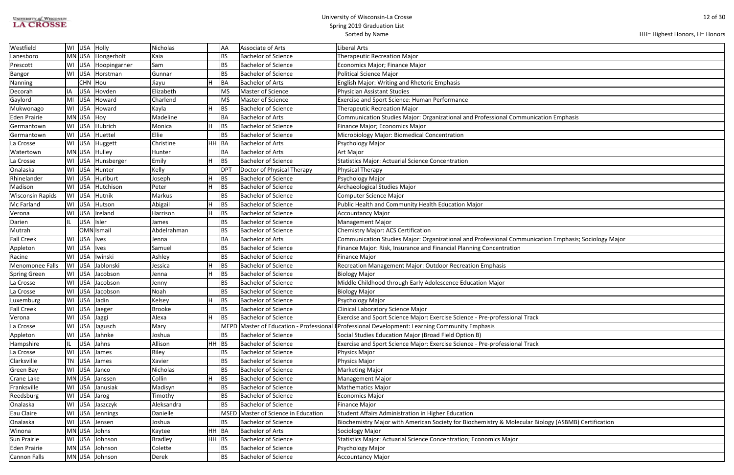# University of Wisconsin-La Crosse
## Spring 2019 Graduation List
Sorted by Name

HH= Highest Honors, H= Honors

| | | | | | | | | |
|---|---|---|---|---|---|---|---|---|
| Westfield | WI | USA | Holly | Nicholas | | AA | Associate of Arts | Liberal Arts |
| Lanesboro | MN | USA | Hongerholt | Kaia | | BS | Bachelor of Science | Therapeutic Recreation Major |
| Prescott | WI | USA | Hoopingarner | Sam | | BS | Bachelor of Science | Economics Major; Finance Major |
| Bangor | WI | USA | Horstman | Gunnar | | BS | Bachelor of Science | Political Science Major |
| Nanning | | CHN | Hou | Jiayu | H | BA | Bachelor of Arts | English Major: Writing and Rhetoric Emphasis |
| Decorah | IA | USA | Hovden | Elizabeth | | MS | Master of Science | Physician Assistant Studies |
| Gaylord | MI | USA | Howard | Charlend | | MS | Master of Science | Exercise and Sport Science: Human Performance |
| Mukwonago | WI | USA | Howard | Kayla | H | BS | Bachelor of Science | Therapeutic Recreation Major |
| Eden Prairie | MN | USA | Hoy | Madeline | | BA | Bachelor of Arts | Communication Studies Major: Organizational and Professional Communication Emphasis |
| Germantown | WI | USA | Hubrich | Monica | H | BS | Bachelor of Science | Finance Major; Economics Major |
| Germantown | WI | USA | Huettel | Ellie | | BS | Bachelor of Science | Microbiology Major: Biomedical Concentration |
| La Crosse | WI | USA | Huggett | Christine | HH | BA | Bachelor of Arts | Psychology Major |
| Watertown | MN | USA | Hulley | Hunter | | BA | Bachelor of Arts | Art Major |
| La Crosse | WI | USA | Hunsberger | Emily | H | BS | Bachelor of Science | Statistics Major: Actuarial Science Concentration |
| Onalaska | WI | USA | Hunter | Kelly | | DPT | Doctor of Physical Therapy | Physical Therapy |
| Rhinelander | WI | USA | Hurlburt | Joseph | H | BS | Bachelor of Science | Psychology Major |
| Madison | WI | USA | Hutchison | Peter | H | BS | Bachelor of Science | Archaeological Studies Major |
| Wisconsin Rapids | WI | USA | Hutnik | Markus | | BS | Bachelor of Science | Computer Science Major |
| Mc Farland | WI | USA | Hutson | Abigail | H | BS | Bachelor of Science | Public Health and Community Health Education Major |
| Verona | WI | USA | Ireland | Harrison | H | BS | Bachelor of Science | Accountancy Major |
| Darien | IL | USA | Isler | James | | BS | Bachelor of Science | Management Major |
| Mutrah | | OMN | Ismail | Abdelrahman | | BS | Bachelor of Science | Chemistry Major: ACS Certification |
| Fall Creek | WI | USA | Ives | Jenna | | BA | Bachelor of Arts | Communication Studies Major: Organizational and Professional Communication Emphasis; Sociology Major |
| Appleton | WI | USA | Ives | Samuel | | BS | Bachelor of Science | Finance Major: Risk, Insurance and Financial Planning Concentration |
| Racine | WI | USA | Iwinski | Ashley | | BS | Bachelor of Science | Finance Major |
| Menomonee Falls | WI | USA | Jablonski | Jessica | H | BS | Bachelor of Science | Recreation Management Major: Outdoor Recreation Emphasis |
| Spring Green | WI | USA | Jacobson | Jenna | H | BS | Bachelor of Science | Biology Major |
| La Crosse | WI | USA | Jacobson | Jenny | | BS | Bachelor of Science | Middle Childhood through Early Adolescence Education Major |
| La Crosse | WI | USA | Jacobson | Noah | | BS | Bachelor of Science | Biology Major |
| Luxemburg | WI | USA | Jadin | Kelsey | H | BS | Bachelor of Science | Psychology Major |
| Fall Creek | WI | USA | Jaeger | Brooke | | BS | Bachelor of Science | Clinical Laboratory Science Major |
| Verona | WI | USA | Jaggi | Alexa | H | BS | Bachelor of Science | Exercise and Sport Science Major: Exercise Science - Pre-professional Track |
| La Crosse | WI | USA | Jagusch | Mary | | MEPD | Master of Education - Professional ( | Professional Development: Learning Community Emphasis |
| Appleton | WI | USA | Jahnke | Joshua | | BS | Bachelor of Science | Social Studies Education Major (Broad Field Option B) |
| Hampshire | IL | USA | Jahns | Allison | HH | BS | Bachelor of Science | Exercise and Sport Science Major: Exercise Science - Pre-professional Track |
| La Crosse | WI | USA | James | Riley | | BS | Bachelor of Science | Physics Major |
| Clarksville | TN | USA | James | Xavier | | BS | Bachelor of Science | Physics Major |
| Green Bay | WI | USA | Janco | Nicholas | | BS | Bachelor of Science | Marketing Major |
| Crane Lake | MN | USA | Janssen | Collin | H | BS | Bachelor of Science | Management Major |
| Franksville | WI | USA | Janusiak | Madisyn | | BS | Bachelor of Science | Mathematics Major |
| Reedsburg | WI | USA | Jarog | Timothy | | BS | Bachelor of Science | Economics Major |
| Onalaska | WI | USA | Jaszczyk | Aleksandra | | BS | Bachelor of Science | Finance Major |
| Eau Claire | WI | USA | Jennings | Danielle | | MSED | Master of Science in Education | Student Affairs Administration in Higher Education |
| Onalaska | WI | USA | Jensen | Joshua | | BS | Bachelor of Science | Biochemistry Major with American Society for Biochemistry & Molecular Biology (ASBMB) Certification |
| Winona | MN | USA | Johns | Kaytee | HH | BA | Bachelor of Arts | Sociology Major |
| Sun Prairie | WI | USA | Johnson | Bradley | HH | BS | Bachelor of Science | Statistics Major: Actuarial Science Concentration; Economics Major |
| Eden Prairie | MN | USA | Johnson | Colette | | BS | Bachelor of Science | Psychology Major |
| Cannon Falls | MN | USA | Johnson | Derek | | BS | Bachelor of Science | Accountancy Major |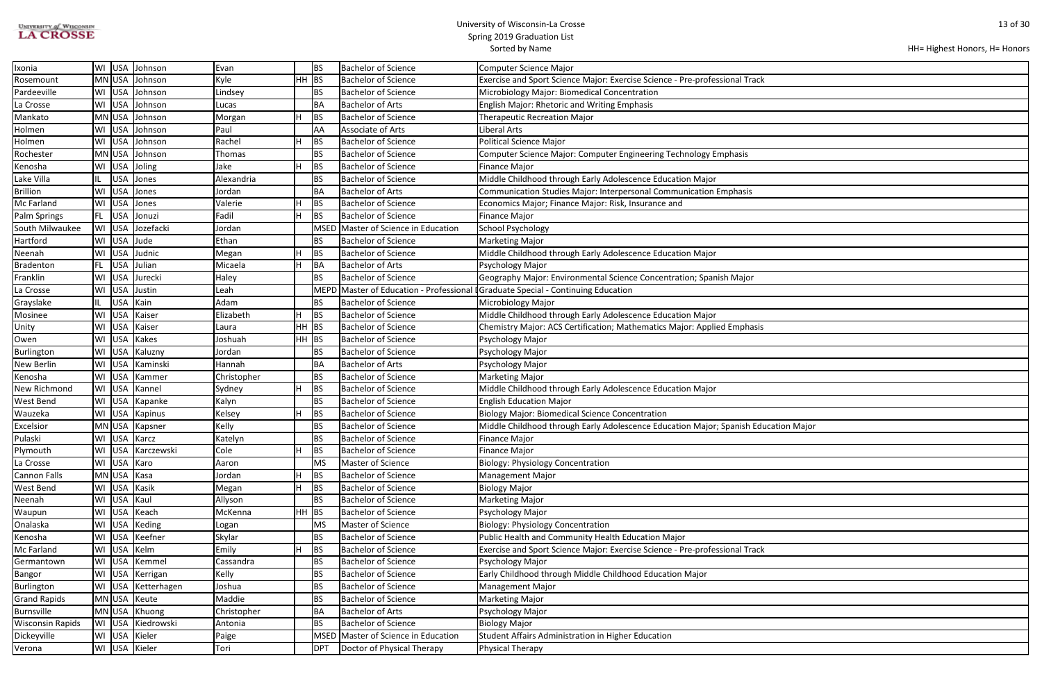# University of Wisconsin-La Crosse
## Spring 2019 Graduation List
### Sorted by Name

HH= Highest Honors, H= Honors

| | | | | | | | | |
|---|---|---|---|---|---|---|---|---|
| Ixonia | WI | USA | Johnson | Evan | | BS | Bachelor of Science | Computer Science Major |
| Rosemount | MN | USA | Johnson | Kyle | HH | BS | Bachelor of Science | Exercise and Sport Science Major: Exercise Science - Pre-professional Track |
| Pardeeville | WI | USA | Johnson | Lindsey | | BS | Bachelor of Science | Microbiology Major: Biomedical Concentration |
| La Crosse | WI | USA | Johnson | Lucas | | BA | Bachelor of Arts | English Major: Rhetoric and Writing Emphasis |
| Mankato | MN | USA | Johnson | Morgan | H | BS | Bachelor of Science | Therapeutic Recreation Major |
| Holmen | WI | USA | Johnson | Paul | | AA | Associate of Arts | Liberal Arts |
| Holmen | WI | USA | Johnson | Rachel | H | BS | Bachelor of Science | Political Science Major |
| Rochester | MN | USA | Johnson | Thomas | | BS | Bachelor of Science | Computer Science Major: Computer Engineering Technology Emphasis |
| Kenosha | WI | USA | Joling | Jake | H | BS | Bachelor of Science | Finance Major |
| Lake Villa | IL | USA | Jones | Alexandria | | BS | Bachelor of Science | Middle Childhood through Early Adolescence Education Major |
| Brillion | WI | USA | Jones | Jordan | | BA | Bachelor of Arts | Communication Studies Major: Interpersonal Communication Emphasis |
| Mc Farland | WI | USA | Jones | Valerie | H | BS | Bachelor of Science | Economics Major; Finance Major: Risk, Insurance and |
| Palm Springs | FL | USA | Jonuzi | Fadil | H | BS | Bachelor of Science | Finance Major |
| South Milwaukee | WI | USA | Jozefacki | Jordan | | MSED | Master of Science in Education | School Psychology |
| Hartford | WI | USA | Jude | Ethan | | BS | Bachelor of Science | Marketing Major |
| Neenah | WI | USA | Judnic | Megan | H | BS | Bachelor of Science | Middle Childhood through Early Adolescence Education Major |
| Bradenton | FL | USA | Julian | Micaela | H | BA | Bachelor of Arts | Psychology Major |
| Franklin | WI | USA | Jurecki | Haley | | BS | Bachelor of Science | Geography Major: Environmental Science Concentration; Spanish Major |
| La Crosse | WI | USA | Justin | Leah | | MEPD | Master of Education - Professional I | Graduate Special - Continuing Education |
| Grayslake | IL | USA | Kain | Adam | | BS | Bachelor of Science | Microbiology Major |
| Mosinee | WI | USA | Kaiser | Elizabeth | H | BS | Bachelor of Science | Middle Childhood through Early Adolescence Education Major |
| Unity | WI | USA | Kaiser | Laura | HH | BS | Bachelor of Science | Chemistry Major: ACS Certification; Mathematics Major: Applied Emphasis |
| Owen | WI | USA | Kakes | Joshuah | HH | BS | Bachelor of Science | Psychology Major |
| Burlington | WI | USA | Kaluzny | Jordan | | BS | Bachelor of Science | Psychology Major |
| New Berlin | WI | USA | Kaminski | Hannah | | BA | Bachelor of Arts | Psychology Major |
| Kenosha | WI | USA | Kammer | Christopher | | BS | Bachelor of Science | Marketing Major |
| New Richmond | WI | USA | Kannel | Sydney | H | BS | Bachelor of Science | Middle Childhood through Early Adolescence Education Major |
| West Bend | WI | USA | Kapanke | Kalyn | | BS | Bachelor of Science | English Education Major |
| Wauzeka | WI | USA | Kapinus | Kelsey | H | BS | Bachelor of Science | Biology Major: Biomedical Science Concentration |
| Excelsior | MN | USA | Kapsner | Kelly | | BS | Bachelor of Science | Middle Childhood through Early Adolescence Education Major; Spanish Education Major |
| Pulaski | WI | USA | Karcz | Katelyn | | BS | Bachelor of Science | Finance Major |
| Plymouth | WI | USA | Karczewski | Cole | H | BS | Bachelor of Science | Finance Major |
| La Crosse | WI | USA | Karo | Aaron | | MS | Master of Science | Biology: Physiology Concentration |
| Cannon Falls | MN | USA | Kasa | Jordan | H | BS | Bachelor of Science | Management Major |
| West Bend | WI | USA | Kasik | Megan | H | BS | Bachelor of Science | Biology Major |
| Neenah | WI | USA | Kaul | Allyson | | BS | Bachelor of Science | Marketing Major |
| Waupun | WI | USA | Keach | McKenna | HH | BS | Bachelor of Science | Psychology Major |
| Onalaska | WI | USA | Keding | Logan | | MS | Master of Science | Biology: Physiology Concentration |
| Kenosha | WI | USA | Keefner | Skylar | | BS | Bachelor of Science | Public Health and Community Health Education Major |
| Mc Farland | WI | USA | Kelm | Emily | H | BS | Bachelor of Science | Exercise and Sport Science Major: Exercise Science - Pre-professional Track |
| Germantown | WI | USA | Kemmel | Cassandra | | BS | Bachelor of Science | Psychology Major |
| Bangor | WI | USA | Kerrigan | Kelly | | BS | Bachelor of Science | Early Childhood through Middle Childhood Education Major |
| Burlington | WI | USA | Ketterhagen | Joshua | | BS | Bachelor of Science | Management Major |
| Grand Rapids | MN | USA | Keute | Maddie | | BS | Bachelor of Science | Marketing Major |
| Burnsville | MN | USA | Khuong | Christopher | | BA | Bachelor of Arts | Psychology Major |
| Wisconsin Rapids | WI | USA | Kiedrowski | Antonia | | BS | Bachelor of Science | Biology Major |
| Dickeyville | WI | USA | Kieler | Paige | | MSED | Master of Science in Education | Student Affairs Administration in Higher Education |
| Verona | WI | USA | Kieler | Tori | | DPT | Doctor of Physical Therapy | Physical Therapy |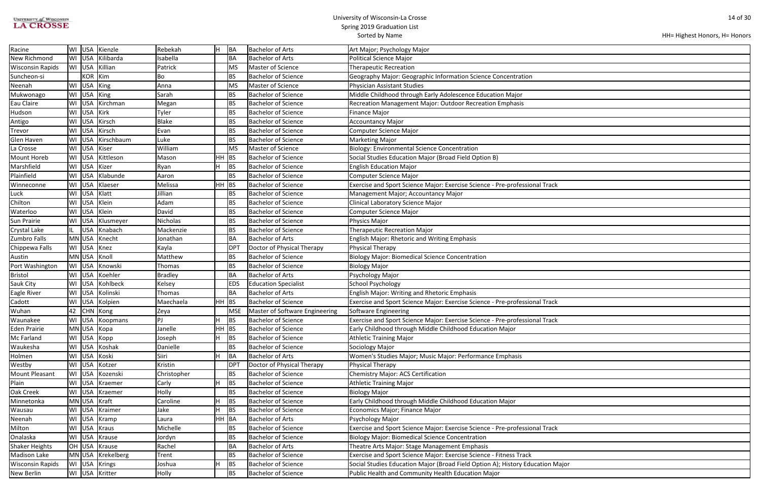University of Wisconsin-La Crosse
Spring 2019 Graduation List
Sorted by Name

HH= Highest Honors, H= Honors

| | | | | | | | | |
|---|---|---|---|---|---|---|---|---|
| Racine | WI | USA | Kienzle | Rebekah | H | BA | Bachelor of Arts | Art Major; Psychology Major |
| New Richmond | WI | USA | Kilibarda | Isabella | | BA | Bachelor of Arts | Political Science Major |
| Wisconsin Rapids | WI | USA | Killian | Patrick | | MS | Master of Science | Therapeutic Recreation |
| Suncheon-si | | KOR | Kim | Bo | | BS | Bachelor of Science | Geography Major: Geographic Information Science Concentration |
| Neenah | WI | USA | King | Anna | | MS | Master of Science | Physician Assistant Studies |
| Mukwonago | WI | USA | King | Sarah | | BS | Bachelor of Science | Middle Childhood through Early Adolescence Education Major |
| Eau Claire | WI | USA | Kirchman | Megan | | BS | Bachelor of Science | Recreation Management Major: Outdoor Recreation Emphasis |
| Hudson | WI | USA | Kirk | Tyler | | BS | Bachelor of Science | Finance Major |
| Antigo | WI | USA | Kirsch | Blake | | BS | Bachelor of Science | Accountancy Major |
| Trevor | WI | USA | Kirsch | Evan | | BS | Bachelor of Science | Computer Science Major |
| Glen Haven | WI | USA | Kirschbaum | Luke | | BS | Bachelor of Science | Marketing Major |
| La Crosse | WI | USA | Kiser | William | | MS | Master of Science | Biology: Environmental Science Concentration |
| Mount Horeb | WI | USA | Kittleson | Mason | HH | BS | Bachelor of Science | Social Studies Education Major (Broad Field Option B) |
| Marshfield | WI | USA | Kizer | Ryan | H | BS | Bachelor of Science | English Education Major |
| Plainfield | WI | USA | Klabunde | Aaron | | BS | Bachelor of Science | Computer Science Major |
| Winneconne | WI | USA | Klaeser | Melissa | HH | BS | Bachelor of Science | Exercise and Sport Science Major: Exercise Science - Pre-professional Track |
| Luck | WI | USA | Klatt | Jillian | | BS | Bachelor of Science | Management Major; Accountancy Major |
| Chilton | WI | USA | Klein | Adam | | BS | Bachelor of Science | Clinical Laboratory Science Major |
| Waterloo | WI | USA | Klein | David | | BS | Bachelor of Science | Computer Science Major |
| Sun Prairie | WI | USA | Klusmeyer | Nicholas | | BS | Bachelor of Science | Physics Major |
| Crystal Lake | IL | USA | Knabach | Mackenzie | | BS | Bachelor of Science | Therapeutic Recreation Major |
| Zumbro Falls | MN | USA | Knecht | Jonathan | | BA | Bachelor of Arts | English Major: Rhetoric and Writing Emphasis |
| Chippewa Falls | WI | USA | Knez | Kayla | | DPT | Doctor of Physical Therapy | Physical Therapy |
| Austin | MN | USA | Knoll | Matthew | | BS | Bachelor of Science | Biology Major: Biomedical Science Concentration |
| Port Washington | WI | USA | Knowski | Thomas | | BS | Bachelor of Science | Biology Major |
| Bristol | WI | USA | Koehler | Bradley | | BA | Bachelor of Arts | Psychology Major |
| Sauk City | WI | USA | Kohlbeck | Kelsey | | EDS | Education Specialist | School Psychology |
| Eagle River | WI | USA | Kolinski | Thomas | | BA | Bachelor of Arts | English Major: Writing and Rhetoric Emphasis |
| Cadott | WI | USA | Kolpien | Maechaela | HH | BS | Bachelor of Science | Exercise and Sport Science Major: Exercise Science - Pre-professional Track |
| Wuhan | 42 | CHN | Kong | Zeya | | MSE | Master of Software Engineering | Software Engineering |
| Waunakee | WI | USA | Koopmans | PJ | H | BS | Bachelor of Science | Exercise and Sport Science Major: Exercise Science - Pre-professional Track |
| Eden Prairie | MN | USA | Kopa | Janelle | HH | BS | Bachelor of Science | Early Childhood through Middle Childhood Education Major |
| Mc Farland | WI | USA | Kopp | Joseph | H | BS | Bachelor of Science | Athletic Training Major |
| Waukesha | WI | USA | Koshak | Danielle | | BS | Bachelor of Science | Sociology Major |
| Holmen | WI | USA | Koski | Siiri | H | BA | Bachelor of Arts | Women's Studies Major; Music Major: Performance Emphasis |
| Westby | WI | USA | Kotzer | Kristin | | DPT | Doctor of Physical Therapy | Physical Therapy |
| Mount Pleasant | WI | USA | Kozenski | Christopher | | BS | Bachelor of Science | Chemistry Major: ACS Certification |
| Plain | WI | USA | Kraemer | Carly | H | BS | Bachelor of Science | Athletic Training Major |
| Oak Creek | WI | USA | Kraemer | Holly | | BS | Bachelor of Science | Biology Major |
| Minnetonka | MN | USA | Kraft | Caroline | H | BS | Bachelor of Science | Early Childhood through Middle Childhood Education Major |
| Wausau | WI | USA | Kraimer | Jake | H | BS | Bachelor of Science | Economics Major; Finance Major |
| Neenah | WI | USA | Kramp | Laura | HH | BA | Bachelor of Arts | Psychology Major |
| Milton | WI | USA | Kraus | Michelle | | BS | Bachelor of Science | Exercise and Sport Science Major: Exercise Science - Pre-professional Track |
| Onalaska | WI | USA | Krause | Jordyn | | BS | Bachelor of Science | Biology Major: Biomedical Science Concentration |
| Shaker Heights | OH | USA | Krause | Rachel | | BA | Bachelor of Arts | Theatre Arts Major: Stage Management Emphasis |
| Madison Lake | MN | USA | Krekelberg | Trent | | BS | Bachelor of Science | Exercise and Sport Science Major: Exercise Science - Fitness Track |
| Wisconsin Rapids | WI | USA | Krings | Joshua | H | BS | Bachelor of Science | Social Studies Education Major (Broad Field Option A); History Education Major |
| New Berlin | WI | USA | Kritter | Holly | | BS | Bachelor of Science | Public Health and Community Health Education Major |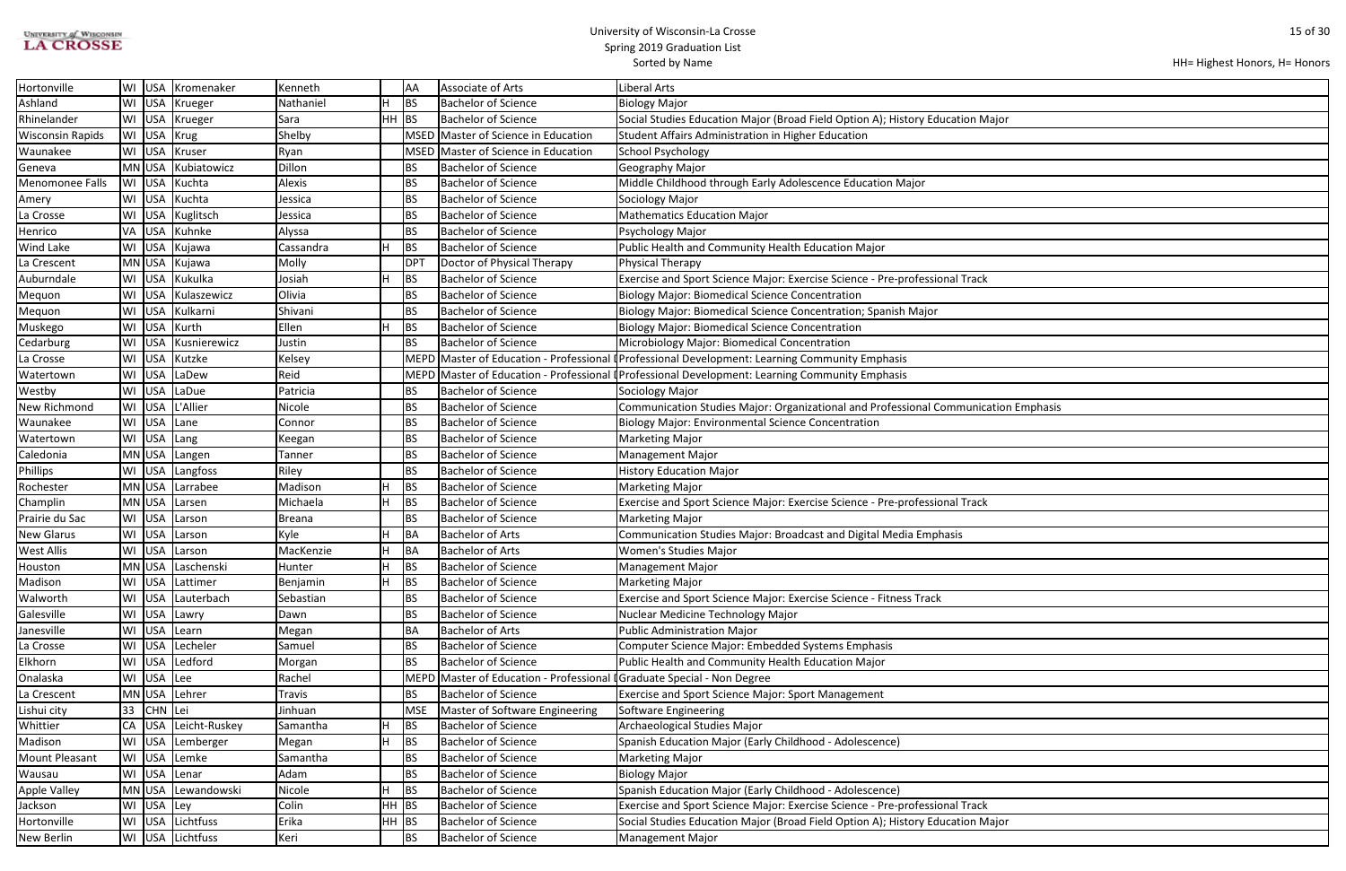| | | | | | | | | |
|---|---|---|---|---|---|---|---|---|
| Hortonville | WI | USA | Kromenaker | Kenneth | | AA | Associate of Arts | Liberal Arts |
| Ashland | WI | USA | Krueger | Nathaniel | H | BS | Bachelor of Science | Biology Major |
| Rhinelander | WI | USA | Krueger | Sara | HH | BS | Bachelor of Science | Social Studies Education Major (Broad Field Option A); History Education Major |
| Wisconsin Rapids | WI | USA | Krug | Shelby | | MSED | Master of Science in Education | Student Affairs Administration in Higher Education |
| Waunakee | WI | USA | Kruser | Ryan | | MSED | Master of Science in Education | School Psychology |
| Geneva | MN | USA | Kubiatowicz | Dillon | | BS | Bachelor of Science | Geography Major |
| Menomonee Falls | WI | USA | Kuchta | Alexis | | BS | Bachelor of Science | Middle Childhood through Early Adolescence Education Major |
| Amery | WI | USA | Kuchta | Jessica | | BS | Bachelor of Science | Sociology Major |
| La Crosse | WI | USA | Kuglitsch | Jessica | | BS | Bachelor of Science | Mathematics Education Major |
| Henrico | VA | USA | Kuhnke | Alyssa | | BS | Bachelor of Science | Psychology Major |
| Wind Lake | WI | USA | Kujawa | Cassandra | H | BS | Bachelor of Science | Public Health and Community Health Education Major |
| La Crescent | MN | USA | Kujawa | Molly | | DPT | Doctor of Physical Therapy | Physical Therapy |
| Auburndale | WI | USA | Kukulka | Josiah | H | BS | Bachelor of Science | Exercise and Sport Science Major: Exercise Science - Pre-professional Track |
| Mequon | WI | USA | Kulaszewicz | Olivia | | BS | Bachelor of Science | Biology Major: Biomedical Science Concentration |
| Mequon | WI | USA | Kulkarni | Shivani | | BS | Bachelor of Science | Biology Major: Biomedical Science Concentration; Spanish Major |
| Muskego | WI | USA | Kurth | Ellen | H | BS | Bachelor of Science | Biology Major: Biomedical Science Concentration |
| Cedarburg | WI | USA | Kusnierewicz | Justin | | BS | Bachelor of Science | Microbiology Major: Biomedical Concentration |
| La Crosse | WI | USA | Kutzke | Kelsey | | MEPD | Master of Education - Professional D | Professional Development: Learning Community Emphasis |
| Watertown | WI | USA | LaDew | Reid | | MEPD | Master of Education - Professional D | Professional Development: Learning Community Emphasis |
| Westby | WI | USA | LaDue | Patricia | | BS | Bachelor of Science | Sociology Major |
| New Richmond | WI | USA | L'Allier | Nicole | | BS | Bachelor of Science | Communication Studies Major: Organizational and Professional Communication Emphasis |
| Waunakee | WI | USA | Lane | Connor | | BS | Bachelor of Science | Biology Major: Environmental Science Concentration |
| Watertown | WI | USA | Lang | Keegan | | BS | Bachelor of Science | Marketing Major |
| Caledonia | MN | USA | Langen | Tanner | | BS | Bachelor of Science | Management Major |
| Phillips | WI | USA | Langfoss | Riley | | BS | Bachelor of Science | History Education Major |
| Rochester | MN | USA | Larrabee | Madison | H | BS | Bachelor of Science | Marketing Major |
| Champlin | MN | USA | Larsen | Michaela | H | BS | Bachelor of Science | Exercise and Sport Science Major: Exercise Science - Pre-professional Track |
| Prairie du Sac | WI | USA | Larson | Breana | | BS | Bachelor of Science | Marketing Major |
| New Glarus | WI | USA | Larson | Kyle | H | BA | Bachelor of Arts | Communication Studies Major: Broadcast and Digital Media Emphasis |
| West Allis | WI | USA | Larson | MacKenzie | H | BA | Bachelor of Arts | Women's Studies Major |
| Houston | MN | USA | Laschenski | Hunter | H | BS | Bachelor of Science | Management Major |
| Madison | WI | USA | Lattimer | Benjamin | H | BS | Bachelor of Science | Marketing Major |
| Walworth | WI | USA | Lauterbach | Sebastian | | BS | Bachelor of Science | Exercise and Sport Science Major: Exercise Science - Fitness Track |
| Galesville | WI | USA | Lawry | Dawn | | BS | Bachelor of Science | Nuclear Medicine Technology Major |
| Janesville | WI | USA | Learn | Megan | | BA | Bachelor of Arts | Public Administration Major |
| La Crosse | WI | USA | Lecheler | Samuel | | BS | Bachelor of Science | Computer Science Major: Embedded Systems Emphasis |
| Elkhorn | WI | USA | Ledford | Morgan | | BS | Bachelor of Science | Public Health and Community Health Education Major |
| Onalaska | WI | USA | Lee | Rachel | | MEPD | Master of Education - Professional D | Graduate Special - Non Degree |
| La Crescent | MN | USA | Lehrer | Travis | | BS | Bachelor of Science | Exercise and Sport Science Major: Sport Management |
| Lishui city | 33 | CHN | Lei | Jinhuan | | MSE | Master of Software Engineering | Software Engineering |
| Whittier | CA | USA | Leicht-Ruskey | Samantha | H | BS | Bachelor of Science | Archaeological Studies Major |
| Madison | WI | USA | Lemberger | Megan | H | BS | Bachelor of Science | Spanish Education Major (Early Childhood - Adolescence) |
| Mount Pleasant | WI | USA | Lemke | Samantha | | BS | Bachelor of Science | Marketing Major |
| Wausau | WI | USA | Lenar | Adam | | BS | Bachelor of Science | Biology Major |
| Apple Valley | MN | USA | Lewandowski | Nicole | H | BS | Bachelor of Science | Spanish Education Major (Early Childhood - Adolescence) |
| Jackson | WI | USA | Ley | Colin | HH | BS | Bachelor of Science | Exercise and Sport Science Major: Exercise Science - Pre-professional Track |
| Hortonville | WI | USA | Lichtfuss | Erika | HH | BS | Bachelor of Science | Social Studies Education Major (Broad Field Option A); History Education Major |
| New Berlin | WI | USA | Lichtfuss | Keri | | BS | Bachelor of Science | Management Major |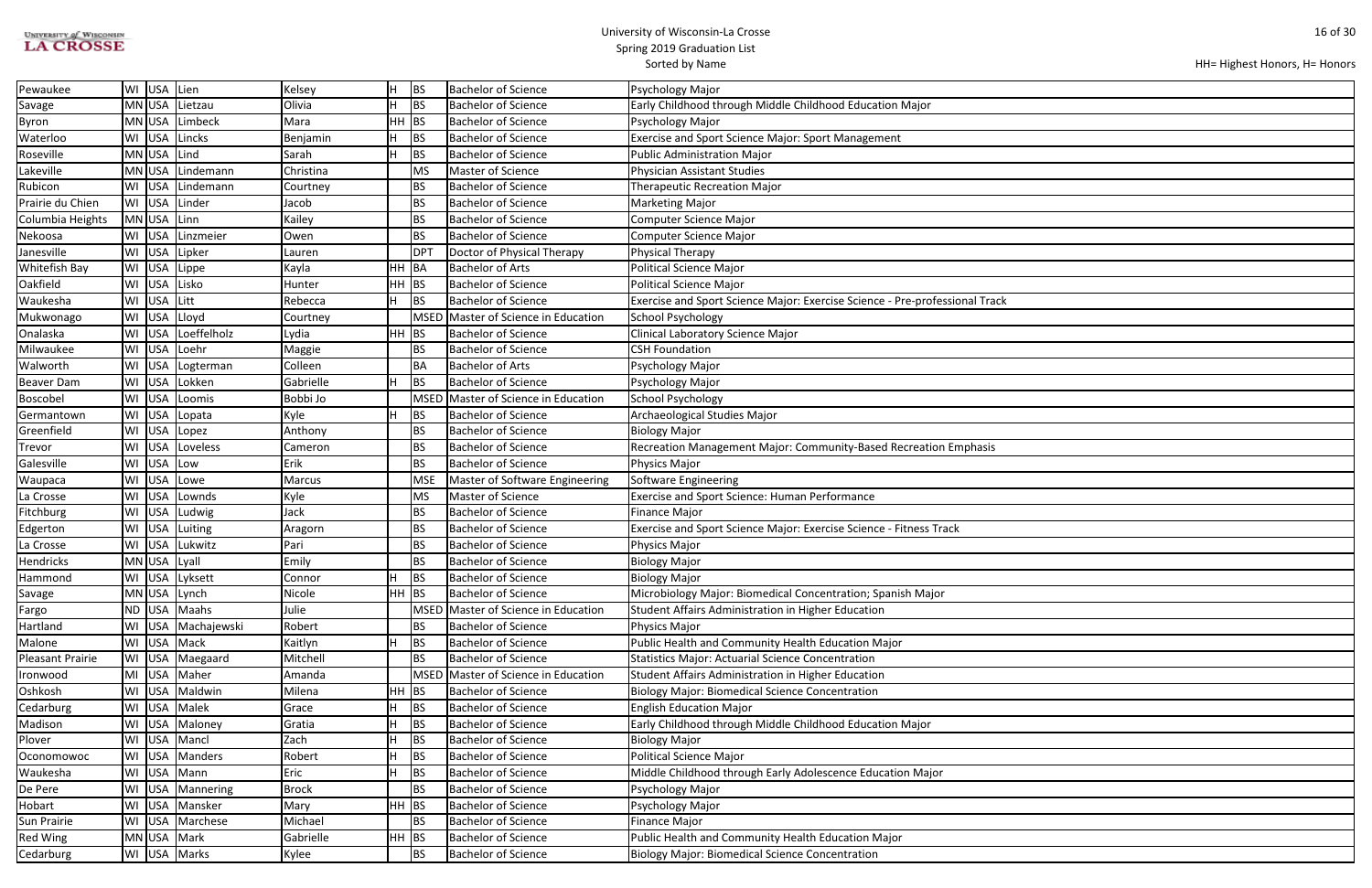# University of Wisconsin-La Crosse
## Spring 2019 Graduation List
### Sorted by Name

HH= Highest Honors, H= Honors

| | | | | | | | | |
|---|---|---|---|---|---|---|---|---|
| Pewaukee | WI | USA | Lien | Kelsey | H | BS | Bachelor of Science | Psychology Major |
| Savage | MN | USA | Lietzau | Olivia | H | BS | Bachelor of Science | Early Childhood through Middle Childhood Education Major |
| Byron | MN | USA | Limbeck | Mara | HH | BS | Bachelor of Science | Psychology Major |
| Waterloo | WI | USA | Lincks | Benjamin | H | BS | Bachelor of Science | Exercise and Sport Science Major: Sport Management |
| Roseville | MN | USA | Lind | Sarah | H | BS | Bachelor of Science | Public Administration Major |
| Lakeville | MN | USA | Lindemann | Christina | | MS | Master of Science | Physician Assistant Studies |
| Rubicon | WI | USA | Lindemann | Courtney | | BS | Bachelor of Science | Therapeutic Recreation Major |
| Prairie du Chien | WI | USA | Linder | Jacob | | BS | Bachelor of Science | Marketing Major |
| Columbia Heights | MN | USA | Linn | Kailey | | BS | Bachelor of Science | Computer Science Major |
| Nekoosa | WI | USA | Linzmeier | Owen | | BS | Bachelor of Science | Computer Science Major |
| Janesville | WI | USA | Lipker | Lauren | | DPT | Doctor of Physical Therapy | Physical Therapy |
| Whitefish Bay | WI | USA | Lippe | Kayla | HH | BA | Bachelor of Arts | Political Science Major |
| Oakfield | WI | USA | Lisko | Hunter | HH | BS | Bachelor of Science | Political Science Major |
| Waukesha | WI | USA | Litt | Rebecca | H | BS | Bachelor of Science | Exercise and Sport Science Major: Exercise Science - Pre-professional Track |
| Mukwonago | WI | USA | Lloyd | Courtney | | MSED | Master of Science in Education | School Psychology |
| Onalaska | WI | USA | Loeffelholz | Lydia | HH | BS | Bachelor of Science | Clinical Laboratory Science Major |
| Milwaukee | WI | USA | Loehr | Maggie | | BS | Bachelor of Science | CSH Foundation |
| Walworth | WI | USA | Logterman | Colleen | | BA | Bachelor of Arts | Psychology Major |
| Beaver Dam | WI | USA | Lokken | Gabrielle | H | BS | Bachelor of Science | Psychology Major |
| Boscobel | WI | USA | Loomis | Bobbi Jo | | MSED | Master of Science in Education | School Psychology |
| Germantown | WI | USA | Lopata | Kyle | H | BS | Bachelor of Science | Archaeological Studies Major |
| Greenfield | WI | USA | Lopez | Anthony | | BS | Bachelor of Science | Biology Major |
| Trevor | WI | USA | Loveless | Cameron | | BS | Bachelor of Science | Recreation Management Major: Community-Based Recreation Emphasis |
| Galesville | WI | USA | Low | Erik | | BS | Bachelor of Science | Physics Major |
| Waupaca | WI | USA | Lowe | Marcus | | MSE | Master of Software Engineering | Software Engineering |
| La Crosse | WI | USA | Lownds | Kyle | | MS | Master of Science | Exercise and Sport Science: Human Performance |
| Fitchburg | WI | USA | Ludwig | Jack | | BS | Bachelor of Science | Finance Major |
| Edgerton | WI | USA | Luiting | Aragorn | | BS | Bachelor of Science | Exercise and Sport Science Major: Exercise Science - Fitness Track |
| La Crosse | WI | USA | Lukwitz | Pari | | BS | Bachelor of Science | Physics Major |
| Hendricks | MN | USA | Lyall | Emily | | BS | Bachelor of Science | Biology Major |
| Hammond | WI | USA | Lyksett | Connor | H | BS | Bachelor of Science | Biology Major |
| Savage | MN | USA | Lynch | Nicole | HH | BS | Bachelor of Science | Microbiology Major: Biomedical Concentration; Spanish Major |
| Fargo | ND | USA | Maahs | Julie | | MSED | Master of Science in Education | Student Affairs Administration in Higher Education |
| Hartland | WI | USA | Machajewski | Robert | | BS | Bachelor of Science | Physics Major |
| Malone | WI | USA | Mack | Kaitlyn | H | BS | Bachelor of Science | Public Health and Community Health Education Major |
| Pleasant Prairie | WI | USA | Maegaard | Mitchell | | BS | Bachelor of Science | Statistics Major: Actuarial Science Concentration |
| Ironwood | MI | USA | Maher | Amanda | | MSED | Master of Science in Education | Student Affairs Administration in Higher Education |
| Oshkosh | WI | USA | Maldwin | Milena | HH | BS | Bachelor of Science | Biology Major: Biomedical Science Concentration |
| Cedarburg | WI | USA | Malek | Grace | H | BS | Bachelor of Science | English Education Major |
| Madison | WI | USA | Maloney | Gratia | H | BS | Bachelor of Science | Early Childhood through Middle Childhood Education Major |
| Plover | WI | USA | Mancl | Zach | H | BS | Bachelor of Science | Biology Major |
| Oconomowoc | WI | USA | Manders | Robert | H | BS | Bachelor of Science | Political Science Major |
| Waukesha | WI | USA | Mann | Eric | H | BS | Bachelor of Science | Middle Childhood through Early Adolescence Education Major |
| De Pere | WI | USA | Mannering | Brock | | BS | Bachelor of Science | Psychology Major |
| Hobart | WI | USA | Mansker | Mary | HH | BS | Bachelor of Science | Psychology Major |
| Sun Prairie | WI | USA | Marchese | Michael | | BS | Bachelor of Science | Finance Major |
| Red Wing | MN | USA | Mark | Gabrielle | HH | BS | Bachelor of Science | Public Health and Community Health Education Major |
| Cedarburg | WI | USA | Marks | Kylee | | BS | Bachelor of Science | Biology Major: Biomedical Science Concentration |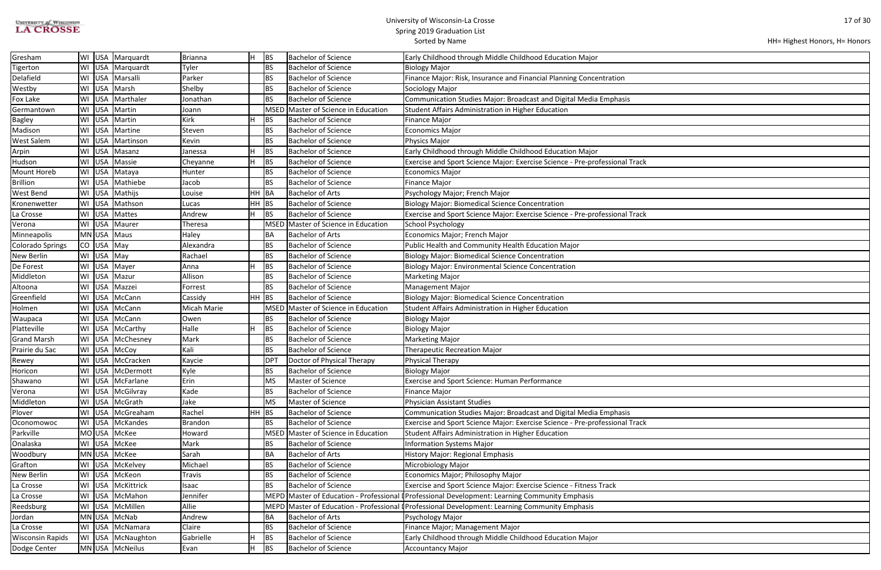# University of Wisconsin-La Crosse
## Spring 2019 Graduation List
Sorted by Name

HH= Highest Honors, H= Honors

| City | State | Country | Last Name | First Name | Honors | Degree | Degree Name | Major |
|---|---|---|---|---|---|---|---|---|
| Gresham | WI | USA | Marquardt | Brianna | H | BS | Bachelor of Science | Early Childhood through Middle Childhood Education Major |
| Tigerton | WI | USA | Marquardt | Tyler | | BS | Bachelor of Science | Biology Major |
| Delafield | WI | USA | Marsalli | Parker | | BS | Bachelor of Science | Finance Major: Risk, Insurance and Financial Planning Concentration |
| Westby | WI | USA | Marsh | Shelby | | BS | Bachelor of Science | Sociology Major |
| Fox Lake | WI | USA | Marthaler | Jonathan | | BS | Bachelor of Science | Communication Studies Major: Broadcast and Digital Media Emphasis |
| Germantown | WI | USA | Martin | Joann | | MSED | Master of Science in Education | Student Affairs Administration in Higher Education |
| Bagley | WI | USA | Martin | Kirk | H | BS | Bachelor of Science | Finance Major |
| Madison | WI | USA | Martine | Steven | | BS | Bachelor of Science | Economics Major |
| West Salem | WI | USA | Martinson | Kevin | | BS | Bachelor of Science | Physics Major |
| Arpin | WI | USA | Masanz | Janessa | H | BS | Bachelor of Science | Early Childhood through Middle Childhood Education Major |
| Hudson | WI | USA | Massie | Cheyanne | H | BS | Bachelor of Science | Exercise and Sport Science Major: Exercise Science - Pre-professional Track |
| Mount Horeb | WI | USA | Mataya | Hunter | | BS | Bachelor of Science | Economics Major |
| Brillion | WI | USA | Mathiebe | Jacob | | BS | Bachelor of Science | Finance Major |
| West Bend | WI | USA | Mathijs | Louise | HH | BA | Bachelor of Arts | Psychology Major; French Major |
| Kronenwetter | WI | USA | Mathson | Lucas | HH | BS | Bachelor of Science | Biology Major: Biomedical Science Concentration |
| La Crosse | WI | USA | Mattes | Andrew | H | BS | Bachelor of Science | Exercise and Sport Science Major: Exercise Science - Pre-professional Track |
| Verona | WI | USA | Maurer | Theresa | | MSED | Master of Science in Education | School Psychology |
| Minneapolis | MN | USA | Maus | Haley | | BA | Bachelor of Arts | Economics Major; French Major |
| Colorado Springs | CO | USA | May | Alexandra | | BS | Bachelor of Science | Public Health and Community Health Education Major |
| New Berlin | WI | USA | May | Rachael | | BS | Bachelor of Science | Biology Major: Biomedical Science Concentration |
| De Forest | WI | USA | Mayer | Anna | H | BS | Bachelor of Science | Biology Major: Environmental Science Concentration |
| Middleton | WI | USA | Mazur | Allison | | BS | Bachelor of Science | Marketing Major |
| Altoona | WI | USA | Mazzei | Forrest | | BS | Bachelor of Science | Management Major |
| Greenfield | WI | USA | McCann | Cassidy | HH | BS | Bachelor of Science | Biology Major: Biomedical Science Concentration |
| Holmen | WI | USA | McCann | Micah Marie | | MSED | Master of Science in Education | Student Affairs Administration in Higher Education |
| Waupaca | WI | USA | McCann | Owen | | BS | Bachelor of Science | Biology Major |
| Platteville | WI | USA | McCarthy | Halle | H | BS | Bachelor of Science | Biology Major |
| Grand Marsh | WI | USA | McChesney | Mark | | BS | Bachelor of Science | Marketing Major |
| Prairie du Sac | WI | USA | McCoy | Kali | | BS | Bachelor of Science | Therapeutic Recreation Major |
| Rewey | WI | USA | McCracken | Kaycie | | DPT | Doctor of Physical Therapy | Physical Therapy |
| Horicon | WI | USA | McDermott | Kyle | | BS | Bachelor of Science | Biology Major |
| Shawano | WI | USA | McFarlane | Erin | | MS | Master of Science | Exercise and Sport Science: Human Performance |
| Verona | WI | USA | McGilvray | Kade | | BS | Bachelor of Science | Finance Major |
| Middleton | WI | USA | McGrath | Jake | | MS | Master of Science | Physician Assistant Studies |
| Plover | WI | USA | McGreaham | Rachel | HH | BS | Bachelor of Science | Communication Studies Major: Broadcast and Digital Media Emphasis |
| Oconomowoc | WI | USA | McKandes | Brandon | | BS | Bachelor of Science | Exercise and Sport Science Major: Exercise Science - Pre-professional Track |
| Parkville | MO | USA | McKee | Howard | | MSED | Master of Science in Education | Student Affairs Administration in Higher Education |
| Onalaska | WI | USA | McKee | Mark | | BS | Bachelor of Science | Information Systems Major |
| Woodbury | MN | USA | McKee | Sarah | | BA | Bachelor of Arts | History Major: Regional Emphasis |
| Grafton | WI | USA | McKelvey | Michael | | BS | Bachelor of Science | Microbiology Major |
| New Berlin | WI | USA | McKeon | Travis | | BS | Bachelor of Science | Economics Major; Philosophy Major |
| La Crosse | WI | USA | McKittrick | Isaac | | BS | Bachelor of Science | Exercise and Sport Science Major: Exercise Science - Fitness Track |
| La Crosse | WI | USA | McMahon | Jennifer | | MEPD | Master of Education - Professional | Professional Development: Learning Community Emphasis |
| Reedsburg | WI | USA | McMillen | Allie | | MEPD | Master of Education - Professional | Professional Development: Learning Community Emphasis |
| Jordan | MN | USA | McNab | Andrew | | BA | Bachelor of Arts | Psychology Major |
| La Crosse | WI | USA | McNamara | Claire | | BS | Bachelor of Science | Finance Major; Management Major |
| Wisconsin Rapids | WI | USA | McNaughton | Gabrielle | H | BS | Bachelor of Science | Early Childhood through Middle Childhood Education Major |
| Dodge Center | MN | USA | McNeilus | Evan | H | BS | Bachelor of Science | Accountancy Major |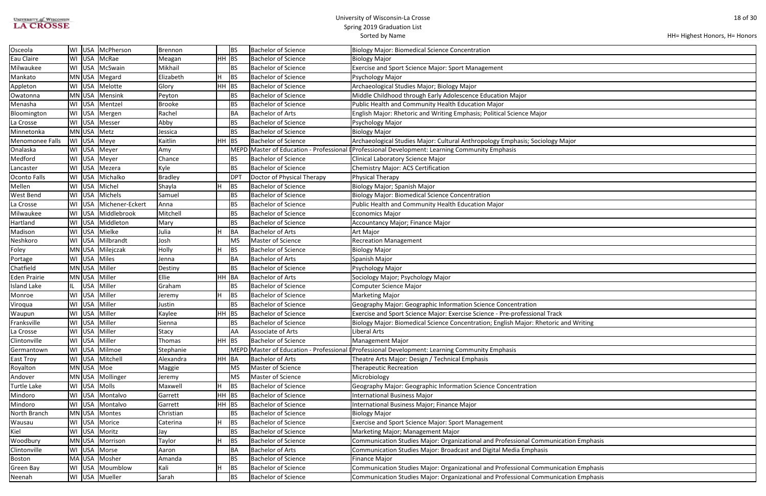University of Wisconsin-La Crosse
Spring 2019 Graduation List
Sorted by Name

HH= Highest Honors, H= Honors

| City | State | Country | Last Name | First Name | Honors | Degree | Degree Name | Major |
|---|---|---|---|---|---|---|---|---|
| Osceola | WI | USA | McPherson | Brennon | | BS | Bachelor of Science | Biology Major: Biomedical Science Concentration |
| Eau Claire | WI | USA | McRae | Meagan | HH | BS | Bachelor of Science | Biology Major |
| Milwaukee | WI | USA | McSwain | Mikhail | | BS | Bachelor of Science | Exercise and Sport Science Major: Sport Management |
| Mankato | MN | USA | Megard | Elizabeth | H | BS | Bachelor of Science | Psychology Major |
| Appleton | WI | USA | Melotte | Glory | HH | BS | Bachelor of Science | Archaeological Studies Major; Biology Major |
| Owatonna | MN | USA | Mensink | Peyton | | BS | Bachelor of Science | Middle Childhood through Early Adolescence Education Major |
| Menasha | WI | USA | Mentzel | Brooke | | BS | Bachelor of Science | Public Health and Community Health Education Major |
| Bloomington | WI | USA | Mergen | Rachel | | BA | Bachelor of Arts | English Major: Rhetoric and Writing Emphasis; Political Science Major |
| La Crosse | WI | USA | Messer | Abby | | BS | Bachelor of Science | Psychology Major |
| Minnetonka | MN | USA | Metz | Jessica | | BS | Bachelor of Science | Biology Major |
| Menomonee Falls | WI | USA | Meye | Kaitlin | HH | BS | Bachelor of Science | Archaeological Studies Major: Cultural Anthropology Emphasis; Sociology Major |
| Onalaska | WI | USA | Meyer | Amy | | MEPD | Master of Education - Professional D | Professional Development: Learning Community Emphasis |
| Medford | WI | USA | Meyer | Chance | | BS | Bachelor of Science | Clinical Laboratory Science Major |
| Lancaster | WI | USA | Mezera | Kyle | | BS | Bachelor of Science | Chemistry Major: ACS Certification |
| Oconto Falls | WI | USA | Michalko | Bradley | | DPT | Doctor of Physical Therapy | Physical Therapy |
| Mellen | WI | USA | Michel | Shayla | H | BS | Bachelor of Science | Biology Major; Spanish Major |
| West Bend | WI | USA | Michels | Samuel | | BS | Bachelor of Science | Biology Major: Biomedical Science Concentration |
| La Crosse | WI | USA | Michener-Eckert | Anna | | BS | Bachelor of Science | Public Health and Community Health Education Major |
| Milwaukee | WI | USA | Middlebrook | Mitchell | | BS | Bachelor of Science | Economics Major |
| Hartland | WI | USA | Middleton | Mary | | BS | Bachelor of Science | Accountancy Major; Finance Major |
| Madison | WI | USA | Mielke | Julia | H | BA | Bachelor of Arts | Art Major |
| Neshkoro | WI | USA | Milbrandt | Josh | | MS | Master of Science | Recreation Management |
| Foley | MN | USA | Milejczak | Holly | H | BS | Bachelor of Science | Biology Major |
| Portage | WI | USA | Miles | Jenna | | BA | Bachelor of Arts | Spanish Major |
| Chatfield | MN | USA | Miller | Destiny | | BS | Bachelor of Science | Psychology Major |
| Eden Prairie | MN | USA | Miller | Ellie | HH | BA | Bachelor of Arts | Sociology Major; Psychology Major |
| Island Lake | IL | USA | Miller | Graham | | BS | Bachelor of Science | Computer Science Major |
| Monroe | WI | USA | Miller | Jeremy | H | BS | Bachelor of Science | Marketing Major |
| Viroqua | WI | USA | Miller | Justin | | BS | Bachelor of Science | Geography Major: Geographic Information Science Concentration |
| Waupun | WI | USA | Miller | Kaylee | HH | BS | Bachelor of Science | Exercise and Sport Science Major: Exercise Science - Pre-professional Track |
| Franksville | WI | USA | Miller | Sienna | | BS | Bachelor of Science | Biology Major: Biomedical Science Concentration; English Major: Rhetoric and Writing |
| La Crosse | WI | USA | Miller | Stacy | | AA | Associate of Arts | Liberal Arts |
| Clintonville | WI | USA | Miller | Thomas | HH | BS | Bachelor of Science | Management Major |
| Germantown | WI | USA | Milmoe | Stephanie | | MEPD | Master of Education - Professional D | Professional Development: Learning Community Emphasis |
| East Troy | WI | USA | Mitchell | Alexandra | HH | BA | Bachelor of Arts | Theatre Arts Major: Design / Technical Emphasis |
| Royalton | MN | USA | Moe | Maggie | | MS | Master of Science | Therapeutic Recreation |
| Andover | MN | USA | Mollinger | Jeremy | | MS | Master of Science | Microbiology |
| Turtle Lake | WI | USA | Molls | Maxwell | H | BS | Bachelor of Science | Geography Major: Geographic Information Science Concentration |
| Mindoro | WI | USA | Montalvo | Garrett | HH | BS | Bachelor of Science | International Business Major |
| Mindoro | WI | USA | Montalvo | Garrett | HH | BS | Bachelor of Science | International Business Major; Finance Major |
| North Branch | MN | USA | Montes | Christian | | BS | Bachelor of Science | Biology Major |
| Wausau | WI | USA | Morice | Caterina | H | BS | Bachelor of Science | Exercise and Sport Science Major: Sport Management |
| Kiel | WI | USA | Moritz | Jay | | BS | Bachelor of Science | Marketing Major; Management Major |
| Woodbury | MN | USA | Morrison | Taylor | H | BS | Bachelor of Science | Communication Studies Major: Organizational and Professional Communication Emphasis |
| Clintonville | WI | USA | Morse | Aaron | | BA | Bachelor of Arts | Communication Studies Major: Broadcast and Digital Media Emphasis |
| Boston | MA | USA | Mosher | Amanda | | BS | Bachelor of Science | Finance Major |
| Green Bay | WI | USA | Moumblow | Kali | H | BS | Bachelor of Science | Communication Studies Major: Organizational and Professional Communication Emphasis |
| Neenah | WI | USA | Mueller | Sarah | | BS | Bachelor of Science | Communication Studies Major: Organizational and Professional Communication Emphasis |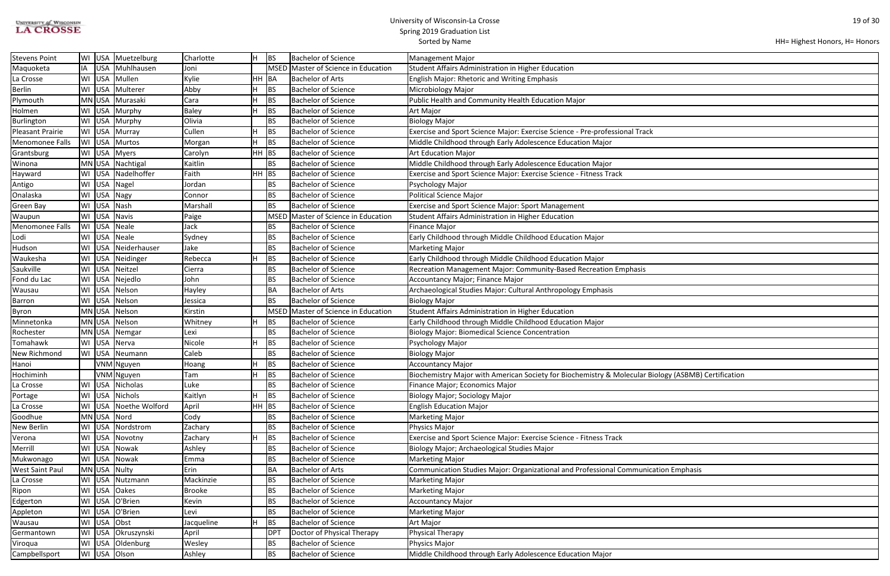# University of Wisconsin-La Crosse
## Spring 2019 Graduation List
Sorted by Name

HH= Highest Honors, H= Honors

| City | State | Country | Last Name | First Name | Honors | Degree | Degree Name | Major |
|---|---|---|---|---|---|---|---|---|
| Stevens Point | WI | USA | Muetzelburg | Charlotte | H | BS | Bachelor of Science | Management Major |
| Maquoketa | IA | USA | Muhlhausen | Joni | | MSED | Master of Science in Education | Student Affairs Administration in Higher Education |
| La Crosse | WI | USA | Mullen | Kylie | HH | BA | Bachelor of Arts | English Major: Rhetoric and Writing Emphasis |
| Berlin | WI | USA | Multerer | Abby | H | BS | Bachelor of Science | Microbiology Major |
| Plymouth | MN | USA | Murasaki | Cara | H | BS | Bachelor of Science | Public Health and Community Health Education Major |
| Holmen | WI | USA | Murphy | Baley | H | BS | Bachelor of Science | Art Major |
| Burlington | WI | USA | Murphy | Olivia | | BS | Bachelor of Science | Biology Major |
| Pleasant Prairie | WI | USA | Murray | Cullen | H | BS | Bachelor of Science | Exercise and Sport Science Major: Exercise Science - Pre-professional Track |
| Menomonee Falls | WI | USA | Murtos | Morgan | H | BS | Bachelor of Science | Middle Childhood through Early Adolescence Education Major |
| Grantsburg | WI | USA | Myers | Carolyn | HH | BS | Bachelor of Science | Art Education Major |
| Winona | MN | USA | Nachtigal | Kaitlin | | BS | Bachelor of Science | Middle Childhood through Early Adolescence Education Major |
| Hayward | WI | USA | Nadelhoffer | Faith | HH | BS | Bachelor of Science | Exercise and Sport Science Major: Exercise Science - Fitness Track |
| Antigo | WI | USA | Nagel | Jordan | | BS | Bachelor of Science | Psychology Major |
| Onalaska | WI | USA | Nagy | Connor | | BS | Bachelor of Science | Political Science Major |
| Green Bay | WI | USA | Nash | Marshall | | BS | Bachelor of Science | Exercise and Sport Science Major: Sport Management |
| Waupun | WI | USA | Navis | Paige | | MSED | Master of Science in Education | Student Affairs Administration in Higher Education |
| Menomonee Falls | WI | USA | Neale | Jack | | BS | Bachelor of Science | Finance Major |
| Lodi | WI | USA | Neale | Sydney | | BS | Bachelor of Science | Early Childhood through Middle Childhood Education Major |
| Hudson | WI | USA | Neiderhauser | Jake | | BS | Bachelor of Science | Marketing Major |
| Waukesha | WI | USA | Neidinger | Rebecca | H | BS | Bachelor of Science | Early Childhood through Middle Childhood Education Major |
| Saukville | WI | USA | Neitzel | Cierra | | BS | Bachelor of Science | Recreation Management Major: Community-Based Recreation Emphasis |
| Fond du Lac | WI | USA | Nejedlo | John | | BS | Bachelor of Science | Accountancy Major; Finance Major |
| Wausau | WI | USA | Nelson | Hayley | | BA | Bachelor of Arts | Archaeological Studies Major: Cultural Anthropology Emphasis |
| Barron | WI | USA | Nelson | Jessica | | BS | Bachelor of Science | Biology Major |
| Byron | MN | USA | Nelson | Kirstin | | MSED | Master of Science in Education | Student Affairs Administration in Higher Education |
| Minnetonka | MN | USA | Nelson | Whitney | H | BS | Bachelor of Science | Early Childhood through Middle Childhood Education Major |
| Rochester | MN | USA | Nemgar | Lexi | | BS | Bachelor of Science | Biology Major: Biomedical Science Concentration |
| Tomahawk | WI | USA | Nerva | Nicole | H | BS | Bachelor of Science | Psychology Major |
| New Richmond | WI | USA | Neumann | Caleb | | BS | Bachelor of Science | Biology Major |
| Hanoi | | VNM | Nguyen | Hoang | H | BS | Bachelor of Science | Accountancy Major |
| Hochiminh | | VNM | Nguyen | Tam | H | BS | Bachelor of Science | Biochemistry Major with American Society for Biochemistry & Molecular Biology (ASBMB) Certification |
| La Crosse | WI | USA | Nicholas | Luke | | BS | Bachelor of Science | Finance Major; Economics Major |
| Portage | WI | USA | Nichols | Kaitlyn | H | BS | Bachelor of Science | Biology Major; Sociology Major |
| La Crosse | WI | USA | Noethe Wolford | April | HH | BS | Bachelor of Science | English Education Major |
| Goodhue | MN | USA | Nord | Cody | | BS | Bachelor of Science | Marketing Major |
| New Berlin | WI | USA | Nordstrom | Zachary | | BS | Bachelor of Science | Physics Major |
| Verona | WI | USA | Novotny | Zachary | H | BS | Bachelor of Science | Exercise and Sport Science Major: Exercise Science - Fitness Track |
| Merrill | WI | USA | Nowak | Ashley | | BS | Bachelor of Science | Biology Major; Archaeological Studies Major |
| Mukwonago | WI | USA | Nowak | Emma | | BS | Bachelor of Science | Marketing Major |
| West Saint Paul | MN | USA | Nulty | Erin | | BA | Bachelor of Arts | Communication Studies Major: Organizational and Professional Communication Emphasis |
| La Crosse | WI | USA | Nutzmann | Mackinzie | | BS | Bachelor of Science | Marketing Major |
| Ripon | WI | USA | Oakes | Brooke | | BS | Bachelor of Science | Marketing Major |
| Edgerton | WI | USA | O'Brien | Kevin | | BS | Bachelor of Science | Accountancy Major |
| Appleton | WI | USA | O'Brien | Levi | | BS | Bachelor of Science | Marketing Major |
| Wausau | WI | USA | Obst | Jacqueline | H | BS | Bachelor of Science | Art Major |
| Germantown | WI | USA | Okruszynski | April | | DPT | Doctor of Physical Therapy | Physical Therapy |
| Viroqua | WI | USA | Oldenburg | Wesley | | BS | Bachelor of Science | Physics Major |
| Campbellsport | WI | USA | Olson | Ashley | | BS | Bachelor of Science | Middle Childhood through Early Adolescence Education Major |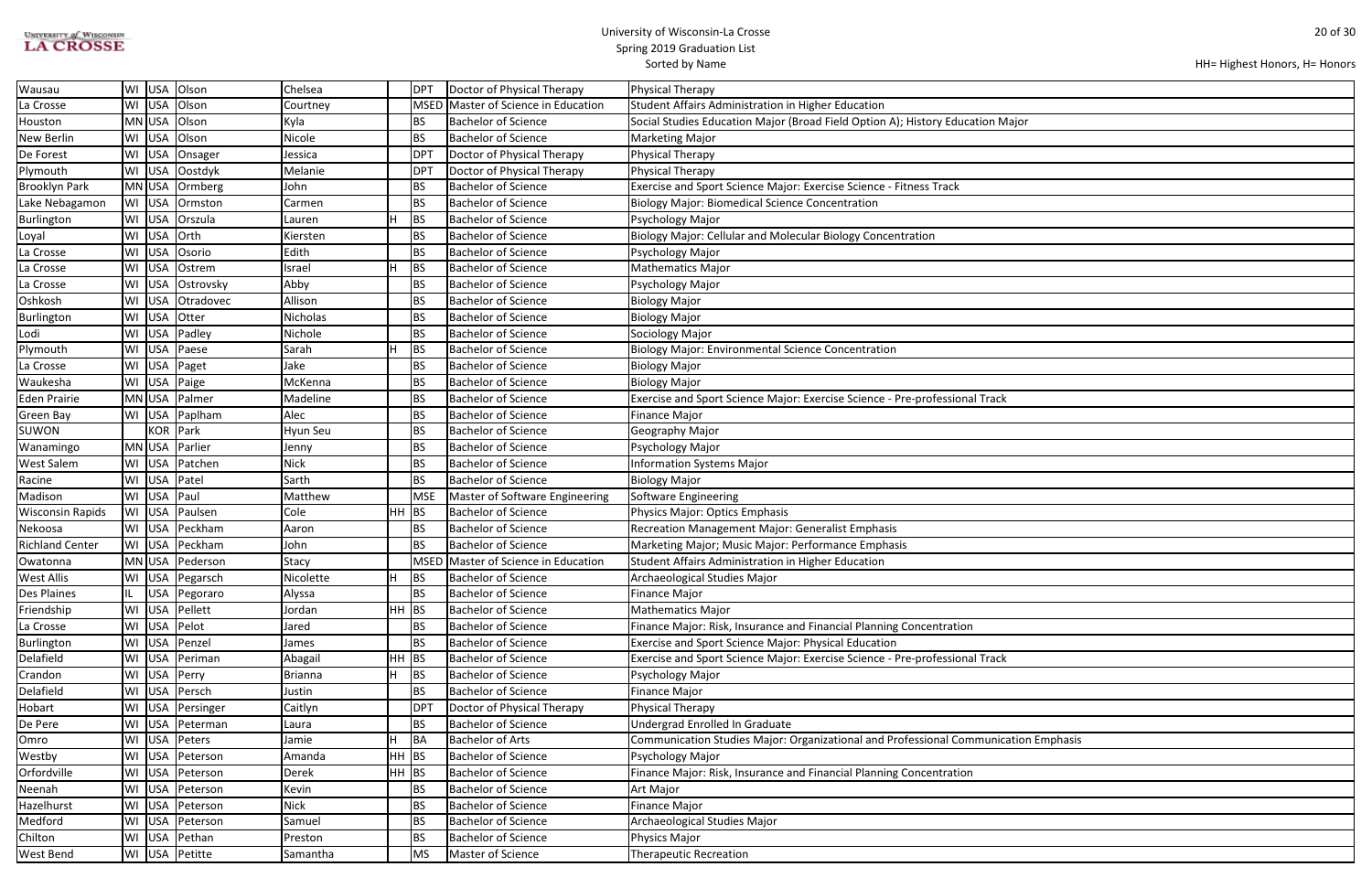# University of Wisconsin-La Crosse
## Spring 2019 Graduation List
### Sorted by Name

HH= Highest Honors, H= Honors

| City | State | Country | Last Name | First Name | Honors | Degree | Degree Name | Major |
|---|---|---|---|---|---|---|---|---|
| Wausau | WI | USA | Olson | Chelsea | | DPT | Doctor of Physical Therapy | Physical Therapy |
| La Crosse | WI | USA | Olson | Courtney | | MSED | Master of Science in Education | Student Affairs Administration in Higher Education |
| Houston | MN | USA | Olson | Kyla | | BS | Bachelor of Science | Social Studies Education Major (Broad Field Option A); History Education Major |
| New Berlin | WI | USA | Olson | Nicole | | BS | Bachelor of Science | Marketing Major |
| De Forest | WI | USA | Onsager | Jessica | | DPT | Doctor of Physical Therapy | Physical Therapy |
| Plymouth | WI | USA | Oostdyk | Melanie | | DPT | Doctor of Physical Therapy | Physical Therapy |
| Brooklyn Park | MN | USA | Ormberg | John | | BS | Bachelor of Science | Exercise and Sport Science Major: Exercise Science - Fitness Track |
| Lake Nebagamon | WI | USA | Ormston | Carmen | | BS | Bachelor of Science | Biology Major: Biomedical Science Concentration |
| Burlington | WI | USA | Orszula | Lauren | H | BS | Bachelor of Science | Psychology Major |
| Loyal | WI | USA | Orth | Kiersten | | BS | Bachelor of Science | Biology Major: Cellular and Molecular Biology Concentration |
| La Crosse | WI | USA | Osorio | Edith | | BS | Bachelor of Science | Psychology Major |
| La Crosse | WI | USA | Ostrem | Israel | H | BS | Bachelor of Science | Mathematics Major |
| La Crosse | WI | USA | Ostrovsky | Abby | | BS | Bachelor of Science | Psychology Major |
| Oshkosh | WI | USA | Otradovec | Allison | | BS | Bachelor of Science | Biology Major |
| Burlington | WI | USA | Otter | Nicholas | | BS | Bachelor of Science | Biology Major |
| Lodi | WI | USA | Padley | Nichole | | BS | Bachelor of Science | Sociology Major |
| Plymouth | WI | USA | Paese | Sarah | H | BS | Bachelor of Science | Biology Major: Environmental Science Concentration |
| La Crosse | WI | USA | Paget | Jake | | BS | Bachelor of Science | Biology Major |
| Waukesha | WI | USA | Paige | McKenna | | BS | Bachelor of Science | Biology Major |
| Eden Prairie | MN | USA | Palmer | Madeline | | BS | Bachelor of Science | Exercise and Sport Science Major: Exercise Science - Pre-professional Track |
| Green Bay | WI | USA | Paplham | Alec | | BS | Bachelor of Science | Finance Major |
| SUWON | | KOR | Park | Hyun Seu | | BS | Bachelor of Science | Geography Major |
| Wanamingo | MN | USA | Parlier | Jenny | | BS | Bachelor of Science | Psychology Major |
| West Salem | WI | USA | Patchen | Nick | | BS | Bachelor of Science | Information Systems Major |
| Racine | WI | USA | Patel | Sarth | | BS | Bachelor of Science | Biology Major |
| Madison | WI | USA | Paul | Matthew | | MSE | Master of Software Engineering | Software Engineering |
| Wisconsin Rapids | WI | USA | Paulsen | Cole | HH | BS | Bachelor of Science | Physics Major: Optics Emphasis |
| Nekoosa | WI | USA | Peckham | Aaron | | BS | Bachelor of Science | Recreation Management Major: Generalist Emphasis |
| Richland Center | WI | USA | Peckham | John | | BS | Bachelor of Science | Marketing Major; Music Major: Performance Emphasis |
| Owatonna | MN | USA | Pederson | Stacy | | MSED | Master of Science in Education | Student Affairs Administration in Higher Education |
| West Allis | WI | USA | Pegarsch | Nicolette | H | BS | Bachelor of Science | Archaeological Studies Major |
| Des Plaines | IL | USA | Pegoraro | Alyssa | | BS | Bachelor of Science | Finance Major |
| Friendship | WI | USA | Pellett | Jordan | HH | BS | Bachelor of Science | Mathematics Major |
| La Crosse | WI | USA | Pelot | Jared | | BS | Bachelor of Science | Finance Major: Risk, Insurance and Financial Planning Concentration |
| Burlington | WI | USA | Penzel | James | | BS | Bachelor of Science | Exercise and Sport Science Major: Physical Education |
| Delafield | WI | USA | Periman | Abagail | HH | BS | Bachelor of Science | Exercise and Sport Science Major: Exercise Science - Pre-professional Track |
| Crandon | WI | USA | Perry | Brianna | H | BS | Bachelor of Science | Psychology Major |
| Delafield | WI | USA | Persch | Justin | | BS | Bachelor of Science | Finance Major |
| Hobart | WI | USA | Persinger | Caitlyn | | DPT | Doctor of Physical Therapy | Physical Therapy |
| De Pere | WI | USA | Peterman | Laura | | BS | Bachelor of Science | Undergrad Enrolled In Graduate |
| Omro | WI | USA | Peters | Jamie | H | BA | Bachelor of Arts | Communication Studies Major: Organizational and Professional Communication Emphasis |
| Westby | WI | USA | Peterson | Amanda | HH | BS | Bachelor of Science | Psychology Major |
| Orfordville | WI | USA | Peterson | Derek | HH | BS | Bachelor of Science | Finance Major: Risk, Insurance and Financial Planning Concentration |
| Neenah | WI | USA | Peterson | Kevin | | BS | Bachelor of Science | Art Major |
| Hazelhurst | WI | USA | Peterson | Nick | | BS | Bachelor of Science | Finance Major |
| Medford | WI | USA | Peterson | Samuel | | BS | Bachelor of Science | Archaeological Studies Major |
| Chilton | WI | USA | Pethan | Preston | | BS | Bachelor of Science | Physics Major |
| West Bend | WI | USA | Petitte | Samantha | | MS | Master of Science | Therapeutic Recreation |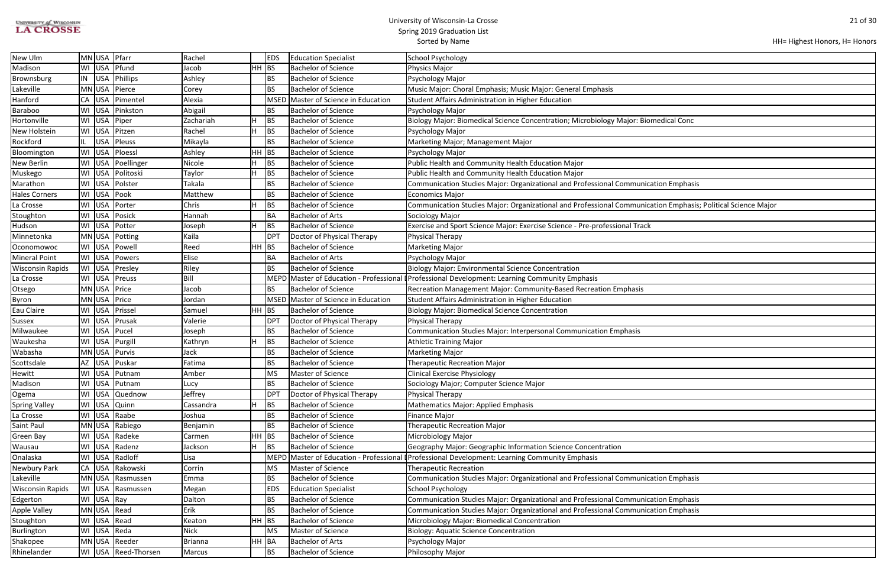HH= Highest Honors, H= Honors

| City | State | Country | Last Name | First Name | Honors | Degree | Degree Name | Major |
|---|---|---|---|---|---|---|---|---|
| New Ulm | MN | USA | Pfarr | Rachel | | EDS | Education Specialist | School Psychology |
| Madison | WI | USA | Pfund | Jacob | HH | BS | Bachelor of Science | Physics Major |
| Brownsburg | IN | USA | Phillips | Ashley | | BS | Bachelor of Science | Psychology Major |
| Lakeville | MN | USA | Pierce | Corey | | BS | Bachelor of Science | Music Major: Choral Emphasis; Music Major: General Emphasis |
| Hanford | CA | USA | Pimentel | Alexia | | MSED | Master of Science in Education | Student Affairs Administration in Higher Education |
| Baraboo | WI | USA | Pinkston | Abigail | | BS | Bachelor of Science | Psychology Major |
| Hortonville | WI | USA | Piper | Zachariah | H | BS | Bachelor of Science | Biology Major: Biomedical Science Concentration; Microbiology Major: Biomedical Conc |
| New Holstein | WI | USA | Pitzen | Rachel | H | BS | Bachelor of Science | Psychology Major |
| Rockford | IL | USA | Pleuss | Mikayla | | BS | Bachelor of Science | Marketing Major; Management Major |
| Bloomington | WI | USA | Ploessl | Ashley | HH | BS | Bachelor of Science | Psychology Major |
| New Berlin | WI | USA | Poellinger | Nicole | H | BS | Bachelor of Science | Public Health and Community Health Education Major |
| Muskego | WI | USA | Politoski | Taylor | H | BS | Bachelor of Science | Public Health and Community Health Education Major |
| Marathon | WI | USA | Polster | Takala | | BS | Bachelor of Science | Communication Studies Major: Organizational and Professional Communication Emphasis |
| Hales Corners | WI | USA | Pook | Matthew | | BS | Bachelor of Science | Economics Major |
| La Crosse | WI | USA | Porter | Chris | H | BS | Bachelor of Science | Communication Studies Major: Organizational and Professional Communication Emphasis; Political Science Major |
| Stoughton | WI | USA | Posick | Hannah | | BA | Bachelor of Arts | Sociology Major |
| Hudson | WI | USA | Potter | Joseph | H | BS | Bachelor of Science | Exercise and Sport Science Major: Exercise Science - Pre-professional Track |
| Minnetonka | MN | USA | Potting | Kaila | | DPT | Doctor of Physical Therapy | Physical Therapy |
| Oconomowoc | WI | USA | Powell | Reed | HH | BS | Bachelor of Science | Marketing Major |
| Mineral Point | WI | USA | Powers | Elise | | BA | Bachelor of Arts | Psychology Major |
| Wisconsin Rapids | WI | USA | Presley | Riley | | BS | Bachelor of Science | Biology Major: Environmental Science Concentration |
| La Crosse | WI | USA | Preuss | Bill | | MEPD | Master of Education - Professional I | Professional Development: Learning Community Emphasis |
| Otsego | MN | USA | Price | Jacob | | BS | Bachelor of Science | Recreation Management Major: Community-Based Recreation Emphasis |
| Byron | MN | USA | Price | Jordan | | MSED | Master of Science in Education | Student Affairs Administration in Higher Education |
| Eau Claire | WI | USA | Prissel | Samuel | HH | BS | Bachelor of Science | Biology Major: Biomedical Science Concentration |
| Sussex | WI | USA | Prusak | Valerie | | DPT | Doctor of Physical Therapy | Physical Therapy |
| Milwaukee | WI | USA | Pucel | Joseph | | BS | Bachelor of Science | Communication Studies Major: Interpersonal Communication Emphasis |
| Waukesha | WI | USA | Purgill | Kathryn | H | BS | Bachelor of Science | Athletic Training Major |
| Wabasha | MN | USA | Purvis | Jack | | BS | Bachelor of Science | Marketing Major |
| Scottsdale | AZ | USA | Puskar | Fatima | | BS | Bachelor of Science | Therapeutic Recreation Major |
| Hewitt | WI | USA | Putnam | Amber | | MS | Master of Science | Clinical Exercise Physiology |
| Madison | WI | USA | Putnam | Lucy | | BS | Bachelor of Science | Sociology Major; Computer Science Major |
| Ogema | WI | USA | Quednow | Jeffrey | | DPT | Doctor of Physical Therapy | Physical Therapy |
| Spring Valley | WI | USA | Quinn | Cassandra | H | BS | Bachelor of Science | Mathematics Major: Applied Emphasis |
| La Crosse | WI | USA | Raabe | Joshua | | BS | Bachelor of Science | Finance Major |
| Saint Paul | MN | USA | Rabiego | Benjamin | | BS | Bachelor of Science | Therapeutic Recreation Major |
| Green Bay | WI | USA | Radeke | Carmen | HH | BS | Bachelor of Science | Microbiology Major |
| Wausau | WI | USA | Radenz | Jackson | H | BS | Bachelor of Science | Geography Major: Geographic Information Science Concentration |
| Onalaska | WI | USA | Radloff | Lisa | | MEPD | Master of Education - Professional I | Professional Development: Learning Community Emphasis |
| Newbury Park | CA | USA | Rakowski | Corrin | | MS | Master of Science | Therapeutic Recreation |
| Lakeville | MN | USA | Rasmussen | Emma | | BS | Bachelor of Science | Communication Studies Major: Organizational and Professional Communication Emphasis |
| Wisconsin Rapids | WI | USA | Rasmussen | Megan | | EDS | Education Specialist | School Psychology |
| Edgerton | WI | USA | Ray | Dalton | | BS | Bachelor of Science | Communication Studies Major: Organizational and Professional Communication Emphasis |
| Apple Valley | MN | USA | Read | Erik | | BS | Bachelor of Science | Communication Studies Major: Organizational and Professional Communication Emphasis |
| Stoughton | WI | USA | Read | Keaton | HH | BS | Bachelor of Science | Microbiology Major: Biomedical Concentration |
| Burlington | WI | USA | Reda | Nick | | MS | Master of Science | Biology: Aquatic Science Concentration |
| Shakopee | MN | USA | Reeder | Brianna | HH | BA | Bachelor of Arts | Psychology Major |
| Rhinelander | WI | USA | Reed-Thorsen | Marcus | | BS | Bachelor of Science | Philosophy Major |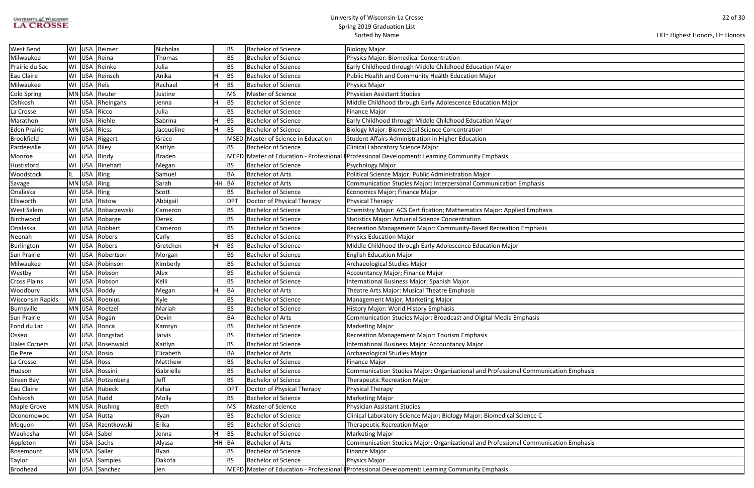# University of Wisconsin-La Crosse
## Spring 2019 Graduation List
Sorted by Name

HH= Highest Honors, H= Honors

| City | State | Country | Last Name | First Name | Honors | Degree | Degree Name | Major |
|---|---|---|---|---|---|---|---|---|
| West Bend | WI | USA | Reimer | Nicholas | | BS | Bachelor of Science | Biology Major |
| Milwaukee | WI | USA | Reina | Thomas | | BS | Bachelor of Science | Physics Major: Biomedical Concentration |
| Prairie du Sac | WI | USA | Reinke | Julia | | BS | Bachelor of Science | Early Childhood through Middle Childhood Education Major |
| Eau Claire | WI | USA | Reinsch | Anika | H | BS | Bachelor of Science | Public Health and Community Health Education Major |
| Milwaukee | WI | USA | Reis | Rachael | H | BS | Bachelor of Science | Physics Major |
| Cold Spring | MN | USA | Reuter | Justine | | MS | Master of Science | Physician Assistant Studies |
| Oshkosh | WI | USA | Rheingans | Jenna | H | BS | Bachelor of Science | Middle Childhood through Early Adolescence Education Major |
| La Crosse | WI | USA | Ricco | Julia | | BS | Bachelor of Science | Finance Major |
| Marathon | WI | USA | Riehle | Sabrina | H | BS | Bachelor of Science | Early Childhood through Middle Childhood Education Major |
| Eden Prairie | MN | USA | Riess | Jacqueline | H | BS | Bachelor of Science | Biology Major: Biomedical Science Concentration |
| Brookfield | WI | USA | Riggert | Grace | | MSED | Master of Science in Education | Student Affairs Administration in Higher Education |
| Pardeeville | WI | USA | Riley | Kaitlyn | | BS | Bachelor of Science | Clinical Laboratory Science Major |
| Monroe | WI | USA | Rindy | Braden | | MEPD | Master of Education - Professional I | Professional Development: Learning Community Emphasis |
| Hustisford | WI | USA | Rinehart | Megan | | BS | Bachelor of Science | Psychology Major |
| Woodstock | IL | USA | Ring | Samuel | | BA | Bachelor of Arts | Political Science Major; Public Administration Major |
| Savage | MN | USA | Ring | Sarah | HH | BA | Bachelor of Arts | Communication Studies Major: Interpersonal Communication Emphasis |
| Onalaska | WI | USA | Ring | Scott | | BS | Bachelor of Science | Economics Major; Finance Major |
| Ellsworth | WI | USA | Ristow | Abbigail | | DPT | Doctor of Physical Therapy | Physical Therapy |
| West Salem | WI | USA | Robaczewski | Cameron | | BS | Bachelor of Science | Chemistry Major: ACS Certification; Mathematics Major: Applied Emphasis |
| Birchwood | WI | USA | Robarge | Derek | | BS | Bachelor of Science | Statistics Major: Actuarial Science Concentration |
| Onalaska | WI | USA | Robbert | Cameron | | BS | Bachelor of Science | Recreation Management Major: Community-Based Recreation Emphasis |
| Neenah | WI | USA | Robers | Carly | | BS | Bachelor of Science | Physics Education Major |
| Burlington | WI | USA | Robers | Gretchen | H | BS | Bachelor of Science | Middle Childhood through Early Adolescence Education Major |
| Sun Prairie | WI | USA | Robertson | Morgan | | BS | Bachelor of Science | English Education Major |
| Milwaukee | WI | USA | Robinson | Kimberly | | BS | Bachelor of Science | Archaeological Studies Major |
| Westby | WI | USA | Robson | Alex | | BS | Bachelor of Science | Accountancy Major; Finance Major |
| Cross Plains | WI | USA | Robson | Kelli | | BS | Bachelor of Science | International Business Major; Spanish Major |
| Woodbury | MN | USA | Roddy | Megan | H | BA | Bachelor of Arts | Theatre Arts Major: Musical Theatre Emphasis |
| Wisconsin Rapids | WI | USA | Roenius | Kyle | | BS | Bachelor of Science | Management Major; Marketing Major |
| Burnsville | MN | USA | Roetzel | Mariah | | BS | Bachelor of Science | History Major: World History Emphasis |
| Sun Prairie | WI | USA | Rogan | Devin | | BA | Bachelor of Arts | Communication Studies Major: Broadcast and Digital Media Emphasis |
| Fond du Lac | WI | USA | Ronca | Kamryn | | BS | Bachelor of Science | Marketing Major |
| Osseo | WI | USA | Rongstad | Jarvis | | BS | Bachelor of Science | Recreation Management Major: Tourism Emphasis |
| Hales Corners | WI | USA | Rosenwald | Kaitlyn | | BS | Bachelor of Science | International Business Major; Accountancy Major |
| De Pere | WI | USA | Rosio | Elizabeth | | BA | Bachelor of Arts | Archaeological Studies Major |
| La Crosse | WI | USA | Ross | Matthew | | BS | Bachelor of Science | Finance Major |
| Hudson | WI | USA | Rossini | Gabrielle | | BS | Bachelor of Science | Communication Studies Major: Organizational and Professional Communication Emphasis |
| Green Bay | WI | USA | Rotzenberg | Jeff | | BS | Bachelor of Science | Therapeutic Recreation Major |
| Eau Claire | WI | USA | Rubeck | Kelsa | | DPT | Doctor of Physical Therapy | Physical Therapy |
| Oshkosh | WI | USA | Rudd | Molly | | BS | Bachelor of Science | Marketing Major |
| Maple Grove | MN | USA | Rushing | Beth | | MS | Master of Science | Physician Assistant Studies |
| Oconomowoc | WI | USA | Rutta | Ryan | | BS | Bachelor of Science | Clinical Laboratory Science Major; Biology Major: Biomedical Science C |
| Mequon | WI | USA | Rzentkowski | Erika | | BS | Bachelor of Science | Therapeutic Recreation Major |
| Waukesha | WI | USA | Sabel | Jenna | H | BS | Bachelor of Science | Marketing Major |
| Appleton | WI | USA | Sachs | Alyssa | HH | BA | Bachelor of Arts | Communication Studies Major: Organizational and Professional Communication Emphasis |
| Rosemount | MN | USA | Sailer | Ryan | | BS | Bachelor of Science | Finance Major |
| Taylor | WI | USA | Samples | Dakota | | BS | Bachelor of Science | Physics Major |
| Brodhead | WI | USA | Sanchez | Jen | | MEPD | Master of Education - Professional I | Professional Development: Learning Community Emphasis |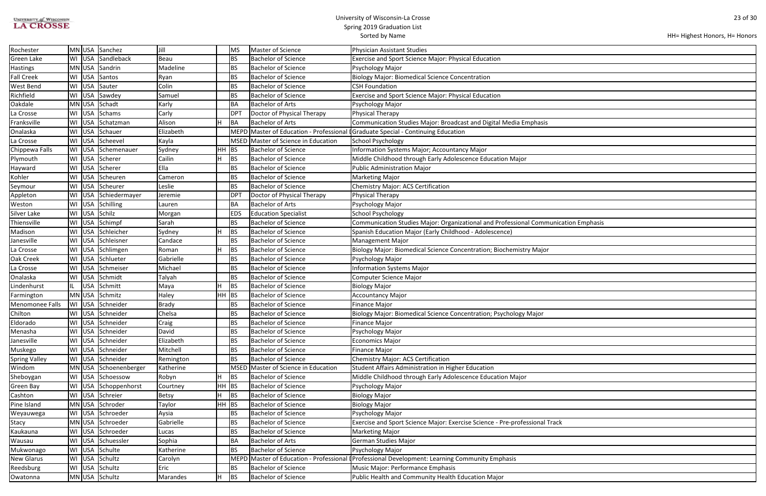# University of Wisconsin-La Crosse
## Spring 2019 Graduation List
Sorted by Name

HH= Highest Honors, H= Honors

| City | State | Country | Last Name | First Name | Honors | Degree | Degree Name | Major |
|---|---|---|---|---|---|---|---|---|
| Rochester | MN | USA | Sanchez | Jill | | MS | Master of Science | Physician Assistant Studies |
| Green Lake | WI | USA | Sandleback | Beau | | BS | Bachelor of Science | Exercise and Sport Science Major: Physical Education |
| Hastings | MN | USA | Sandrin | Madeline | | BS | Bachelor of Science | Psychology Major |
| Fall Creek | WI | USA | Santos | Ryan | | BS | Bachelor of Science | Biology Major: Biomedical Science Concentration |
| West Bend | WI | USA | Sauter | Colin | | BS | Bachelor of Science | CSH Foundation |
| Richfield | WI | USA | Sawdey | Samuel | | BS | Bachelor of Science | Exercise and Sport Science Major: Physical Education |
| Oakdale | MN | USA | Schadt | Karly | | BA | Bachelor of Arts | Psychology Major |
| La Crosse | WI | USA | Schams | Carly | | DPT | Doctor of Physical Therapy | Physical Therapy |
| Franksville | WI | USA | Schatzman | Alison | H | BA | Bachelor of Arts | Communication Studies Major: Broadcast and Digital Media Emphasis |
| Onalaska | WI | USA | Schauer | Elizabeth | | MEPD | Master of Education - Professional | Graduate Special - Continuing Education |
| La Crosse | WI | USA | Scheevel | Kayla | | MSED | Master of Science in Education | School Psychology |
| Chippewa Falls | WI | USA | Schemenauer | Sydney | HH | BS | Bachelor of Science | Information Systems Major; Accountancy Major |
| Plymouth | WI | USA | Scherer | Cailin | H | BS | Bachelor of Science | Middle Childhood through Early Adolescence Education Major |
| Hayward | WI | USA | Scherer | Ella | | BS | Bachelor of Science | Public Administration Major |
| Kohler | WI | USA | Scheuren | Cameron | | BS | Bachelor of Science | Marketing Major |
| Seymour | WI | USA | Scheurer | Leslie | | BS | Bachelor of Science | Chemistry Major: ACS Certification |
| Appleton | WI | USA | Schiedermayer | Jeremie | | DPT | Doctor of Physical Therapy | Physical Therapy |
| Weston | WI | USA | Schilling | Lauren | | BA | Bachelor of Arts | Psychology Major |
| Silver Lake | WI | USA | Schilz | Morgan | | EDS | Education Specialist | School Psychology |
| Thiensville | WI | USA | Schimpf | Sarah | | BS | Bachelor of Science | Communication Studies Major: Organizational and Professional Communication Emphasis |
| Madison | WI | USA | Schleicher | Sydney | H | BS | Bachelor of Science | Spanish Education Major (Early Childhood - Adolescence) |
| Janesville | WI | USA | Schleisner | Candace | | BS | Bachelor of Science | Management Major |
| La Crosse | WI | USA | Schlimgen | Roman | H | BS | Bachelor of Science | Biology Major: Biomedical Science Concentration; Biochemistry Major |
| Oak Creek | WI | USA | Schlueter | Gabrielle | | BS | Bachelor of Science | Psychology Major |
| La Crosse | WI | USA | Schmeiser | Michael | | BS | Bachelor of Science | Information Systems Major |
| Onalaska | WI | USA | Schmidt | Talyah | | BS | Bachelor of Science | Computer Science Major |
| Lindenhurst | IL | USA | Schmitt | Maya | H | BS | Bachelor of Science | Biology Major |
| Farmington | MN | USA | Schmitz | Haley | HH | BS | Bachelor of Science | Accountancy Major |
| Menomonee Falls | WI | USA | Schneider | Brady | | BS | Bachelor of Science | Finance Major |
| Chilton | WI | USA | Schneider | Chelsa | | BS | Bachelor of Science | Biology Major: Biomedical Science Concentration; Psychology Major |
| Eldorado | WI | USA | Schneider | Craig | | BS | Bachelor of Science | Finance Major |
| Menasha | WI | USA | Schneider | David | | BS | Bachelor of Science | Psychology Major |
| Janesville | WI | USA | Schneider | Elizabeth | | BS | Bachelor of Science | Economics Major |
| Muskego | WI | USA | Schneider | Mitchell | | BS | Bachelor of Science | Finance Major |
| Spring Valley | WI | USA | Schneider | Remington | | BS | Bachelor of Science | Chemistry Major: ACS Certification |
| Windom | MN | USA | Schoenenberger | Katherine | | MSED | Master of Science in Education | Student Affairs Administration in Higher Education |
| Sheboygan | WI | USA | Schoessow | Robyn | H | BS | Bachelor of Science | Middle Childhood through Early Adolescence Education Major |
| Green Bay | WI | USA | Schoppenhorst | Courtney | HH | BS | Bachelor of Science | Psychology Major |
| Cashton | WI | USA | Schreier | Betsy | H | BS | Bachelor of Science | Biology Major |
| Pine Island | MN | USA | Schroder | Taylor | HH | BS | Bachelor of Science | Biology Major |
| Weyauwega | WI | USA | Schroeder | Aysia | | BS | Bachelor of Science | Psychology Major |
| Stacy | MN | USA | Schroeder | Gabrielle | | BS | Bachelor of Science | Exercise and Sport Science Major: Exercise Science - Pre-professional Track |
| Kaukauna | WI | USA | Schroeder | Lucas | | BS | Bachelor of Science | Marketing Major |
| Wausau | WI | USA | Schuessler | Sophia | | BA | Bachelor of Arts | German Studies Major |
| Mukwonago | WI | USA | Schulte | Katherine | | BS | Bachelor of Science | Psychology Major |
| New Glarus | WI | USA | Schultz | Carolyn | | MEPD | Master of Education - Professional | Professional Development: Learning Community Emphasis |
| Reedsburg | WI | USA | Schultz | Eric | | BS | Bachelor of Science | Music Major: Performance Emphasis |
| Owatonna | MN | USA | Schultz | Marandes | H | BS | Bachelor of Science | Public Health and Community Health Education Major |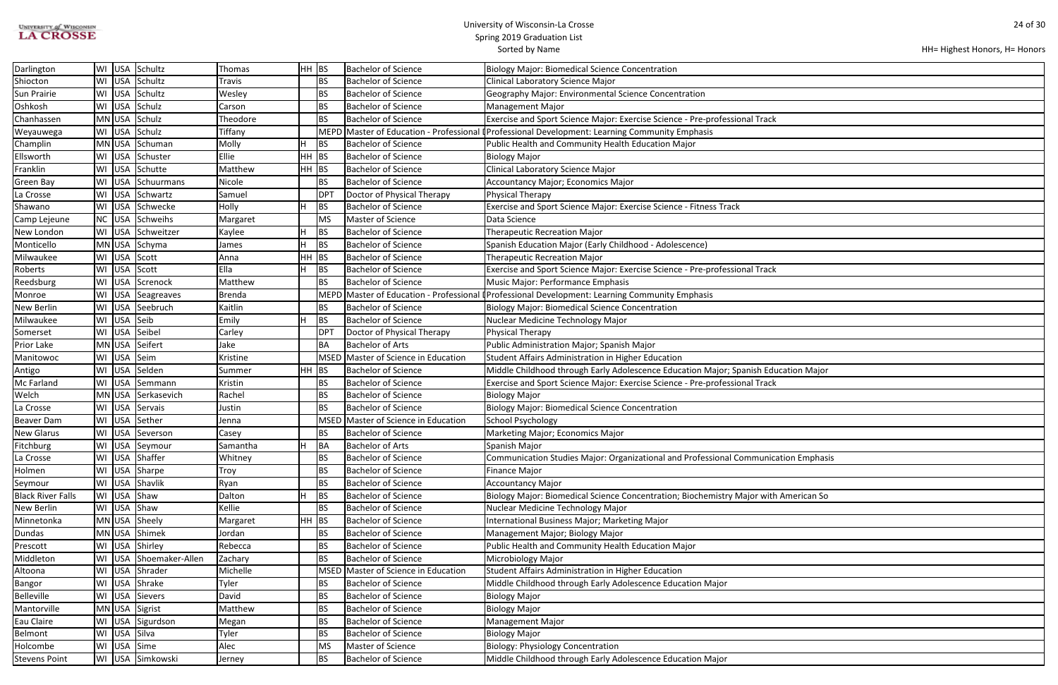# University of Wisconsin-La Crosse
## Spring 2019 Graduation List
### Sorted by Name

HH= Highest Honors, H= Honors

| City | State | Country | Last Name | First Name | Honors | Degree | Degree Name | Major |
|---|---|---|---|---|---|---|---|---|
| Darlington | WI | USA | Schultz | Thomas | HH | BS | Bachelor of Science | Biology Major: Biomedical Science Concentration |
| Shiocton | WI | USA | Schultz | Travis | | BS | Bachelor of Science | Clinical Laboratory Science Major |
| Sun Prairie | WI | USA | Schultz | Wesley | | BS | Bachelor of Science | Geography Major: Environmental Science Concentration |
| Oshkosh | WI | USA | Schulz | Carson | | BS | Bachelor of Science | Management Major |
| Chanhassen | MN | USA | Schulz | Theodore | | BS | Bachelor of Science | Exercise and Sport Science Major: Exercise Science - Pre-professional Track |
| Weyauwega | WI | USA | Schulz | Tiffany | | MEPD | Master of Education - Professional | Professional Development: Learning Community Emphasis |
| Champlin | MN | USA | Schuman | Molly | H | BS | Bachelor of Science | Public Health and Community Health Education Major |
| Ellsworth | WI | USA | Schuster | Ellie | HH | BS | Bachelor of Science | Biology Major |
| Franklin | WI | USA | Schutte | Matthew | HH | BS | Bachelor of Science | Clinical Laboratory Science Major |
| Green Bay | WI | USA | Schuurmans | Nicole | | BS | Bachelor of Science | Accountancy Major; Economics Major |
| La Crosse | WI | USA | Schwartz | Samuel | | DPT | Doctor of Physical Therapy | Physical Therapy |
| Shawano | WI | USA | Schwecke | Holly | H | BS | Bachelor of Science | Exercise and Sport Science Major: Exercise Science - Fitness Track |
| Camp Lejeune | NC | USA | Schweihs | Margaret | | MS | Master of Science | Data Science |
| New London | WI | USA | Schweitzer | Kaylee | H | BS | Bachelor of Science | Therapeutic Recreation Major |
| Monticello | MN | USA | Schyma | James | H | BS | Bachelor of Science | Spanish Education Major (Early Childhood - Adolescence) |
| Milwaukee | WI | USA | Scott | Anna | HH | BS | Bachelor of Science | Therapeutic Recreation Major |
| Roberts | WI | USA | Scott | Ella | H | BS | Bachelor of Science | Exercise and Sport Science Major: Exercise Science - Pre-professional Track |
| Reedsburg | WI | USA | Screnock | Matthew | | BS | Bachelor of Science | Music Major: Performance Emphasis |
| Monroe | WI | USA | Seagreaves | Brenda | | MEPD | Master of Education - Professional | Professional Development: Learning Community Emphasis |
| New Berlin | WI | USA | Seebruch | Kaitlin | | BS | Bachelor of Science | Biology Major: Biomedical Science Concentration |
| Milwaukee | WI | USA | Seib | Emily | H | BS | Bachelor of Science | Nuclear Medicine Technology Major |
| Somerset | WI | USA | Seibel | Carley | | DPT | Doctor of Physical Therapy | Physical Therapy |
| Prior Lake | MN | USA | Seifert | Jake | | BA | Bachelor of Arts | Public Administration Major; Spanish Major |
| Manitowoc | WI | USA | Seim | Kristine | | MSED | Master of Science in Education | Student Affairs Administration in Higher Education |
| Antigo | WI | USA | Selden | Summer | HH | BS | Bachelor of Science | Middle Childhood through Early Adolescence Education Major; Spanish Education Major |
| Mc Farland | WI | USA | Semmann | Kristin | | BS | Bachelor of Science | Exercise and Sport Science Major: Exercise Science - Pre-professional Track |
| Welch | MN | USA | Serkasevich | Rachel | | BS | Bachelor of Science | Biology Major |
| La Crosse | WI | USA | Servais | Justin | | BS | Bachelor of Science | Biology Major: Biomedical Science Concentration |
| Beaver Dam | WI | USA | Sether | Jenna | | MSED | Master of Science in Education | School Psychology |
| New Glarus | WI | USA | Severson | Casey | | BS | Bachelor of Science | Marketing Major; Economics Major |
| Fitchburg | WI | USA | Seymour | Samantha | H | BA | Bachelor of Arts | Spanish Major |
| La Crosse | WI | USA | Shaffer | Whitney | | BS | Bachelor of Science | Communication Studies Major: Organizational and Professional Communication Emphasis |
| Holmen | WI | USA | Sharpe | Troy | | BS | Bachelor of Science | Finance Major |
| Seymour | WI | USA | Shavlik | Ryan | | BS | Bachelor of Science | Accountancy Major |
| Black River Falls | WI | USA | Shaw | Dalton | H | BS | Bachelor of Science | Biology Major: Biomedical Science Concentration; Biochemistry Major with American So |
| New Berlin | WI | USA | Shaw | Kellie | | BS | Bachelor of Science | Nuclear Medicine Technology Major |
| Minnetonka | MN | USA | Sheely | Margaret | HH | BS | Bachelor of Science | International Business Major; Marketing Major |
| Dundas | MN | USA | Shimek | Jordan | | BS | Bachelor of Science | Management Major; Biology Major |
| Prescott | WI | USA | Shirley | Rebecca | | BS | Bachelor of Science | Public Health and Community Health Education Major |
| Middleton | WI | USA | Shoemaker-Allen | Zachary | | BS | Bachelor of Science | Microbiology Major |
| Altoona | WI | USA | Shrader | Michelle | | MSED | Master of Science in Education | Student Affairs Administration in Higher Education |
| Bangor | WI | USA | Shrake | Tyler | | BS | Bachelor of Science | Middle Childhood through Early Adolescence Education Major |
| Belleville | WI | USA | Sievers | David | | BS | Bachelor of Science | Biology Major |
| Mantorville | MN | USA | Sigrist | Matthew | | BS | Bachelor of Science | Biology Major |
| Eau Claire | WI | USA | Sigurdson | Megan | | BS | Bachelor of Science | Management Major |
| Belmont | WI | USA | Silva | Tyler | | BS | Bachelor of Science | Biology Major |
| Holcombe | WI | USA | Sime | Alec | | MS | Master of Science | Biology: Physiology Concentration |
| Stevens Point | WI | USA | Simkowski | Jerney | | BS | Bachelor of Science | Middle Childhood through Early Adolescence Education Major |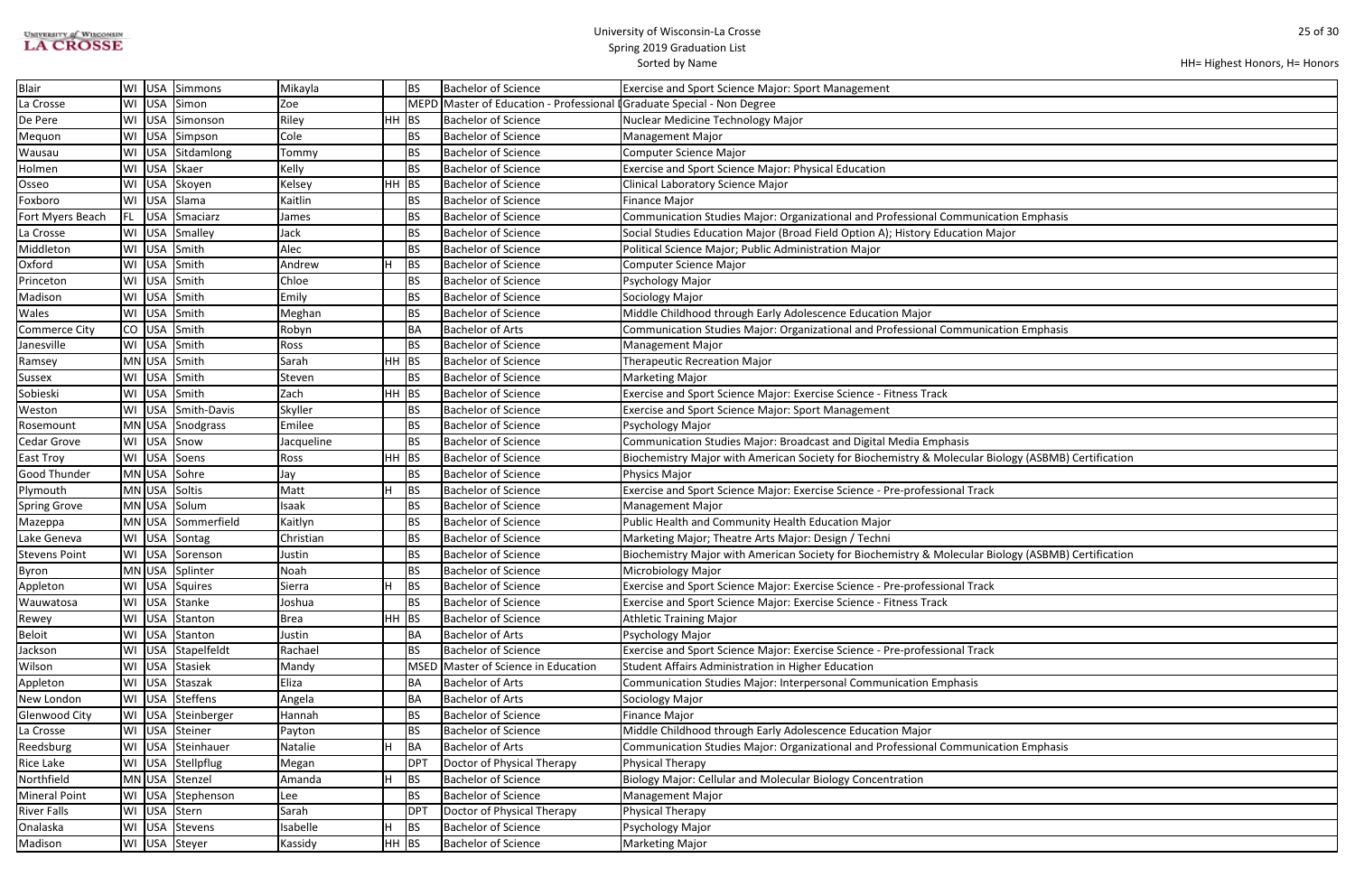# University of Wisconsin-La Crosse
## Spring 2019 Graduation List
Sorted by Name

HH= Highest Honors, H= Honors

| City | State | Country | Last Name | First Name | Honors | Degree | Degree Name | Major |
|---|---|---|---|---|---|---|---|---|
| Blair | WI | USA | Simmons | Mikayla | | BS | Bachelor of Science | Exercise and Sport Science Major: Sport Management |
| La Crosse | WI | USA | Simon | Zoe | | MEPD | Master of Education - Professional D | Graduate Special - Non Degree |
| De Pere | WI | USA | Simonson | Riley | HH | BS | Bachelor of Science | Nuclear Medicine Technology Major |
| Mequon | WI | USA | Simpson | Cole | | BS | Bachelor of Science | Management Major |
| Wausau | WI | USA | Sitdamlong | Tommy | | BS | Bachelor of Science | Computer Science Major |
| Holmen | WI | USA | Skaer | Kelly | | BS | Bachelor of Science | Exercise and Sport Science Major: Physical Education |
| Osseo | WI | USA | Skoyen | Kelsey | HH | BS | Bachelor of Science | Clinical Laboratory Science Major |
| Foxboro | WI | USA | Slama | Kaitlin | | BS | Bachelor of Science | Finance Major |
| Fort Myers Beach | FL | USA | Smaciarz | James | | BS | Bachelor of Science | Communication Studies Major: Organizational and Professional Communication Emphasis |
| La Crosse | WI | USA | Smalley | Jack | | BS | Bachelor of Science | Social Studies Education Major (Broad Field Option A); History Education Major |
| Middleton | WI | USA | Smith | Alec | | BS | Bachelor of Science | Political Science Major; Public Administration Major |
| Oxford | WI | USA | Smith | Andrew | H | BS | Bachelor of Science | Computer Science Major |
| Princeton | WI | USA | Smith | Chloe | | BS | Bachelor of Science | Psychology Major |
| Madison | WI | USA | Smith | Emily | | BS | Bachelor of Science | Sociology Major |
| Wales | WI | USA | Smith | Meghan | | BS | Bachelor of Science | Middle Childhood through Early Adolescence Education Major |
| Commerce City | CO | USA | Smith | Robyn | | BA | Bachelor of Arts | Communication Studies Major: Organizational and Professional Communication Emphasis |
| Janesville | WI | USA | Smith | Ross | | BS | Bachelor of Science | Management Major |
| Ramsey | MN | USA | Smith | Sarah | HH | BS | Bachelor of Science | Therapeutic Recreation Major |
| Sussex | WI | USA | Smith | Steven | | BS | Bachelor of Science | Marketing Major |
| Sobieski | WI | USA | Smith | Zach | HH | BS | Bachelor of Science | Exercise and Sport Science Major: Exercise Science - Fitness Track |
| Weston | WI | USA | Smith-Davis | Skyller | | BS | Bachelor of Science | Exercise and Sport Science Major: Sport Management |
| Rosemount | MN | USA | Snodgrass | Emilee | | BS | Bachelor of Science | Psychology Major |
| Cedar Grove | WI | USA | Snow | Jacqueline | | BS | Bachelor of Science | Communication Studies Major: Broadcast and Digital Media Emphasis |
| East Troy | WI | USA | Soens | Ross | HH | BS | Bachelor of Science | Biochemistry Major with American Society for Biochemistry & Molecular Biology (ASBMB) Certification |
| Good Thunder | MN | USA | Sohre | Jay | | BS | Bachelor of Science | Physics Major |
| Plymouth | MN | USA | Soltis | Matt | H | BS | Bachelor of Science | Exercise and Sport Science Major: Exercise Science - Pre-professional Track |
| Spring Grove | MN | USA | Solum | Isaak | | BS | Bachelor of Science | Management Major |
| Mazeppa | MN | USA | Sommerfield | Kaitlyn | | BS | Bachelor of Science | Public Health and Community Health Education Major |
| Lake Geneva | WI | USA | Sontag | Christian | | BS | Bachelor of Science | Marketing Major; Theatre Arts Major: Design / Techni |
| Stevens Point | WI | USA | Sorenson | Justin | | BS | Bachelor of Science | Biochemistry Major with American Society for Biochemistry & Molecular Biology (ASBMB) Certification |
| Byron | MN | USA | Splinter | Noah | | BS | Bachelor of Science | Microbiology Major |
| Appleton | WI | USA | Squires | Sierra | H | BS | Bachelor of Science | Exercise and Sport Science Major: Exercise Science - Pre-professional Track |
| Wauwatosa | WI | USA | Stanke | Joshua | | BS | Bachelor of Science | Exercise and Sport Science Major: Exercise Science - Fitness Track |
| Rewey | WI | USA | Stanton | Brea | HH | BS | Bachelor of Science | Athletic Training Major |
| Beloit | WI | USA | Stanton | Justin | | BA | Bachelor of Arts | Psychology Major |
| Jackson | WI | USA | Stapelfeldt | Rachael | | BS | Bachelor of Science | Exercise and Sport Science Major: Exercise Science - Pre-professional Track |
| Wilson | WI | USA | Stasiek | Mandy | | MSED | Master of Science in Education | Student Affairs Administration in Higher Education |
| Appleton | WI | USA | Staszak | Eliza | | BA | Bachelor of Arts | Communication Studies Major: Interpersonal Communication Emphasis |
| New London | WI | USA | Steffens | Angela | | BA | Bachelor of Arts | Sociology Major |
| Glenwood City | WI | USA | Steinberger | Hannah | | BS | Bachelor of Science | Finance Major |
| La Crosse | WI | USA | Steiner | Payton | | BS | Bachelor of Science | Middle Childhood through Early Adolescence Education Major |
| Reedsburg | WI | USA | Steinhauer | Natalie | H | BA | Bachelor of Arts | Communication Studies Major: Organizational and Professional Communication Emphasis |
| Rice Lake | WI | USA | Stellpflug | Megan | | DPT | Doctor of Physical Therapy | Physical Therapy |
| Northfield | MN | USA | Stenzel | Amanda | H | BS | Bachelor of Science | Biology Major: Cellular and Molecular Biology Concentration |
| Mineral Point | WI | USA | Stephenson | Lee | | BS | Bachelor of Science | Management Major |
| River Falls | WI | USA | Stern | Sarah | | DPT | Doctor of Physical Therapy | Physical Therapy |
| Onalaska | WI | USA | Stevens | Isabelle | H | BS | Bachelor of Science | Psychology Major |
| Madison | WI | USA | Steyer | Kassidy | HH | BS | Bachelor of Science | Marketing Major |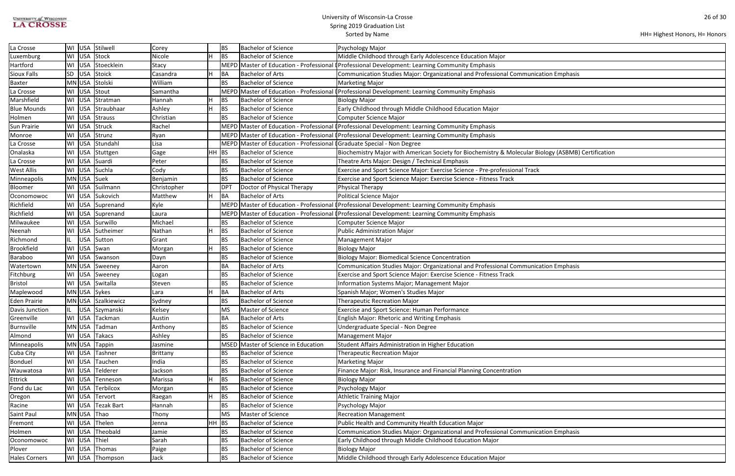HH= Highest Honors, H= Honors

| La Crosse | WI | USA | Stilwell | Corey | | BS | Bachelor of Science | Psychology Major |
|---|---|---|---|---|---|---|---|---|
| Luxemburg | WI | USA | Stock | Nicole | H | BS | Bachelor of Science | Middle Childhood through Early Adolescence Education Major |
| Hartford | WI | USA | Stoecklein | Stacy | | MEPD | Master of Education - Professional D | Professional Development: Learning Community Emphasis |
| Sioux Falls | SD | USA | Stoick | Casandra | H | BA | Bachelor of Arts | Communication Studies Major: Organizational and Professional Communication Emphasis |
| Baxter | MN | USA | Stolski | William | | BS | Bachelor of Science | Marketing Major |
| La Crosse | WI | USA | Stout | Samantha | | MEPD | Master of Education - Professional D | Professional Development: Learning Community Emphasis |
| Marshfield | WI | USA | Stratman | Hannah | H | BS | Bachelor of Science | Biology Major |
| Blue Mounds | WI | USA | Straubhaar | Ashley | H | BS | Bachelor of Science | Early Childhood through Middle Childhood Education Major |
| Holmen | WI | USA | Strauss | Christian | | BS | Bachelor of Science | Computer Science Major |
| Sun Prairie | WI | USA | Struck | Rachel | | MEPD | Master of Education - Professional D | Professional Development: Learning Community Emphasis |
| Monroe | WI | USA | Strunz | Ryan | | MEPD | Master of Education - Professional D | Professional Development: Learning Community Emphasis |
| La Crosse | WI | USA | Stundahl | Lisa | | MEPD | Master of Education - Professional D | Graduate Special - Non Degree |
| Onalaska | WI | USA | Stuttgen | Gage | HH | BS | Bachelor of Science | Biochemistry Major with American Society for Biochemistry & Molecular Biology (ASBMB) Certification |
| La Crosse | WI | USA | Suardi | Peter | | BS | Bachelor of Science | Theatre Arts Major: Design / Technical Emphasis |
| West Allis | WI | USA | Suchla | Cody | | BS | Bachelor of Science | Exercise and Sport Science Major: Exercise Science - Pre-professional Track |
| Minneapolis | MN | USA | Suek | Benjamin | | BS | Bachelor of Science | Exercise and Sport Science Major: Exercise Science - Fitness Track |
| Bloomer | WI | USA | Suilmann | Christopher | | DPT | Doctor of Physical Therapy | Physical Therapy |
| Oconomowoc | WI | USA | Sukovich | Matthew | H | BA | Bachelor of Arts | Political Science Major |
| Richfield | WI | USA | Suprenand | Kyle | | MEPD | Master of Education - Professional D | Professional Development: Learning Community Emphasis |
| Richfield | WI | USA | Suprenand | Laura | | MEPD | Master of Education - Professional D | Professional Development: Learning Community Emphasis |
| Milwaukee | WI | USA | Surwillo | Michael | | BS | Bachelor of Science | Computer Science Major |
| Neenah | WI | USA | Sutheimer | Nathan | H | BS | Bachelor of Science | Public Administration Major |
| Richmond | IL | USA | Sutton | Grant | | BS | Bachelor of Science | Management Major |
| Brookfield | WI | USA | Swan | Morgan | H | BS | Bachelor of Science | Biology Major |
| Baraboo | WI | USA | Swanson | Dayn | | BS | Bachelor of Science | Biology Major: Biomedical Science Concentration |
| Watertown | MN | USA | Sweeney | Aaron | | BA | Bachelor of Arts | Communication Studies Major: Organizational and Professional Communication Emphasis |
| Fitchburg | WI | USA | Sweeney | Logan | | BS | Bachelor of Science | Exercise and Sport Science Major: Exercise Science - Fitness Track |
| Bristol | WI | USA | Switalla | Steven | | BS | Bachelor of Science | Information Systems Major; Management Major |
| Maplewood | MN | USA | Sykes | Lara | H | BA | Bachelor of Arts | Spanish Major; Women's Studies Major |
| Eden Prairie | MN | USA | Szalkiewicz | Sydney | | BS | Bachelor of Science | Therapeutic Recreation Major |
| Davis Junction | IL | USA | Szymanski | Kelsey | | MS | Master of Science | Exercise and Sport Science: Human Performance |
| Greenville | WI | USA | Tackman | Austin | | BA | Bachelor of Arts | English Major: Rhetoric and Writing Emphasis |
| Burnsville | MN | USA | Tadman | Anthony | | BS | Bachelor of Science | Undergraduate Special - Non Degree |
| Almond | WI | USA | Takacs | Ashley | | BS | Bachelor of Science | Management Major |
| Minneapolis | MN | USA | Tappin | Jasmine | | MSED | Master of Science in Education | Student Affairs Administration in Higher Education |
| Cuba City | WI | USA | Tashner | Brittany | | BS | Bachelor of Science | Therapeutic Recreation Major |
| Bonduel | WI | USA | Tauchen | India | | BS | Bachelor of Science | Marketing Major |
| Wauwatosa | WI | USA | Telderer | Jackson | | BS | Bachelor of Science | Finance Major: Risk, Insurance and Financial Planning Concentration |
| Ettrick | WI | USA | Tenneson | Marissa | H | BS | Bachelor of Science | Biology Major |
| Fond du Lac | WI | USA | Terbilcox | Morgan | | BS | Bachelor of Science | Psychology Major |
| Oregon | WI | USA | Tervort | Raegan | H | BS | Bachelor of Science | Athletic Training Major |
| Racine | WI | USA | Tezak Bart | Hannah | | BS | Bachelor of Science | Psychology Major |
| Saint Paul | MN | USA | Thao | Thony | | MS | Master of Science | Recreation Management |
| Fremont | WI | USA | Thelen | Jenna | HH | BS | Bachelor of Science | Public Health and Community Health Education Major |
| Holmen | WI | USA | Theobald | Jamie | | BS | Bachelor of Science | Communication Studies Major: Organizational and Professional Communication Emphasis |
| Oconomowoc | WI | USA | Thiel | Sarah | | BS | Bachelor of Science | Early Childhood through Middle Childhood Education Major |
| Plover | WI | USA | Thomas | Paige | | BS | Bachelor of Science | Biology Major |
| Hales Corners | WI | USA | Thompson | Jack | | BS | Bachelor of Science | Middle Childhood through Early Adolescence Education Major |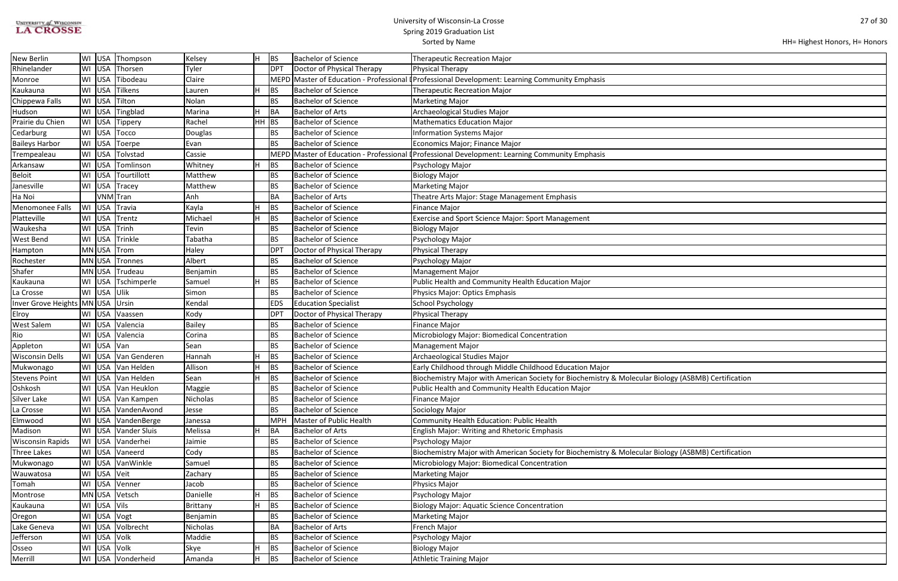University of Wisconsin-La Crosse
Spring 2019 Graduation List
Sorted by Name

HH= Highest Honors, H= Honors

| City | State | Country | Last Name | First Name | Honors | Degree | Degree Name | Major |
|---|---|---|---|---|---|---|---|---|
| New Berlin | WI | USA | Thompson | Kelsey | H | BS | Bachelor of Science | Therapeutic Recreation Major |
| Rhinelander | WI | USA | Thorsen | Tyler | | DPT | Doctor of Physical Therapy | Physical Therapy |
| Monroe | WI | USA | Tibodeau | Claire | | MEPD | Master of Education - Professional D | Professional Development: Learning Community Emphasis |
| Kaukauna | WI | USA | Tilkens | Lauren | H | BS | Bachelor of Science | Therapeutic Recreation Major |
| Chippewa Falls | WI | USA | Tilton | Nolan | | BS | Bachelor of Science | Marketing Major |
| Hudson | WI | USA | Tingblad | Marina | H | BA | Bachelor of Arts | Archaeological Studies Major |
| Prairie du Chien | WI | USA | Tippery | Rachel | HH | BS | Bachelor of Science | Mathematics Education Major |
| Cedarburg | WI | USA | Tocco | Douglas | | BS | Bachelor of Science | Information Systems Major |
| Baileys Harbor | WI | USA | Toerpe | Evan | | BS | Bachelor of Science | Economics Major; Finance Major |
| Trempealeau | WI | USA | Tolvstad | Cassie | | MEPD | Master of Education - Professional D | Professional Development: Learning Community Emphasis |
| Arkansaw | WI | USA | Tomlinson | Whitney | H | BS | Bachelor of Science | Psychology Major |
| Beloit | WI | USA | Tourtillott | Matthew | | BS | Bachelor of Science | Biology Major |
| Janesville | WI | USA | Tracey | Matthew | | BS | Bachelor of Science | Marketing Major |
| Ha Noi | | VNM | Tran | Anh | | BA | Bachelor of Arts | Theatre Arts Major: Stage Management Emphasis |
| Menomonee Falls | WI | USA | Travia | Kayla | H | BS | Bachelor of Science | Finance Major |
| Platteville | WI | USA | Trentz | Michael | H | BS | Bachelor of Science | Exercise and Sport Science Major: Sport Management |
| Waukesha | WI | USA | Trinh | Tevin | | BS | Bachelor of Science | Biology Major |
| West Bend | WI | USA | Trinkle | Tabatha | | BS | Bachelor of Science | Psychology Major |
| Hampton | MN | USA | Trom | Haley | | DPT | Doctor of Physical Therapy | Physical Therapy |
| Rochester | MN | USA | Tronnes | Albert | | BS | Bachelor of Science | Psychology Major |
| Shafer | MN | USA | Trudeau | Benjamin | | BS | Bachelor of Science | Management Major |
| Kaukauna | WI | USA | Tschimperle | Samuel | H | BS | Bachelor of Science | Public Health and Community Health Education Major |
| La Crosse | WI | USA | Ulik | Simon | | BS | Bachelor of Science | Physics Major: Optics Emphasis |
| Inver Grove Heights | MN | USA | Ursin | Kendal | | EDS | Education Specialist | School Psychology |
| Elroy | WI | USA | Vaassen | Kody | | DPT | Doctor of Physical Therapy | Physical Therapy |
| West Salem | WI | USA | Valencia | Bailey | | BS | Bachelor of Science | Finance Major |
| Rio | WI | USA | Valencia | Corina | | BS | Bachelor of Science | Microbiology Major: Biomedical Concentration |
| Appleton | WI | USA | Van | Sean | | BS | Bachelor of Science | Management Major |
| Wisconsin Dells | WI | USA | Van Genderen | Hannah | H | BS | Bachelor of Science | Archaeological Studies Major |
| Mukwonago | WI | USA | Van Helden | Allison | H | BS | Bachelor of Science | Early Childhood through Middle Childhood Education Major |
| Stevens Point | WI | USA | Van Helden | Sean | H | BS | Bachelor of Science | Biochemistry Major with American Society for Biochemistry & Molecular Biology (ASBMB) Certification |
| Oshkosh | WI | USA | Van Heuklon | Maggie | | BS | Bachelor of Science | Public Health and Community Health Education Major |
| Silver Lake | WI | USA | Van Kampen | Nicholas | | BS | Bachelor of Science | Finance Major |
| La Crosse | WI | USA | VandenAvond | Jesse | | BS | Bachelor of Science | Sociology Major |
| Elmwood | WI | USA | VandenBerge | Janessa | | MPH | Master of Public Health | Community Health Education: Public Health |
| Madison | WI | USA | Vander Sluis | Melissa | H | BA | Bachelor of Arts | English Major: Writing and Rhetoric Emphasis |
| Wisconsin Rapids | WI | USA | Vanderhei | Jaimie | | BS | Bachelor of Science | Psychology Major |
| Three Lakes | WI | USA | Vaneerd | Cody | | BS | Bachelor of Science | Biochemistry Major with American Society for Biochemistry & Molecular Biology (ASBMB) Certification |
| Mukwonago | WI | USA | VanWinkle | Samuel | | BS | Bachelor of Science | Microbiology Major: Biomedical Concentration |
| Wauwatosa | WI | USA | Veit | Zachary | | BS | Bachelor of Science | Marketing Major |
| Tomah | WI | USA | Venner | Jacob | | BS | Bachelor of Science | Physics Major |
| Montrose | MN | USA | Vetsch | Danielle | H | BS | Bachelor of Science | Psychology Major |
| Kaukauna | WI | USA | Vils | Brittany | H | BS | Bachelor of Science | Biology Major: Aquatic Science Concentration |
| Oregon | WI | USA | Vogt | Benjamin | | BS | Bachelor of Science | Marketing Major |
| Lake Geneva | WI | USA | Volbrecht | Nicholas | | BA | Bachelor of Arts | French Major |
| Jefferson | WI | USA | Volk | Maddie | | BS | Bachelor of Science | Psychology Major |
| Osseo | WI | USA | Volk | Skye | H | BS | Bachelor of Science | Biology Major |
| Merrill | WI | USA | Vonderheid | Amanda | H | BS | Bachelor of Science | Athletic Training Major |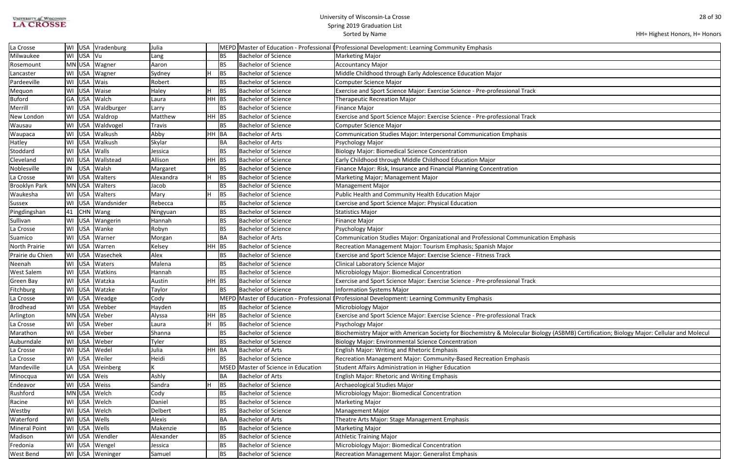| | | | | | | | | |
|---|---|---|---|---|---|---|---|---|
| La Crosse | WI | USA | Vradenburg | Julia | | MEPD | Master of Education - Professional D | Professional Development: Learning Community Emphasis |
| Milwaukee | WI | USA | Vu | Lang | | BS | Bachelor of Science | Marketing Major |
| Rosemount | MN | USA | Wagner | Aaron | | BS | Bachelor of Science | Accountancy Major |
| Lancaster | WI | USA | Wagner | Sydney | H | BS | Bachelor of Science | Middle Childhood through Early Adolescence Education Major |
| Pardeeville | WI | USA | Wais | Robert | | BS | Bachelor of Science | Computer Science Major |
| Mequon | WI | USA | Waise | Haley | H | BS | Bachelor of Science | Exercise and Sport Science Major: Exercise Science - Pre-professional Track |
| Buford | GA | USA | Walch | Laura | HH | BS | Bachelor of Science | Therapeutic Recreation Major |
| Merrill | WI | USA | Waldburger | Larry | | BS | Bachelor of Science | Finance Major |
| New London | WI | USA | Waldrop | Matthew | HH | BS | Bachelor of Science | Exercise and Sport Science Major: Exercise Science - Pre-professional Track |
| Wausau | WI | USA | Waldvogel | Travis | | BS | Bachelor of Science | Computer Science Major |
| Waupaca | WI | USA | Walkush | Abby | HH | BA | Bachelor of Arts | Communication Studies Major: Interpersonal Communication Emphasis |
| Hatley | WI | USA | Walkush | Skylar | | BA | Bachelor of Arts | Psychology Major |
| Stoddard | WI | USA | Walls | Jessica | | BS | Bachelor of Science | Biology Major: Biomedical Science Concentration |
| Cleveland | WI | USA | Wallstead | Allison | HH | BS | Bachelor of Science | Early Childhood through Middle Childhood Education Major |
| Noblesville | IN | USA | Walsh | Margaret | | BS | Bachelor of Science | Finance Major: Risk, Insurance and Financial Planning Concentration |
| La Crosse | WI | USA | Walters | Alexandra | H | BS | Bachelor of Science | Marketing Major; Management Major |
| Brooklyn Park | MN | USA | Walters | Jacob | | BS | Bachelor of Science | Management Major |
| Waukesha | WI | USA | Walters | Mary | H | BS | Bachelor of Science | Public Health and Community Health Education Major |
| Sussex | WI | USA | Wandsnider | Rebecca | | BS | Bachelor of Science | Exercise and Sport Science Major: Physical Education |
| Pingdingshan | 41 | CHN | Wang | Ningyuan | | BS | Bachelor of Science | Statistics Major |
| Sullivan | WI | USA | Wangerin | Hannah | | BS | Bachelor of Science | Finance Major |
| La Crosse | WI | USA | Wanke | Robyn | | BS | Bachelor of Science | Psychology Major |
| Suamico | WI | USA | Warner | Morgan | | BA | Bachelor of Arts | Communication Studies Major: Organizational and Professional Communication Emphasis |
| North Prairie | WI | USA | Warren | Kelsey | HH | BS | Bachelor of Science | Recreation Management Major: Tourism Emphasis; Spanish Major |
| Prairie du Chien | WI | USA | Wasechek | Alex | | BS | Bachelor of Science | Exercise and Sport Science Major: Exercise Science - Fitness Track |
| Neenah | WI | USA | Waters | Malena | | BS | Bachelor of Science | Clinical Laboratory Science Major |
| West Salem | WI | USA | Watkins | Hannah | | BS | Bachelor of Science | Microbiology Major: Biomedical Concentration |
| Green Bay | WI | USA | Watzka | Austin | HH | BS | Bachelor of Science | Exercise and Sport Science Major: Exercise Science - Pre-professional Track |
| Fitchburg | WI | USA | Watzke | Taylor | | BS | Bachelor of Science | Information Systems Major |
| La Crosse | WI | USA | Weadge | Cody | | MEPD | Master of Education - Professional D | Professional Development: Learning Community Emphasis |
| Brodhead | WI | USA | Webber | Hayden | | BS | Bachelor of Science | Microbiology Major |
| Arlington | MN | USA | Weber | Alyssa | HH | BS | Bachelor of Science | Exercise and Sport Science Major: Exercise Science - Pre-professional Track |
| La Crosse | WI | USA | Weber | Laura | H | BS | Bachelor of Science | Psychology Major |
| Marathon | WI | USA | Weber | Shanna | | BS | Bachelor of Science | Biochemistry Major with American Society for Biochemistry & Molecular Biology (ASBMB) Certification; Biology Major: Cellular and Molecul |
| Auburndale | WI | USA | Weber | Tyler | | BS | Bachelor of Science | Biology Major: Environmental Science Concentration |
| La Crosse | WI | USA | Wedel | Julia | HH | BA | Bachelor of Arts | English Major: Writing and Rhetoric Emphasis |
| La Crosse | WI | USA | Weiler | Heidi | | BS | Bachelor of Science | Recreation Management Major: Community-Based Recreation Emphasis |
| Mandeville | LA | USA | Weinberg | K | | MSED | Master of Science in Education | Student Affairs Administration in Higher Education |
| Minocqua | WI | USA | Weis | Ashly | | BA | Bachelor of Arts | English Major: Rhetoric and Writing Emphasis |
| Endeavor | WI | USA | Weiss | Sandra | H | BS | Bachelor of Science | Archaeological Studies Major |
| Rushford | MN | USA | Welch | Cody | | BS | Bachelor of Science | Microbiology Major: Biomedical Concentration |
| Racine | WI | USA | Welch | Daniel | | BS | Bachelor of Science | Marketing Major |
| Westby | WI | USA | Welch | Delbert | | BS | Bachelor of Science | Management Major |
| Waterford | WI | USA | Wells | Alexis | | BA | Bachelor of Arts | Theatre Arts Major: Stage Management Emphasis |
| Mineral Point | WI | USA | Wells | Makenzie | | BS | Bachelor of Science | Marketing Major |
| Madison | WI | USA | Wendler | Alexander | | BS | Bachelor of Science | Athletic Training Major |
| Fredonia | WI | USA | Wengel | Jessica | | BS | Bachelor of Science | Microbiology Major: Biomedical Concentration |
| West Bend | WI | USA | Weninger | Samuel | | BS | Bachelor of Science | Recreation Management Major: Generalist Emphasis |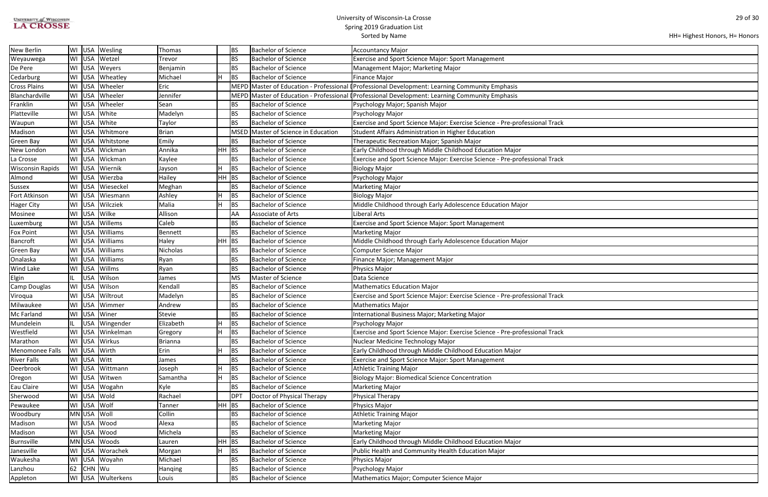# University of Wisconsin-La Crosse
## Spring 2019 Graduation List
Sorted by Name

HH= Highest Honors, H= Honors

| | | | | | | | | |
|---|---|---|---|---|---|---|---|---|
| New Berlin | WI | USA | Wesling | Thomas | | BS | Bachelor of Science | Accountancy Major |
| Weyauwega | WI | USA | Wetzel | Trevor | | BS | Bachelor of Science | Exercise and Sport Science Major: Sport Management |
| De Pere | WI | USA | Weyers | Benjamin | | BS | Bachelor of Science | Management Major; Marketing Major |
| Cedarburg | WI | USA | Wheatley | Michael | H | BS | Bachelor of Science | Finance Major |
| Cross Plains | WI | USA | Wheeler | Eric | | MEPD | Master of Education - Professional I | Professional Development: Learning Community Emphasis |
| Blanchardville | WI | USA | Wheeler | Jennifer | | MEPD | Master of Education - Professional I | Professional Development: Learning Community Emphasis |
| Franklin | WI | USA | Wheeler | Sean | | BS | Bachelor of Science | Psychology Major; Spanish Major |
| Platteville | WI | USA | White | Madelyn | | BS | Bachelor of Science | Psychology Major |
| Waupun | WI | USA | White | Taylor | | BS | Bachelor of Science | Exercise and Sport Science Major: Exercise Science - Pre-professional Track |
| Madison | WI | USA | Whitmore | Brian | | MSED | Master of Science in Education | Student Affairs Administration in Higher Education |
| Green Bay | WI | USA | Whitstone | Emily | | BS | Bachelor of Science | Therapeutic Recreation Major; Spanish Major |
| New London | WI | USA | Wickman | Annika | HH | BS | Bachelor of Science | Early Childhood through Middle Childhood Education Major |
| La Crosse | WI | USA | Wickman | Kaylee | | BS | Bachelor of Science | Exercise and Sport Science Major: Exercise Science - Pre-professional Track |
| Wisconsin Rapids | WI | USA | Wiernik | Jayson | H | BS | Bachelor of Science | Biology Major |
| Almond | WI | USA | Wierzba | Hailey | HH | BS | Bachelor of Science | Psychology Major |
| Sussex | WI | USA | Wieseckel | Meghan | | BS | Bachelor of Science | Marketing Major |
| Fort Atkinson | WI | USA | Wiesmann | Ashley | H | BS | Bachelor of Science | Biology Major |
| Hager City | WI | USA | Wilcziek | Malia | H | BS | Bachelor of Science | Middle Childhood through Early Adolescence Education Major |
| Mosinee | WI | USA | Wilke | Allison | | AA | Associate of Arts | Liberal Arts |
| Luxemburg | WI | USA | Willems | Caleb | | BS | Bachelor of Science | Exercise and Sport Science Major: Sport Management |
| Fox Point | WI | USA | Williams | Bennett | | BS | Bachelor of Science | Marketing Major |
| Bancroft | WI | USA | Williams | Haley | HH | BS | Bachelor of Science | Middle Childhood through Early Adolescence Education Major |
| Green Bay | WI | USA | Williams | Nicholas | | BS | Bachelor of Science | Computer Science Major |
| Onalaska | WI | USA | Williams | Ryan | | BS | Bachelor of Science | Finance Major; Management Major |
| Wind Lake | WI | USA | Willms | Ryan | | BS | Bachelor of Science | Physics Major |
| Elgin | IL | USA | Wilson | James | | MS | Master of Science | Data Science |
| Camp Douglas | WI | USA | Wilson | Kendall | | BS | Bachelor of Science | Mathematics Education Major |
| Viroqua | WI | USA | Wiltrout | Madelyn | | BS | Bachelor of Science | Exercise and Sport Science Major: Exercise Science - Pre-professional Track |
| Milwaukee | WI | USA | Wimmer | Andrew | | BS | Bachelor of Science | Mathematics Major |
| Mc Farland | WI | USA | Winer | Stevie | | BS | Bachelor of Science | International Business Major; Marketing Major |
| Mundelein | IL | USA | Wingender | Elizabeth | H | BS | Bachelor of Science | Psychology Major |
| Westfield | WI | USA | Winkelman | Gregory | H | BS | Bachelor of Science | Exercise and Sport Science Major: Exercise Science - Pre-professional Track |
| Marathon | WI | USA | Wirkus | Brianna | | BS | Bachelor of Science | Nuclear Medicine Technology Major |
| Menomonee Falls | WI | USA | Wirth | Erin | H | BS | Bachelor of Science | Early Childhood through Middle Childhood Education Major |
| River Falls | WI | USA | Witt | James | | BS | Bachelor of Science | Exercise and Sport Science Major: Sport Management |
| Deerbrook | WI | USA | Wittmann | Joseph | H | BS | Bachelor of Science | Athletic Training Major |
| Oregon | WI | USA | Witwen | Samantha | H | BS | Bachelor of Science | Biology Major: Biomedical Science Concentration |
| Eau Claire | WI | USA | Wogahn | Kyle | | BS | Bachelor of Science | Marketing Major |
| Sherwood | WI | USA | Wold | Rachael | | DPT | Doctor of Physical Therapy | Physical Therapy |
| Pewaukee | WI | USA | Wolf | Tanner | HH | BS | Bachelor of Science | Physics Major |
| Woodbury | MN | USA | Woll | Collin | | BS | Bachelor of Science | Athletic Training Major |
| Madison | WI | USA | Wood | Alexa | | BS | Bachelor of Science | Marketing Major |
| Madison | WI | USA | Wood | Michela | | BS | Bachelor of Science | Marketing Major |
| Burnsville | MN | USA | Woods | Lauren | HH | BS | Bachelor of Science | Early Childhood through Middle Childhood Education Major |
| Janesville | WI | USA | Worachek | Morgan | H | BS | Bachelor of Science | Public Health and Community Health Education Major |
| Waukesha | WI | USA | Woyahn | Michael | | BS | Bachelor of Science | Physics Major |
| Lanzhou | 62 | CHN | Wu | Hanqing | | BS | Bachelor of Science | Psychology Major |
| Appleton | WI | USA | Wulterkens | Louis | | BS | Bachelor of Science | Mathematics Major; Computer Science Major |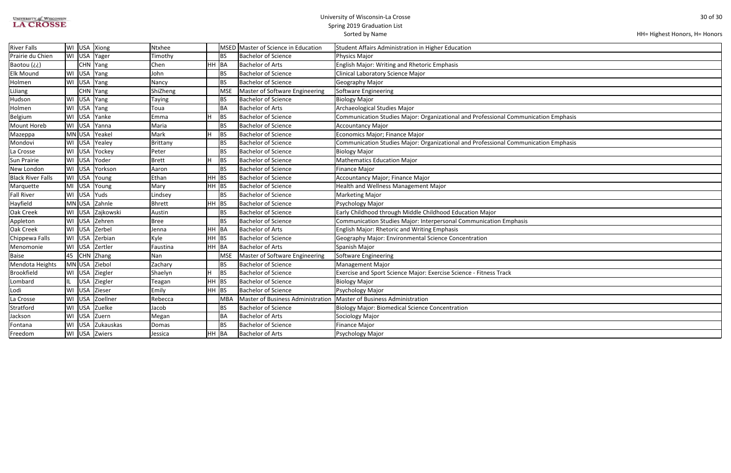HH= Highest Honors, H= Honors

| | | | | | | | | |
|---|---|---|---|---|---|---|---|---|
| River Falls | WI | USA | Xiong | Ntxhee | | MSED | Master of Science in Education | Student Affairs Administration in Higher Education |
| Prairie du Chien | WI | USA | Yager | Timothy | | BS | Bachelor of Science | Physics Major |
| Baotou (¿¿) | | CHN | Yang | Chen | HH | BA | Bachelor of Arts | English Major: Writing and Rhetoric Emphasis |
| Elk Mound | WI | USA | Yang | John | | BS | Bachelor of Science | Clinical Laboratory Science Major |
| Holmen | WI | USA | Yang | Nancy | | BS | Bachelor of Science | Geography Major |
| LiJiang | | CHN | Yang | ShiZheng | | MSE | Master of Software Engineering | Software Engineering |
| Hudson | WI | USA | Yang | Taying | | BS | Bachelor of Science | Biology Major |
| Holmen | WI | USA | Yang | Toua | | BA | Bachelor of Arts | Archaeological Studies Major |
| Belgium | WI | USA | Yanke | Emma | H | BS | Bachelor of Science | Communication Studies Major: Organizational and Professional Communication Emphasis |
| Mount Horeb | WI | USA | Yanna | Maria | | BS | Bachelor of Science | Accountancy Major |
| Mazeppa | MN | USA | Yeakel | Mark | H | BS | Bachelor of Science | Economics Major; Finance Major |
| Mondovi | WI | USA | Yealey | Brittany | | BS | Bachelor of Science | Communication Studies Major: Organizational and Professional Communication Emphasis |
| La Crosse | WI | USA | Yockey | Peter | | BS | Bachelor of Science | Biology Major |
| Sun Prairie | WI | USA | Yoder | Brett | H | BS | Bachelor of Science | Mathematics Education Major |
| New London | WI | USA | Yorkson | Aaron | | BS | Bachelor of Science | Finance Major |
| Black River Falls | WI | USA | Young | Ethan | HH | BS | Bachelor of Science | Accountancy Major; Finance Major |
| Marquette | MI | USA | Young | Mary | HH | BS | Bachelor of Science | Health and Wellness Management Major |
| Fall River | WI | USA | Yuds | Lindsey | | BS | Bachelor of Science | Marketing Major |
| Hayfield | MN | USA | Zahnle | Bhrett | HH | BS | Bachelor of Science | Psychology Major |
| Oak Creek | WI | USA | Zajkowski | Austin | | BS | Bachelor of Science | Early Childhood through Middle Childhood Education Major |
| Appleton | WI | USA | Zehren | Bree | | BS | Bachelor of Science | Communication Studies Major: Interpersonal Communication Emphasis |
| Oak Creek | WI | USA | Zerbel | Jenna | HH | BA | Bachelor of Arts | English Major: Rhetoric and Writing Emphasis |
| Chippewa Falls | WI | USA | Zerbian | Kyle | HH | BS | Bachelor of Science | Geography Major: Environmental Science Concentration |
| Menomonie | WI | USA | Zertler | Faustina | HH | BA | Bachelor of Arts | Spanish Major |
| Baise | 45 | CHN | Zhang | Nan | | MSE | Master of Software Engineering | Software Engineering |
| Mendota Heights | MN | USA | Ziebol | Zachary | | BS | Bachelor of Science | Management Major |
| Brookfield | WI | USA | Ziegler | Shaelyn | H | BS | Bachelor of Science | Exercise and Sport Science Major: Exercise Science - Fitness Track |
| Lombard | IL | USA | Ziegler | Teagan | HH | BS | Bachelor of Science | Biology Major |
| Lodi | WI | USA | Zieser | Emily | HH | BS | Bachelor of Science | Psychology Major |
| La Crosse | WI | USA | Zoellner | Rebecca | | MBA | Master of Business Administration | Master of Business Administration |
| Stratford | WI | USA | Zuelke | Jacob | | BS | Bachelor of Science | Biology Major: Biomedical Science Concentration |
| Jackson | WI | USA | Zuern | Megan | | BA | Bachelor of Arts | Sociology Major |
| Fontana | WI | USA | Zukauskas | Domas | | BS | Bachelor of Science | Finance Major |
| Freedom | WI | USA | Zwiers | Jessica | HH | BA | Bachelor of Arts | Psychology Major |